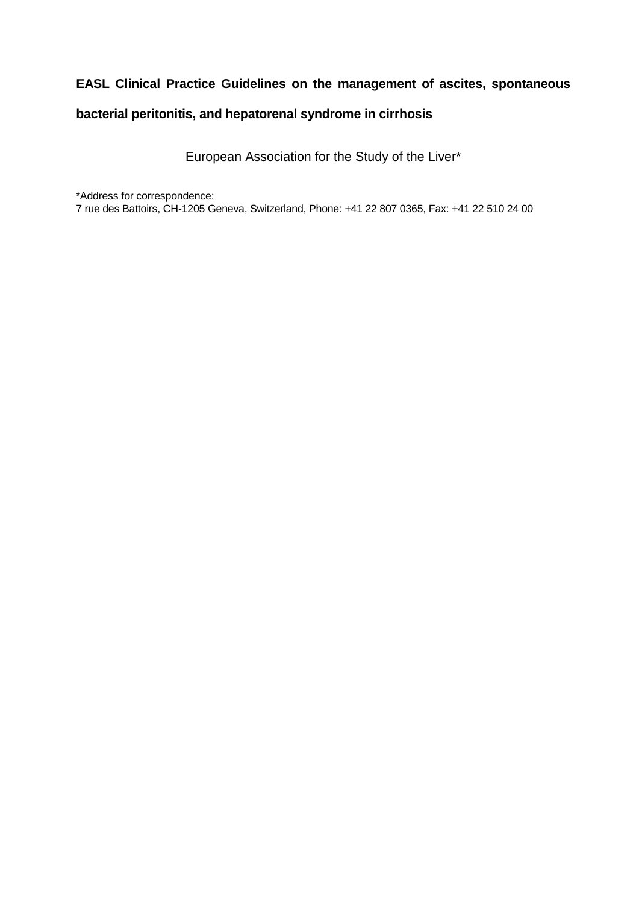# EASL Clinical Practice Guidelines on the management of ascites, spontaneous bacterial peritonitis, and hepatorenal syndrome in cirrhosis

European Association for the Study of the Liver*

*Address for correspondence:
7 rue des Battoirs, CH-1205 Geneva, Switzerland, Phone: +41 22 807 0365, Fax: +41 22 510 24 00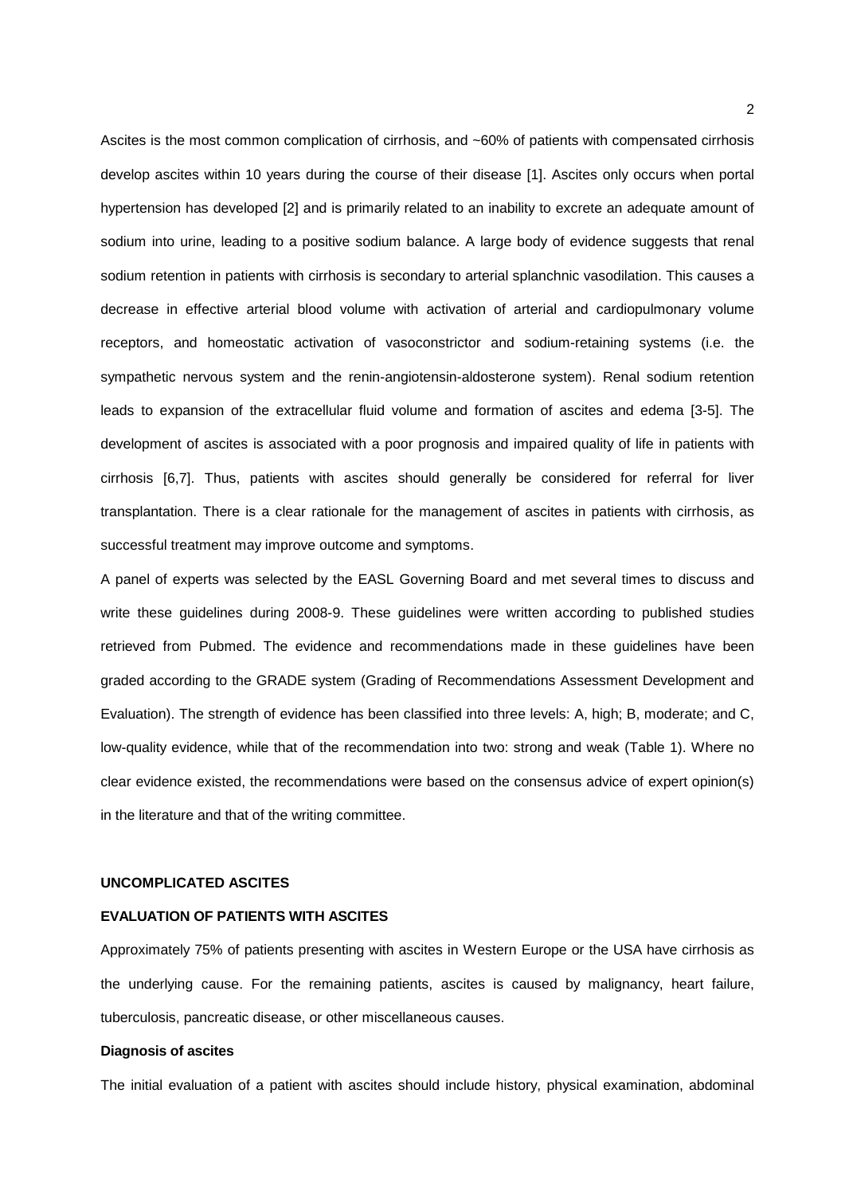Ascites is the most common complication of cirrhosis, and ~60% of patients with compensated cirrhosis develop ascites within 10 years during the course of their disease [1]. Ascites only occurs when portal hypertension has developed [2] and is primarily related to an inability to excrete an adequate amount of sodium into urine, leading to a positive sodium balance. A large body of evidence suggests that renal sodium retention in patients with cirrhosis is secondary to arterial splanchnic vasodilation. This causes a decrease in effective arterial blood volume with activation of arterial and cardiopulmonary volume receptors, and homeostatic activation of vasoconstrictor and sodium-retaining systems (i.e. the sympathetic nervous system and the renin-angiotensin-aldosterone system). Renal sodium retention leads to expansion of the extracellular fluid volume and formation of ascites and edema [3-5]. The development of ascites is associated with a poor prognosis and impaired quality of life in patients with cirrhosis [6,7]. Thus, patients with ascites should generally be considered for referral for liver transplantation. There is a clear rationale for the management of ascites in patients with cirrhosis, as successful treatment may improve outcome and symptoms.

A panel of experts was selected by the EASL Governing Board and met several times to discuss and write these guidelines during 2008-9. These guidelines were written according to published studies retrieved from Pubmed. The evidence and recommendations made in these guidelines have been graded according to the GRADE system (Grading of Recommendations Assessment Development and Evaluation). The strength of evidence has been classified into three levels: A, high; B, moderate; and C, low-quality evidence, while that of the recommendation into two: strong and weak (Table 1). Where no clear evidence existed, the recommendations were based on the consensus advice of expert opinion(s) in the literature and that of the writing committee.

## UNCOMPLICATED ASCITES

### EVALUATION OF PATIENTS WITH ASCITES

Approximately 75% of patients presenting with ascites in Western Europe or the USA have cirrhosis as the underlying cause. For the remaining patients, ascites is caused by malignancy, heart failure, tuberculosis, pancreatic disease, or other miscellaneous causes.

#### Diagnosis of ascites

The initial evaluation of a patient with ascites should include history, physical examination, abdominal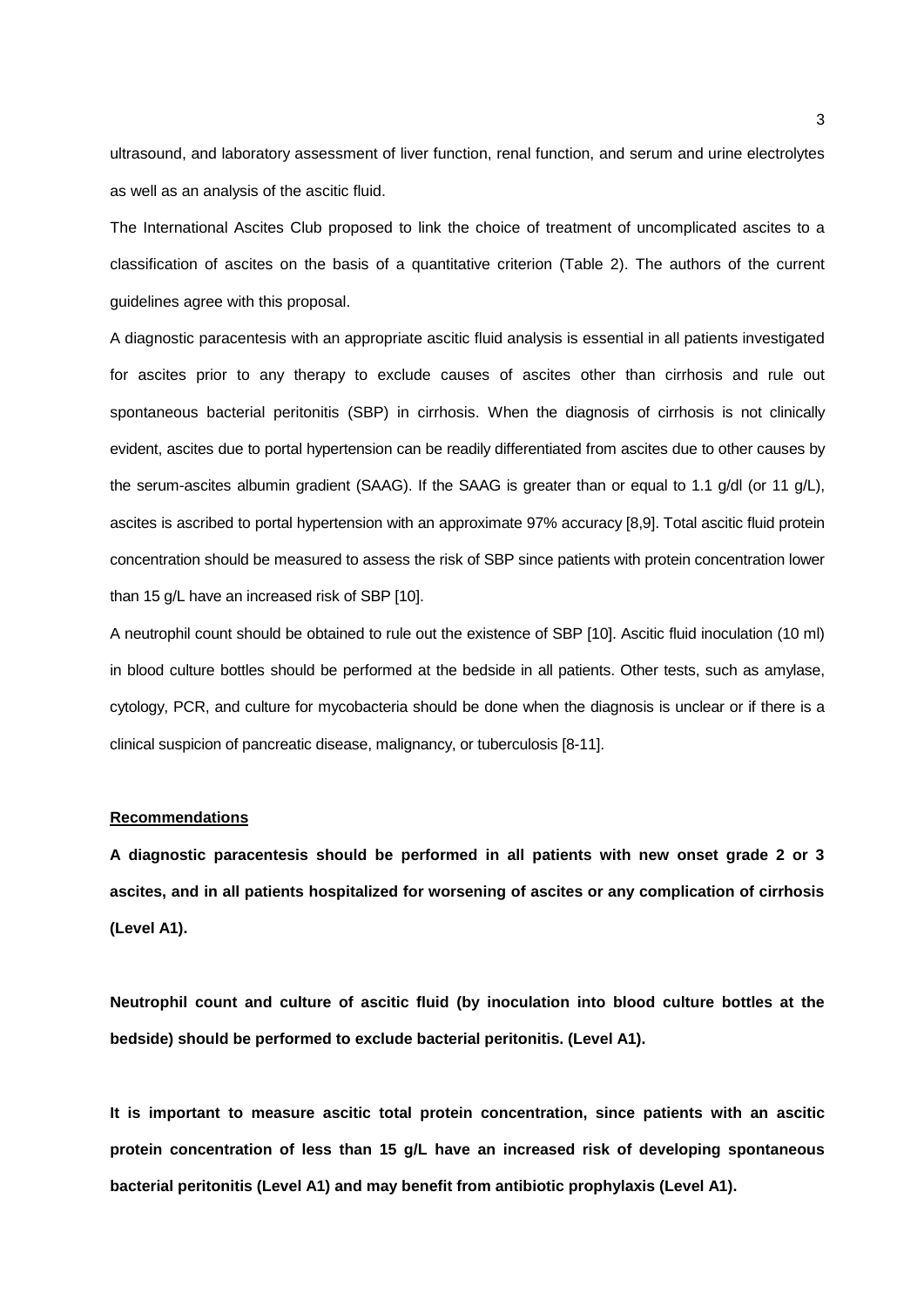ultrasound, and laboratory assessment of liver function, renal function, and serum and urine electrolytes as well as an analysis of the ascitic fluid.

The International Ascites Club proposed to link the choice of treatment of uncomplicated ascites to a classification of ascites on the basis of a quantitative criterion (Table 2). The authors of the current guidelines agree with this proposal.

A diagnostic paracentesis with an appropriate ascitic fluid analysis is essential in all patients investigated for ascites prior to any therapy to exclude causes of ascites other than cirrhosis and rule out spontaneous bacterial peritonitis (SBP) in cirrhosis. When the diagnosis of cirrhosis is not clinically evident, ascites due to portal hypertension can be readily differentiated from ascites due to other causes by the serum-ascites albumin gradient (SAAG). If the SAAG is greater than or equal to 1.1 g/dl (or 11 g/L), ascites is ascribed to portal hypertension with an approximate 97% accuracy [8,9]. Total ascitic fluid protein concentration should be measured to assess the risk of SBP since patients with protein concentration lower than 15 g/L have an increased risk of SBP [10].

A neutrophil count should be obtained to rule out the existence of SBP [10]. Ascitic fluid inoculation (10 ml) in blood culture bottles should be performed at the bedside in all patients. Other tests, such as amylase, cytology, PCR, and culture for mycobacteria should be done when the diagnosis is unclear or if there is a clinical suspicion of pancreatic disease, malignancy, or tuberculosis [8-11].

**Recommendations**

**A diagnostic paracentesis should be performed in all patients with new onset grade 2 or 3 ascites, and in all patients hospitalized for worsening of ascites or any complication of cirrhosis (Level A1).**

**Neutrophil count and culture of ascitic fluid (by inoculation into blood culture bottles at the bedside) should be performed to exclude bacterial peritonitis. (Level A1).**

**It is important to measure ascitic total protein concentration, since patients with an ascitic protein concentration of less than 15 g/L have an increased risk of developing spontaneous bacterial peritonitis (Level A1) and may benefit from antibiotic prophylaxis (Level A1).**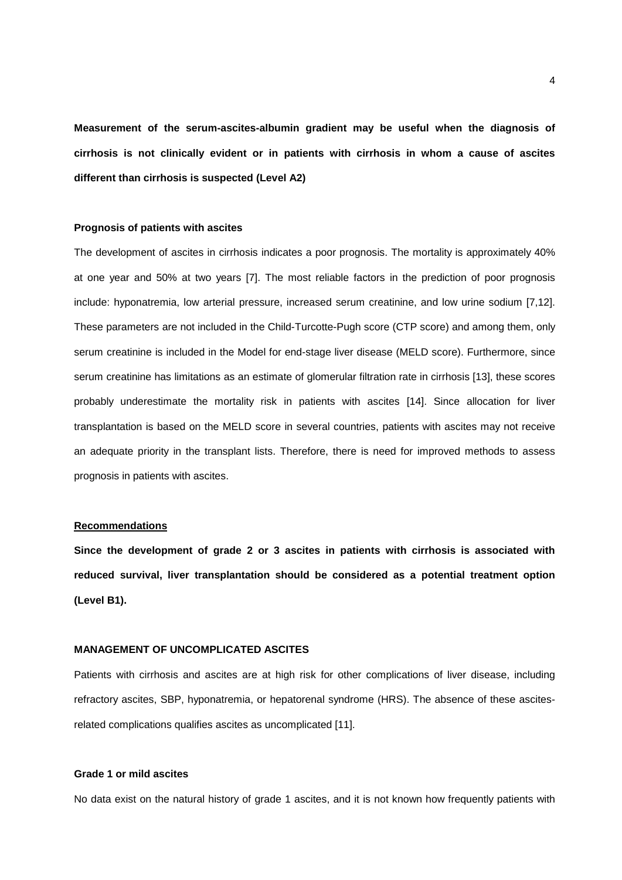**Measurement of the serum-ascites-albumin gradient may be useful when the diagnosis of cirrhosis is not clinically evident or in patients with cirrhosis in whom a cause of ascites different than cirrhosis is suspected (Level A2)**

### Prognosis of patients with ascites

The development of ascites in cirrhosis indicates a poor prognosis. The mortality is approximately 40% at one year and 50% at two years [7]. The most reliable factors in the prediction of poor prognosis include: hyponatremia, low arterial pressure, increased serum creatinine, and low urine sodium [7,12]. These parameters are not included in the Child-Turcotte-Pugh score (CTP score) and among them, only serum creatinine is included in the Model for end-stage liver disease (MELD score). Furthermore, since serum creatinine has limitations as an estimate of glomerular filtration rate in cirrhosis [13], these scores probably underestimate the mortality risk in patients with ascites [14]. Since allocation for liver transplantation is based on the MELD score in several countries, patients with ascites may not receive an adequate priority in the transplant lists. Therefore, there is need for improved methods to assess prognosis in patients with ascites.

#### Recommendations

**Since the development of grade 2 or 3 ascites in patients with cirrhosis is associated with reduced survival, liver transplantation should be considered as a potential treatment option (Level B1).**

## MANAGEMENT OF UNCOMPLICATED ASCITES

Patients with cirrhosis and ascites are at high risk for other complications of liver disease, including refractory ascites, SBP, hyponatremia, or hepatorenal syndrome (HRS). The absence of these ascites-related complications qualifies ascites as uncomplicated [11].

### Grade 1 or mild ascites

No data exist on the natural history of grade 1 ascites, and it is not known how frequently patients with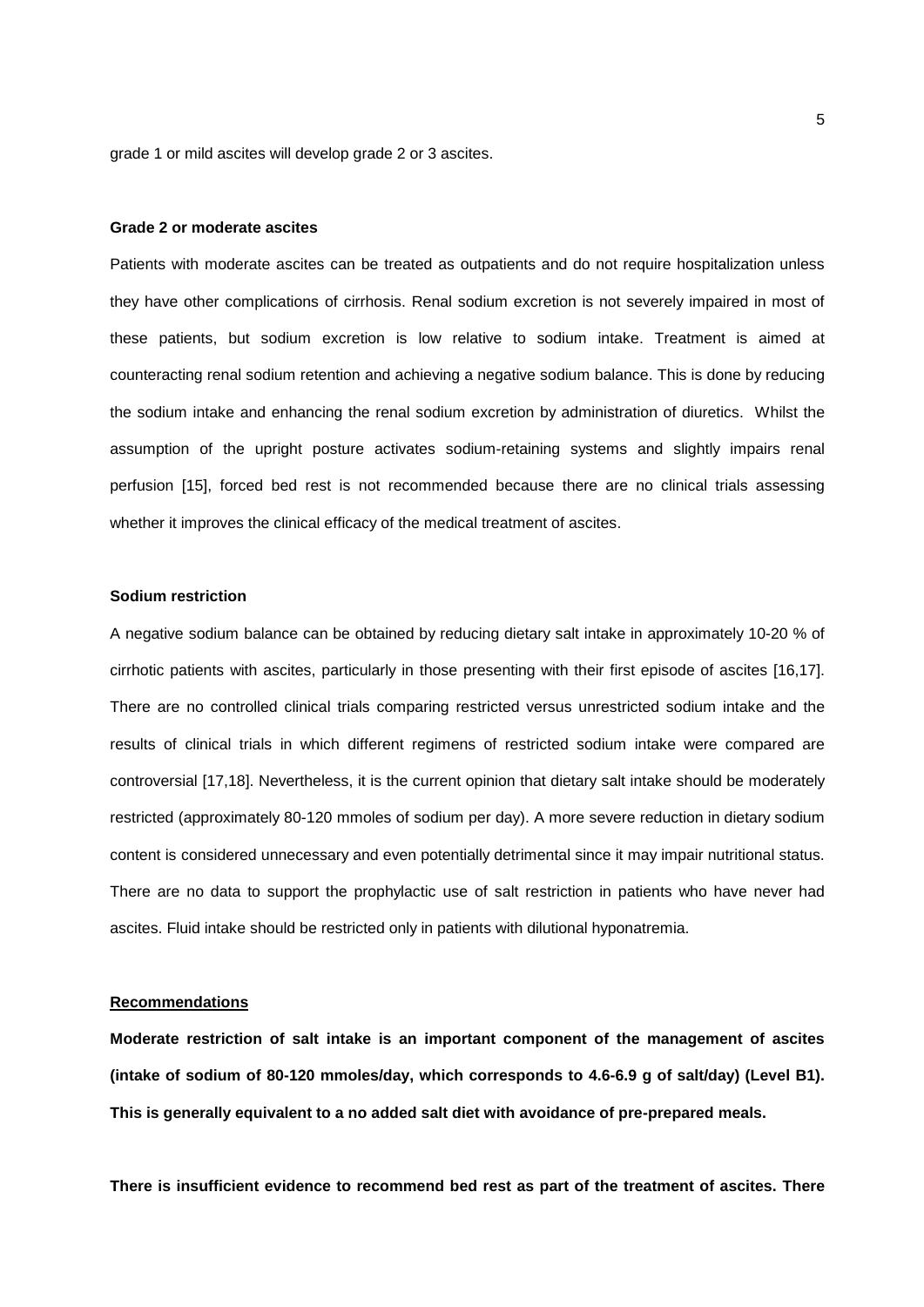grade 1 or mild ascites will develop grade 2 or 3 ascites.

**Grade 2 or moderate ascites**

Patients with moderate ascites can be treated as outpatients and do not require hospitalization unless they have other complications of cirrhosis. Renal sodium excretion is not severely impaired in most of these patients, but sodium excretion is low relative to sodium intake. Treatment is aimed at counteracting renal sodium retention and achieving a negative sodium balance. This is done by reducing the sodium intake and enhancing the renal sodium excretion by administration of diuretics. Whilst the assumption of the upright posture activates sodium-retaining systems and slightly impairs renal perfusion [15], forced bed rest is not recommended because there are no clinical trials assessing whether it improves the clinical efficacy of the medical treatment of ascites.

**Sodium restriction**

A negative sodium balance can be obtained by reducing dietary salt intake in approximately 10-20 % of cirrhotic patients with ascites, particularly in those presenting with their first episode of ascites [16,17]. There are no controlled clinical trials comparing restricted versus unrestricted sodium intake and the results of clinical trials in which different regimens of restricted sodium intake were compared are controversial [17,18]. Nevertheless, it is the current opinion that dietary salt intake should be moderately restricted (approximately 80-120 mmoles of sodium per day). A more severe reduction in dietary sodium content is considered unnecessary and even potentially detrimental since it may impair nutritional status. There are no data to support the prophylactic use of salt restriction in patients who have never had ascites. Fluid intake should be restricted only in patients with dilutional hyponatremia.

**Recommendations**

**Moderate restriction of salt intake is an important component of the management of ascites (intake of sodium of 80-120 mmoles/day, which corresponds to 4.6-6.9 g of salt/day) (Level B1). This is generally equivalent to a no added salt diet with avoidance of pre-prepared meals.**

**There is insufficient evidence to recommend bed rest as part of the treatment of ascites. There**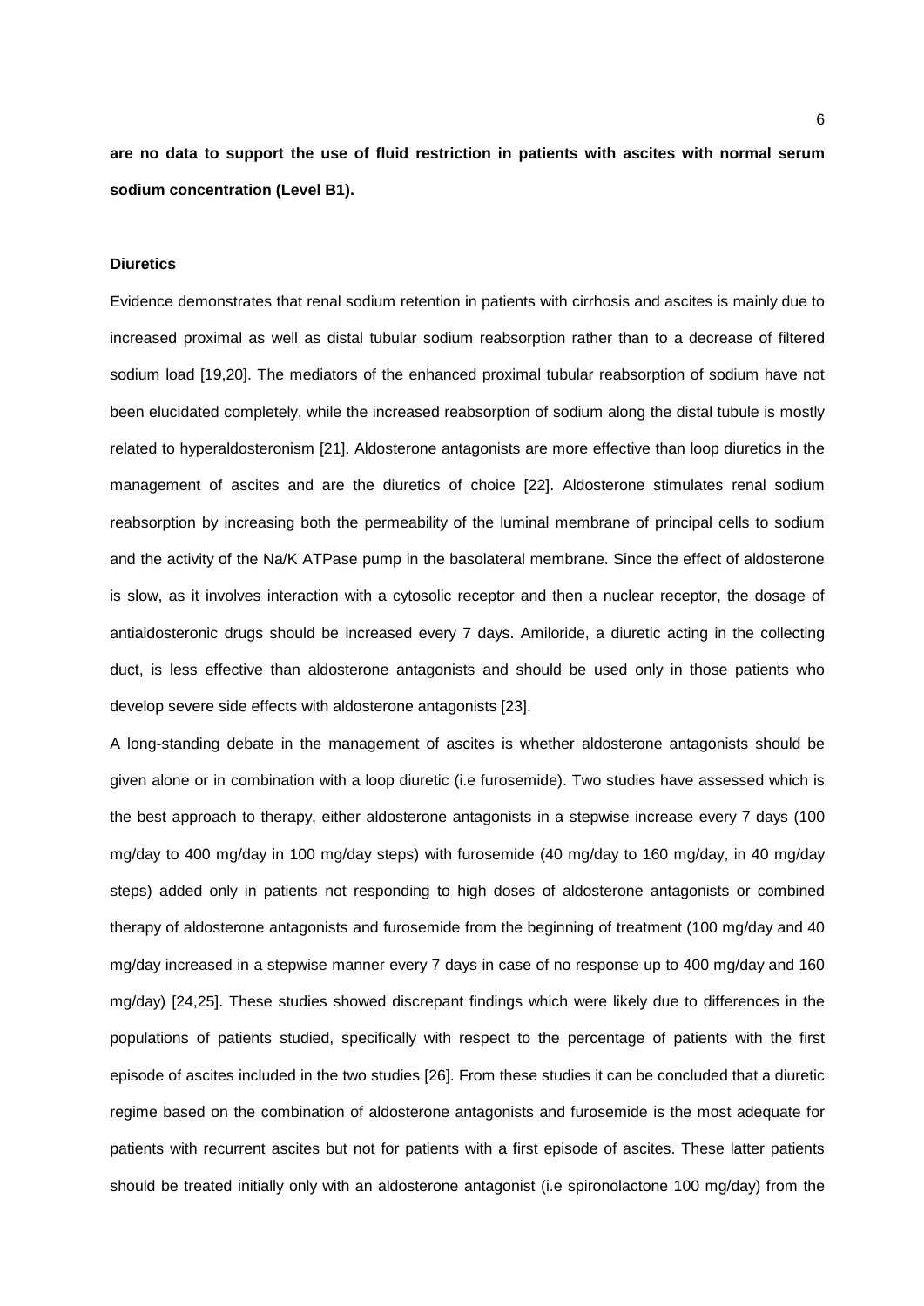**are no data to support the use of fluid restriction in patients with ascites with normal serum sodium concentration (Level B1).**

#### Diuretics

Evidence demonstrates that renal sodium retention in patients with cirrhosis and ascites is mainly due to increased proximal as well as distal tubular sodium reabsorption rather than to a decrease of filtered sodium load [19,20]. The mediators of the enhanced proximal tubular reabsorption of sodium have not been elucidated completely, while the increased reabsorption of sodium along the distal tubule is mostly related to hyperaldosteronism [21]. Aldosterone antagonists are more effective than loop diuretics in the management of ascites and are the diuretics of choice [22]. Aldosterone stimulates renal sodium reabsorption by increasing both the permeability of the luminal membrane of principal cells to sodium and the activity of the Na/K ATPase pump in the basolateral membrane. Since the effect of aldosterone is slow, as it involves interaction with a cytosolic receptor and then a nuclear receptor, the dosage of antialdosteronic drugs should be increased every 7 days. Amiloride, a diuretic acting in the collecting duct, is less effective than aldosterone antagonists and should be used only in those patients who develop severe side effects with aldosterone antagonists [23].

A long-standing debate in the management of ascites is whether aldosterone antagonists should be given alone or in combination with a loop diuretic (i.e furosemide). Two studies have assessed which is the best approach to therapy, either aldosterone antagonists in a stepwise increase every 7 days (100 mg/day to 400 mg/day in 100 mg/day steps) with furosemide (40 mg/day to 160 mg/day, in 40 mg/day steps) added only in patients not responding to high doses of aldosterone antagonists or combined therapy of aldosterone antagonists and furosemide from the beginning of treatment (100 mg/day and 40 mg/day increased in a stepwise manner every 7 days in case of no response up to 400 mg/day and 160 mg/day) [24,25]. These studies showed discrepant findings which were likely due to differences in the populations of patients studied, specifically with respect to the percentage of patients with the first episode of ascites included in the two studies [26]. From these studies it can be concluded that a diuretic regime based on the combination of aldosterone antagonists and furosemide is the most adequate for patients with recurrent ascites but not for patients with a first episode of ascites. These latter patients should be treated initially only with an aldosterone antagonist (i.e spironolactone 100 mg/day) from the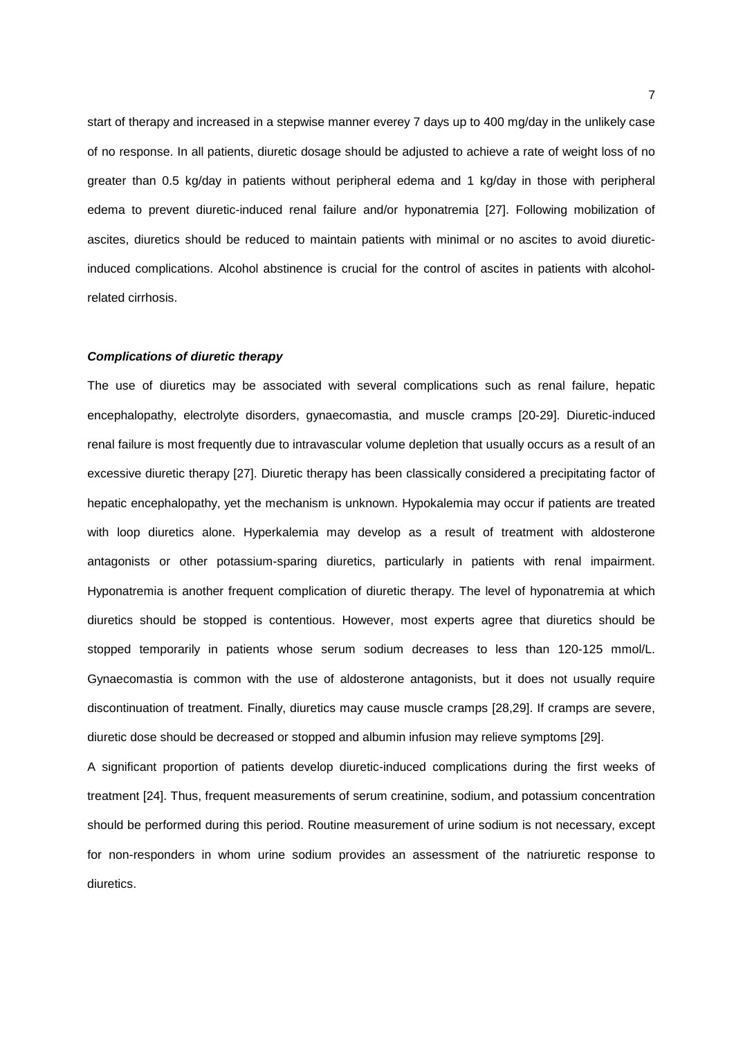start of therapy and increased in a stepwise manner everey 7 days up to 400 mg/day in the unlikely case of no response. In all patients, diuretic dosage should be adjusted to achieve a rate of weight loss of no greater than 0.5 kg/day in patients without peripheral edema and 1 kg/day in those with peripheral edema to prevent diuretic-induced renal failure and/or hyponatremia [27]. Following mobilization of ascites, diuretics should be reduced to maintain patients with minimal or no ascites to avoid diuretic-induced complications. Alcohol abstinence is crucial for the control of ascites in patients with alcohol-related cirrhosis.

#### ***Complications of diuretic therapy***

The use of diuretics may be associated with several complications such as renal failure, hepatic encephalopathy, electrolyte disorders, gynaecomastia, and muscle cramps [20-29]. Diuretic-induced renal failure is most frequently due to intravascular volume depletion that usually occurs as a result of an excessive diuretic therapy [27]. Diuretic therapy has been classically considered a precipitating factor of hepatic encephalopathy, yet the mechanism is unknown. Hypokalemia may occur if patients are treated with loop diuretics alone. Hyperkalemia may develop as a result of treatment with aldosterone antagonists or other potassium-sparing diuretics, particularly in patients with renal impairment. Hyponatremia is another frequent complication of diuretic therapy. The level of hyponatremia at which diuretics should be stopped is contentious. However, most experts agree that diuretics should be stopped temporarily in patients whose serum sodium decreases to less than 120-125 mmol/L. Gynaecomastia is common with the use of aldosterone antagonists, but it does not usually require discontinuation of treatment. Finally, diuretics may cause muscle cramps [28,29]. If cramps are severe, diuretic dose should be decreased or stopped and albumin infusion may relieve symptoms [29].

A significant proportion of patients develop diuretic-induced complications during the first weeks of treatment [24]. Thus, frequent measurements of serum creatinine, sodium, and potassium concentration should be performed during this period. Routine measurement of urine sodium is not necessary, except for non-responders in whom urine sodium provides an assessment of the natriuretic response to diuretics.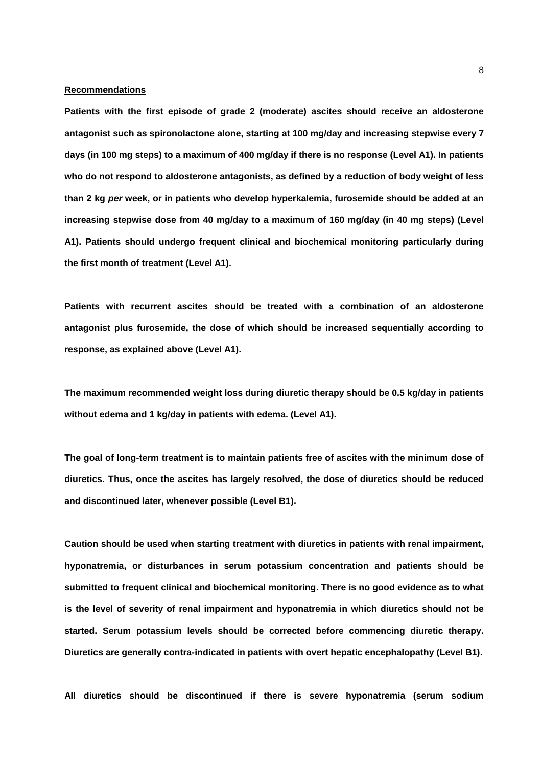**Recommendations**

**Patients with the first episode of grade 2 (moderate) ascites should receive an aldosterone antagonist such as spironolactone alone, starting at 100 mg/day and increasing stepwise every 7 days (in 100 mg steps) to a maximum of 400 mg/day if there is no response (Level A1). In patients who do not respond to aldosterone antagonists, as defined by a reduction of body weight of less than 2 kg *per* week, or in patients who develop hyperkalemia, furosemide should be added at an increasing stepwise dose from 40 mg/day to a maximum of 160 mg/day (in 40 mg steps) (Level A1). Patients should undergo frequent clinical and biochemical monitoring particularly during the first month of treatment (Level A1).**

**Patients with recurrent ascites should be treated with a combination of an aldosterone antagonist plus furosemide, the dose of which should be increased sequentially according to response, as explained above (Level A1).**

**The maximum recommended weight loss during diuretic therapy should be 0.5 kg/day in patients without edema and 1 kg/day in patients with edema. (Level A1).**

**The goal of long-term treatment is to maintain patients free of ascites with the minimum dose of diuretics. Thus, once the ascites has largely resolved, the dose of diuretics should be reduced and discontinued later, whenever possible (Level B1).**

**Caution should be used when starting treatment with diuretics in patients with renal impairment, hyponatremia, or disturbances in serum potassium concentration and patients should be submitted to frequent clinical and biochemical monitoring. There is no good evidence as to what is the level of severity of renal impairment and hyponatremia in which diuretics should not be started. Serum potassium levels should be corrected before commencing diuretic therapy. Diuretics are generally contra-indicated in patients with overt hepatic encephalopathy (Level B1).**

**All diuretics should be discontinued if there is severe hyponatremia (serum sodium**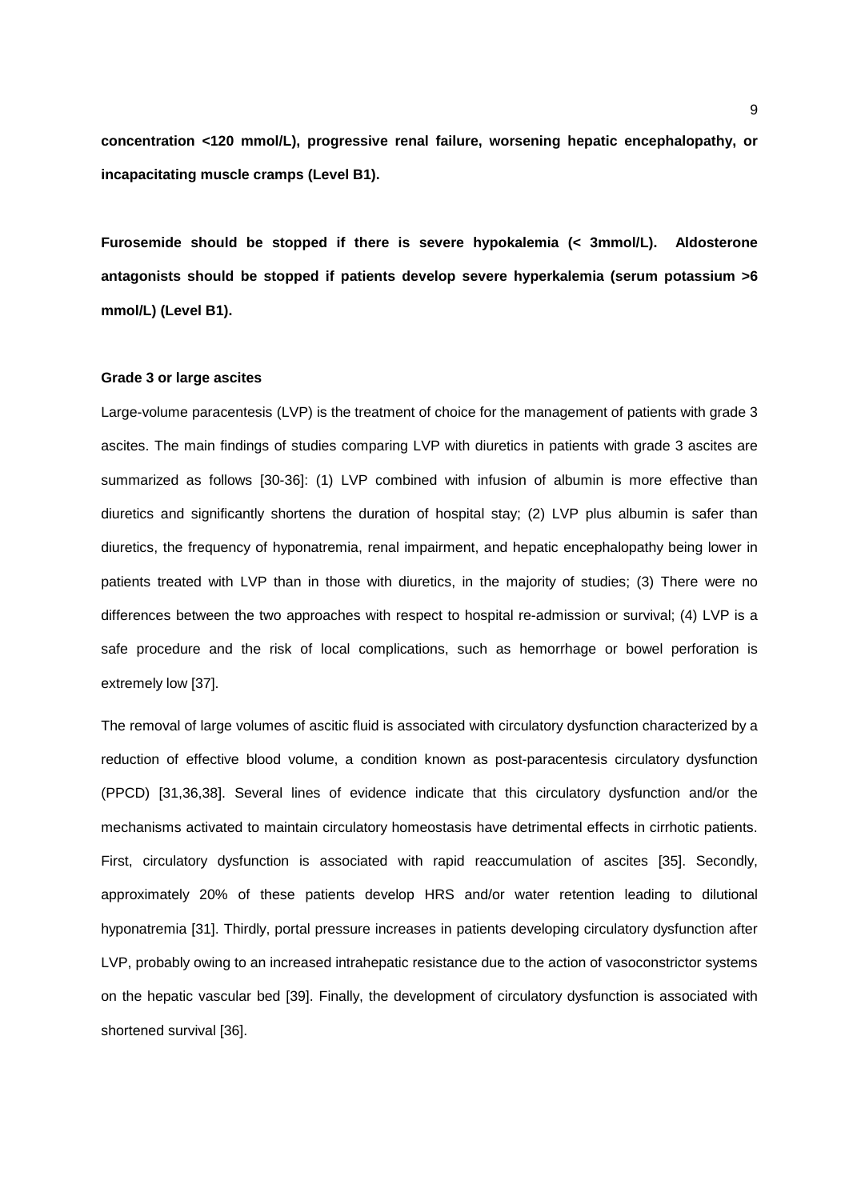**concentration <120 mmol/L), progressive renal failure, worsening hepatic encephalopathy, or incapacitating muscle cramps (Level B1).**

**Furosemide should be stopped if there is severe hypokalemia (< 3mmol/L). Aldosterone antagonists should be stopped if patients develop severe hyperkalemia (serum potassium >6 mmol/L) (Level B1).**

#### Grade 3 or large ascites

Large-volume paracentesis (LVP) is the treatment of choice for the management of patients with grade 3 ascites. The main findings of studies comparing LVP with diuretics in patients with grade 3 ascites are summarized as follows [30-36]: (1) LVP combined with infusion of albumin is more effective than diuretics and significantly shortens the duration of hospital stay; (2) LVP plus albumin is safer than diuretics, the frequency of hyponatremia, renal impairment, and hepatic encephalopathy being lower in patients treated with LVP than in those with diuretics, in the majority of studies; (3) There were no differences between the two approaches with respect to hospital re-admission or survival; (4) LVP is a safe procedure and the risk of local complications, such as hemorrhage or bowel perforation is extremely low [37].

The removal of large volumes of ascitic fluid is associated with circulatory dysfunction characterized by a reduction of effective blood volume, a condition known as post-paracentesis circulatory dysfunction (PPCD) [31,36,38]. Several lines of evidence indicate that this circulatory dysfunction and/or the mechanisms activated to maintain circulatory homeostasis have detrimental effects in cirrhotic patients. First, circulatory dysfunction is associated with rapid reaccumulation of ascites [35]. Secondly, approximately 20% of these patients develop HRS and/or water retention leading to dilutional hyponatremia [31]. Thirdly, portal pressure increases in patients developing circulatory dysfunction after LVP, probably owing to an increased intrahepatic resistance due to the action of vasoconstrictor systems on the hepatic vascular bed [39]. Finally, the development of circulatory dysfunction is associated with shortened survival [36].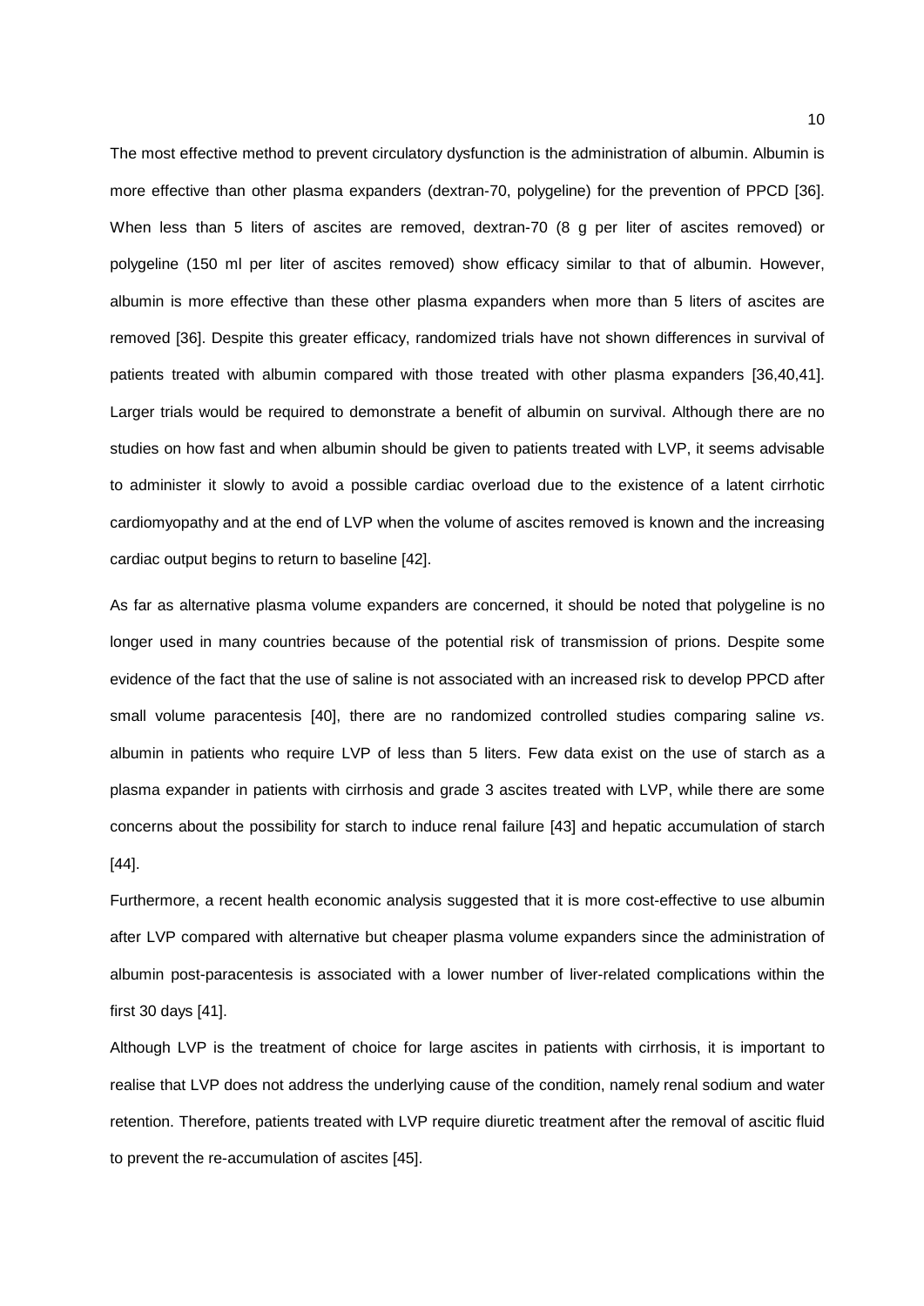The most effective method to prevent circulatory dysfunction is the administration of albumin. Albumin is more effective than other plasma expanders (dextran-70, polygeline) for the prevention of PPCD [36]. When less than 5 liters of ascites are removed, dextran-70 (8 g per liter of ascites removed) or polygeline (150 ml per liter of ascites removed) show efficacy similar to that of albumin. However, albumin is more effective than these other plasma expanders when more than 5 liters of ascites are removed [36]. Despite this greater efficacy, randomized trials have not shown differences in survival of patients treated with albumin compared with those treated with other plasma expanders [36,40,41]. Larger trials would be required to demonstrate a benefit of albumin on survival. Although there are no studies on how fast and when albumin should be given to patients treated with LVP, it seems advisable to administer it slowly to avoid a possible cardiac overload due to the existence of a latent cirrhotic cardiomyopathy and at the end of LVP when the volume of ascites removed is known and the increasing cardiac output begins to return to baseline [42].

As far as alternative plasma volume expanders are concerned, it should be noted that polygeline is no longer used in many countries because of the potential risk of transmission of prions. Despite some evidence of the fact that the use of saline is not associated with an increased risk to develop PPCD after small volume paracentesis [40], there are no randomized controlled studies comparing saline *vs*. albumin in patients who require LVP of less than 5 liters. Few data exist on the use of starch as a plasma expander in patients with cirrhosis and grade 3 ascites treated with LVP, while there are some concerns about the possibility for starch to induce renal failure [43] and hepatic accumulation of starch [44].

Furthermore, a recent health economic analysis suggested that it is more cost-effective to use albumin after LVP compared with alternative but cheaper plasma volume expanders since the administration of albumin post-paracentesis is associated with a lower number of liver-related complications within the first 30 days [41].

Although LVP is the treatment of choice for large ascites in patients with cirrhosis, it is important to realise that LVP does not address the underlying cause of the condition, namely renal sodium and water retention. Therefore, patients treated with LVP require diuretic treatment after the removal of ascitic fluid to prevent the re-accumulation of ascites [45].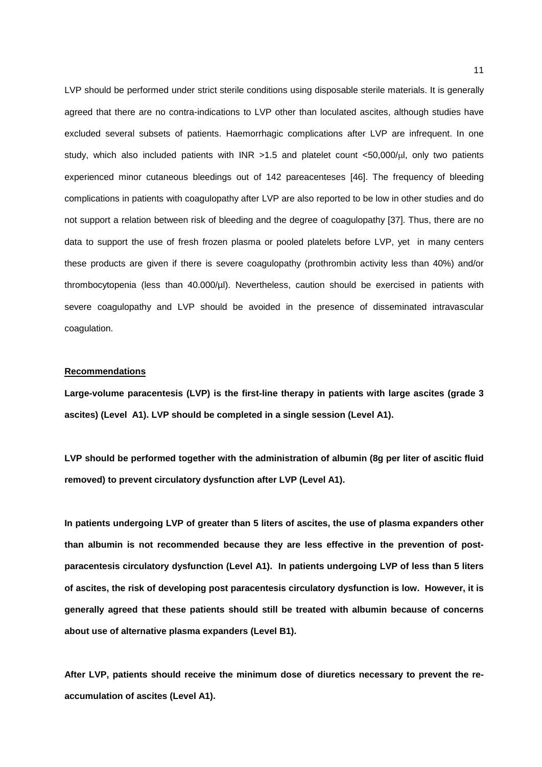LVP should be performed under strict sterile conditions using disposable sterile materials. It is generally agreed that there are no contra-indications to LVP other than loculated ascites, although studies have excluded several subsets of patients. Haemorrhagic complications after LVP are infrequent. In one study, which also included patients with INR >1.5 and platelet count <50,000/μl, only two patients experienced minor cutaneous bleedings out of 142 pareacenteses [46]. The frequency of bleeding complications in patients with coagulopathy after LVP are also reported to be low in other studies and do not support a relation between risk of bleeding and the degree of coagulopathy [37]. Thus, there are no data to support the use of fresh frozen plasma or pooled platelets before LVP, yet in many centers these products are given if there is severe coagulopathy (prothrombin activity less than 40%) and/or thrombocytopenia (less than 40.000/μl). Nevertheless, caution should be exercised in patients with severe coagulopathy and LVP should be avoided in the presence of disseminated intravascular coagulation.

**Recommendations**

**Large-volume paracentesis (LVP) is the first-line therapy in patients with large ascites (grade 3 ascites) (Level A1). LVP should be completed in a single session (Level A1).**

**LVP should be performed together with the administration of albumin (8g per liter of ascitic fluid removed) to prevent circulatory dysfunction after LVP (Level A1).**

**In patients undergoing LVP of greater than 5 liters of ascites, the use of plasma expanders other than albumin is not recommended because they are less effective in the prevention of post-paracentesis circulatory dysfunction (Level A1). In patients undergoing LVP of less than 5 liters of ascites, the risk of developing post paracentesis circulatory dysfunction is low. However, it is generally agreed that these patients should still be treated with albumin because of concerns about use of alternative plasma expanders (Level B1).**

**After LVP, patients should receive the minimum dose of diuretics necessary to prevent the re-accumulation of ascites (Level A1).**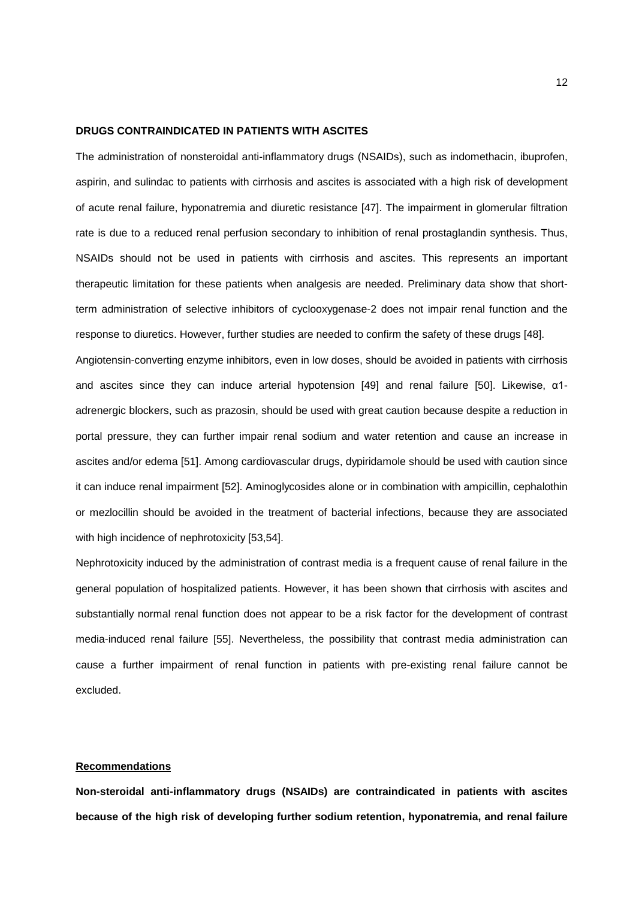**DRUGS CONTRAINDICATED IN PATIENTS WITH ASCITES**

The administration of nonsteroidal anti-inflammatory drugs (NSAIDs), such as indomethacin, ibuprofen, aspirin, and sulindac to patients with cirrhosis and ascites is associated with a high risk of development of acute renal failure, hyponatremia and diuretic resistance [47]. The impairment in glomerular filtration rate is due to a reduced renal perfusion secondary to inhibition of renal prostaglandin synthesis. Thus, NSAIDs should not be used in patients with cirrhosis and ascites. This represents an important therapeutic limitation for these patients when analgesia are needed. Preliminary data show that short-term administration of selective inhibitors of cyclooxygenase-2 does not impair renal function and the response to diuretics. However, further studies are needed to confirm the safety of these drugs [48].

Angiotensin-converting enzyme inhibitors, even in low doses, should be avoided in patients with cirrhosis and ascites since they can induce arterial hypotension [49] and renal failure [50]. Likewise, α1-adrenergic blockers, such as prazosin, should be used with great caution because despite a reduction in portal pressure, they can further impair renal sodium and water retention and cause an increase in ascites and/or edema [51]. Among cardiovascular drugs, dypiridamole should be used with caution since it can induce renal impairment [52]. Aminoglycosides alone or in combination with ampicillin, cephalothin or mezlocillin should be avoided in the treatment of bacterial infections, because they are associated with high incidence of nephrotoxicity [53,54].

Nephrotoxicity induced by the administration of contrast media is a frequent cause of renal failure in the general population of hospitalized patients. However, it has been shown that cirrhosis with ascites and substantially normal renal function does not appear to be a risk factor for the development of contrast media-induced renal failure [55]. Nevertheless, the possibility that contrast media administration can cause a further impairment of renal function in patients with pre-existing renal failure cannot be excluded.

**Recommendations**

**Non-steroidal anti-inflammatory drugs (NSAIDs) are contraindicated in patients with ascites because of the high risk of developing further sodium retention, hyponatremia, and renal failure**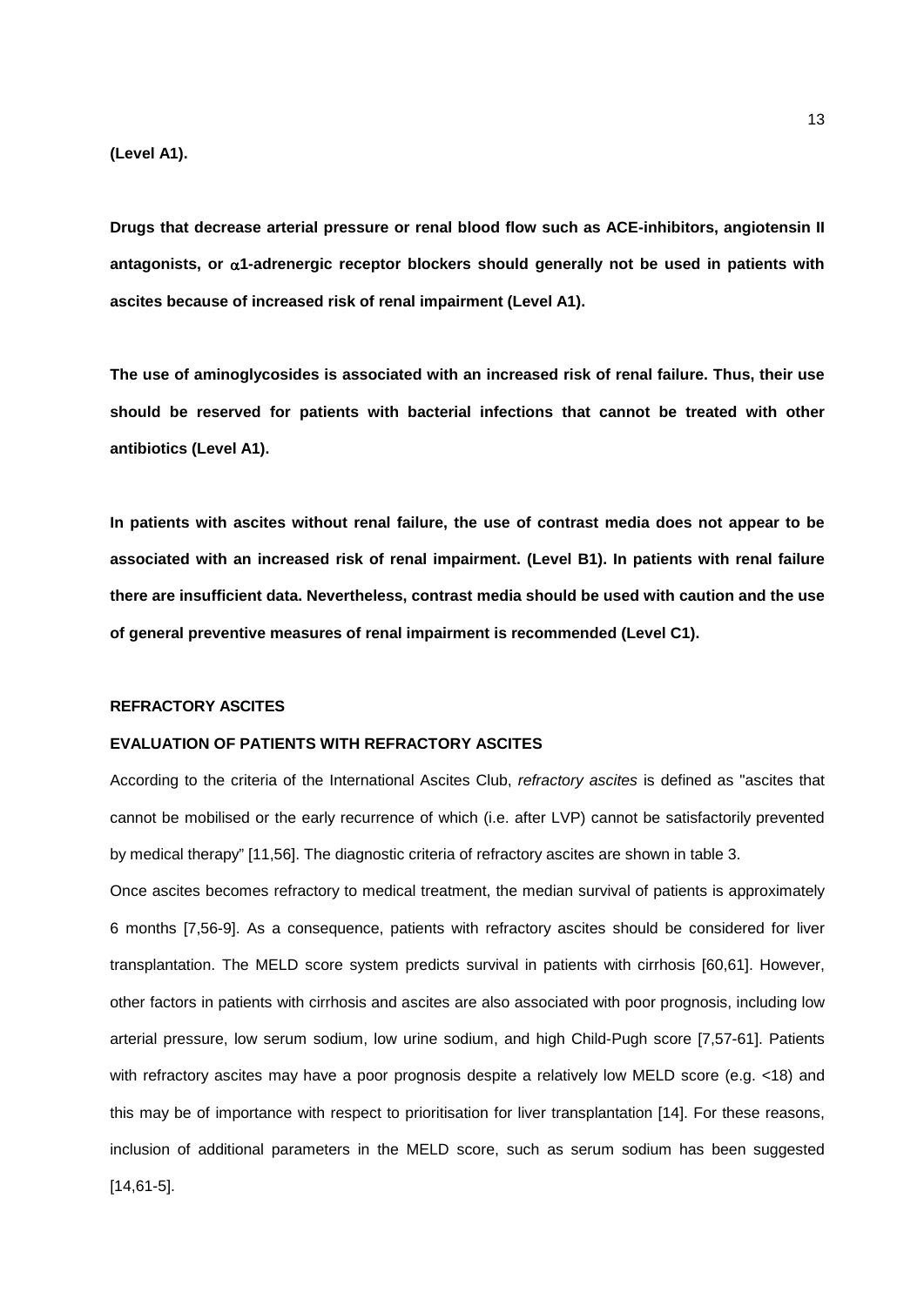**(Level A1).**

**Drugs that decrease arterial pressure or renal blood flow such as ACE-inhibitors, angiotensin II antagonists, or $\alpha$1-adrenergic receptor blockers should generally not be used in patients with ascites because of increased risk of renal impairment (Level A1).**

**The use of aminoglycosides is associated with an increased risk of renal failure. Thus, their use should be reserved for patients with bacterial infections that cannot be treated with other antibiotics (Level A1).**

**In patients with ascites without renal failure, the use of contrast media does not appear to be associated with an increased risk of renal impairment. (Level B1). In patients with renal failure there are insufficient data. Nevertheless, contrast media should be used with caution and the use of general preventive measures of renal impairment is recommended (Level C1).**

## REFRACTORY ASCITES

### EVALUATION OF PATIENTS WITH REFRACTORY ASCITES

According to the criteria of the International Ascites Club, *refractory ascites* is defined as "ascites that cannot be mobilised or the early recurrence of which (i.e. after LVP) cannot be satisfactorily prevented by medical therapy" [11,56]. The diagnostic criteria of refractory ascites are shown in table 3.

Once ascites becomes refractory to medical treatment, the median survival of patients is approximately 6 months [7,56-9]. As a consequence, patients with refractory ascites should be considered for liver transplantation. The MELD score system predicts survival in patients with cirrhosis [60,61]. However, other factors in patients with cirrhosis and ascites are also associated with poor prognosis, including low arterial pressure, low serum sodium, low urine sodium, and high Child-Pugh score [7,57-61]. Patients with refractory ascites may have a poor prognosis despite a relatively low MELD score (e.g. <18) and this may be of importance with respect to prioritisation for liver transplantation [14]. For these reasons, inclusion of additional parameters in the MELD score, such as serum sodium has been suggested [14,61-5].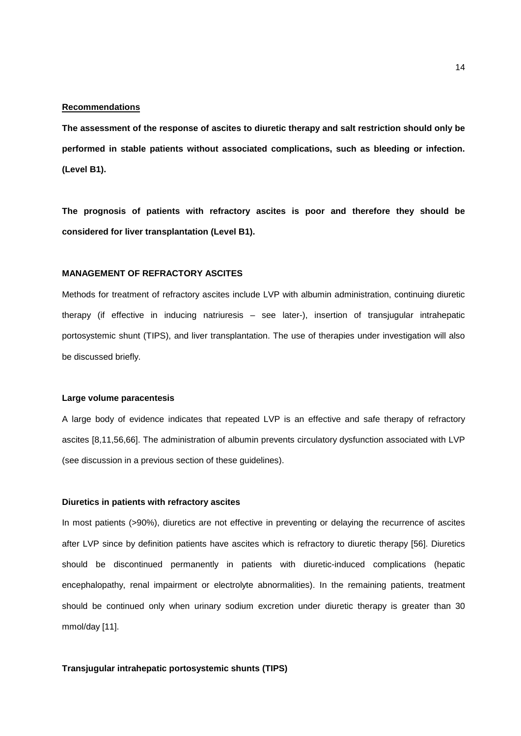**Recommendations**

**The assessment of the response of ascites to diuretic therapy and salt restriction should only be performed in stable patients without associated complications, such as bleeding or infection. (Level B1).**

**The prognosis of patients with refractory ascites is poor and therefore they should be considered for liver transplantation (Level B1).**

## MANAGEMENT OF REFRACTORY ASCITES

Methods for treatment of refractory ascites include LVP with albumin administration, continuing diuretic therapy (if effective in inducing natriuresis – see later-), insertion of transjugular intrahepatic portosystemic shunt (TIPS), and liver transplantation. The use of therapies under investigation will also be discussed briefly.

### Large volume paracentesis

A large body of evidence indicates that repeated LVP is an effective and safe therapy of refractory ascites [8,11,56,66]. The administration of albumin prevents circulatory dysfunction associated with LVP (see discussion in a previous section of these guidelines).

### Diuretics in patients with refractory ascites

In most patients (>90%), diuretics are not effective in preventing or delaying the recurrence of ascites after LVP since by definition patients have ascites which is refractory to diuretic therapy [56]. Diuretics should be discontinued permanently in patients with diuretic-induced complications (hepatic encephalopathy, renal impairment or electrolyte abnormalities). In the remaining patients, treatment should be continued only when urinary sodium excretion under diuretic therapy is greater than 30 mmol/day [11].

### Transjugular intrahepatic portosystemic shunts (TIPS)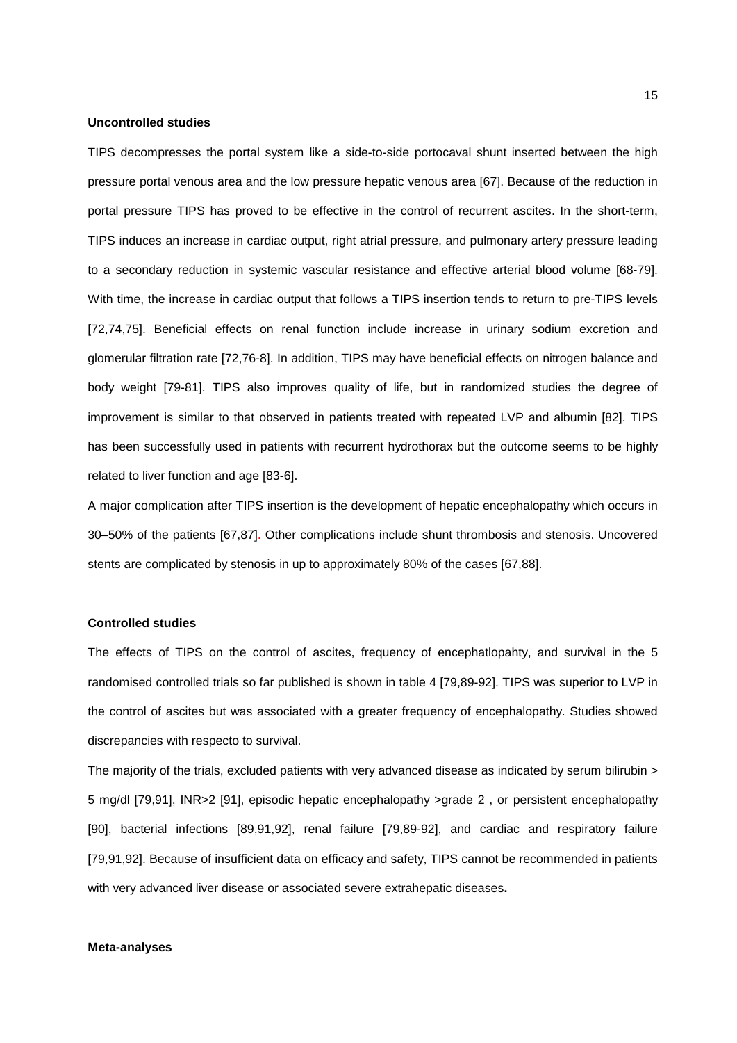**Uncontrolled studies**

TIPS decompresses the portal system like a side-to-side portocaval shunt inserted between the high pressure portal venous area and the low pressure hepatic venous area [67]. Because of the reduction in portal pressure TIPS has proved to be effective in the control of recurrent ascites. In the short-term, TIPS induces an increase in cardiac output, right atrial pressure, and pulmonary artery pressure leading to a secondary reduction in systemic vascular resistance and effective arterial blood volume [68-79]. With time, the increase in cardiac output that follows a TIPS insertion tends to return to pre-TIPS levels [72,74,75]. Beneficial effects on renal function include increase in urinary sodium excretion and glomerular filtration rate [72,76-8]. In addition, TIPS may have beneficial effects on nitrogen balance and body weight [79-81]. TIPS also improves quality of life, but in randomized studies the degree of improvement is similar to that observed in patients treated with repeated LVP and albumin [82]. TIPS has been successfully used in patients with recurrent hydrothorax but the outcome seems to be highly related to liver function and age [83-6].

A major complication after TIPS insertion is the development of hepatic encephalopathy which occurs in 30–50% of the patients [67,87]. Other complications include shunt thrombosis and stenosis. Uncovered stents are complicated by stenosis in up to approximately 80% of the cases [67,88].

**Controlled studies**

The effects of TIPS on the control of ascites, frequency of encephatlopahty, and survival in the 5 randomised controlled trials so far published is shown in table 4 [79,89-92]. TIPS was superior to LVP in the control of ascites but was associated with a greater frequency of encephalopathy. Studies showed discrepancies with respecto to survival.

The majority of the trials, excluded patients with very advanced disease as indicated by serum bilirubin > 5 mg/dl [79,91], INR>2 [91], episodic hepatic encephalopathy >grade 2 , or persistent encephalopathy [90], bacterial infections [89,91,92], renal failure [79,89-92], and cardiac and respiratory failure [79,91,92]. Because of insufficient data on efficacy and safety, TIPS cannot be recommended in patients with very advanced liver disease or associated severe extrahepatic diseases**.**

**Meta-analyses**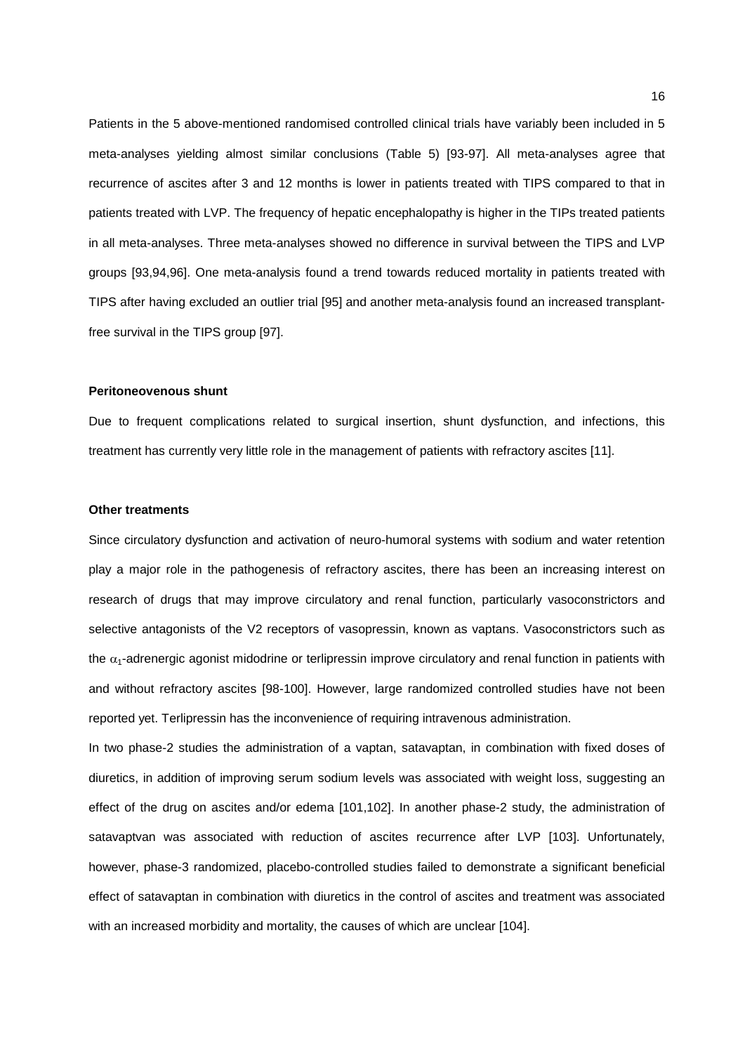Patients in the 5 above-mentioned randomised controlled clinical trials have variably been included in 5 meta-analyses yielding almost similar conclusions (Table 5) [93-97]. All meta-analyses agree that recurrence of ascites after 3 and 12 months is lower in patients treated with TIPS compared to that in patients treated with LVP. The frequency of hepatic encephalopathy is higher in the TIPs treated patients in all meta-analyses. Three meta-analyses showed no difference in survival between the TIPS and LVP groups [93,94,96]. One meta-analysis found a trend towards reduced mortality in patients treated with TIPS after having excluded an outlier trial [95] and another meta-analysis found an increased transplant-free survival in the TIPS group [97].

**Peritoneovenous shunt**

Due to frequent complications related to surgical insertion, shunt dysfunction, and infections, this treatment has currently very little role in the management of patients with refractory ascites [11].

**Other treatments**

Since circulatory dysfunction and activation of neuro-humoral systems with sodium and water retention play a major role in the pathogenesis of refractory ascites, there has been an increasing interest on research of drugs that may improve circulatory and renal function, particularly vasoconstrictors and selective antagonists of the V2 receptors of vasopressin, known as vaptans. Vasoconstrictors such as the $\alpha_1$-adrenergic agonist midodrine or terlipressin improve circulatory and renal function in patients with and without refractory ascites [98-100]. However, large randomized controlled studies have not been reported yet. Terlipressin has the inconvenience of requiring intravenous administration.

In two phase-2 studies the administration of a vaptan, satavaptan, in combination with fixed doses of diuretics, in addition of improving serum sodium levels was associated with weight loss, suggesting an effect of the drug on ascites and/or edema [101,102]. In another phase-2 study, the administration of satavaptvan was associated with reduction of ascites recurrence after LVP [103]. Unfortunately, however, phase-3 randomized, placebo-controlled studies failed to demonstrate a significant beneficial effect of satavaptan in combination with diuretics in the control of ascites and treatment was associated with an increased morbidity and mortality, the causes of which are unclear [104].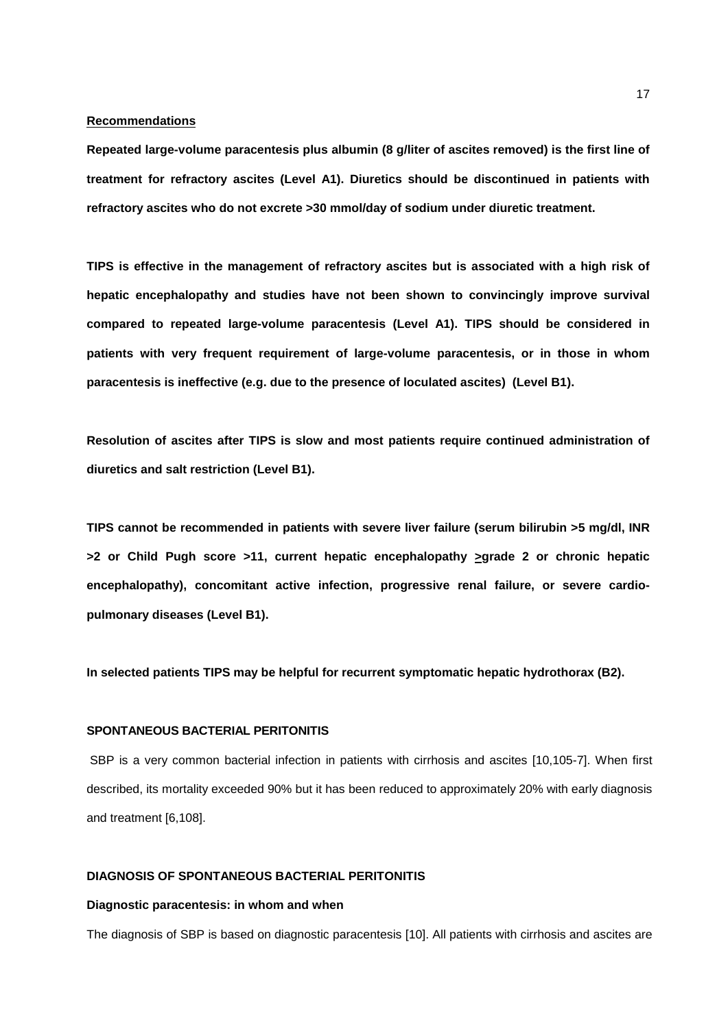**Recommendations**

**Repeated large-volume paracentesis plus albumin (8 g/liter of ascites removed) is the first line of treatment for refractory ascites (Level A1). Diuretics should be discontinued in patients with refractory ascites who do not excrete >30 mmol/day of sodium under diuretic treatment.**

**TIPS is effective in the management of refractory ascites but is associated with a high risk of hepatic encephalopathy and studies have not been shown to convincingly improve survival compared to repeated large-volume paracentesis (Level A1). TIPS should be considered in patients with very frequent requirement of large-volume paracentesis, or in those in whom paracentesis is ineffective (e.g. due to the presence of loculated ascites) (Level B1).**

**Resolution of ascites after TIPS is slow and most patients require continued administration of diuretics and salt restriction (Level B1).**

**TIPS cannot be recommended in patients with severe liver failure (serum bilirubin >5 mg/dl, INR >2 or Child Pugh score >11, current hepatic encephalopathy ≥grade 2 or chronic hepatic encephalopathy), concomitant active infection, progressive renal failure, or severe cardio-pulmonary diseases (Level B1).**

**In selected patients TIPS may be helpful for recurrent symptomatic hepatic hydrothorax (B2).**

## SPONTANEOUS BACTERIAL PERITONITIS

SBP is a very common bacterial infection in patients with cirrhosis and ascites [10,105-7]. When first described, its mortality exceeded 90% but it has been reduced to approximately 20% with early diagnosis and treatment [6,108].

## DIAGNOSIS OF SPONTANEOUS BACTERIAL PERITONITIS

### Diagnostic paracentesis: in whom and when

The diagnosis of SBP is based on diagnostic paracentesis [10]. All patients with cirrhosis and ascites are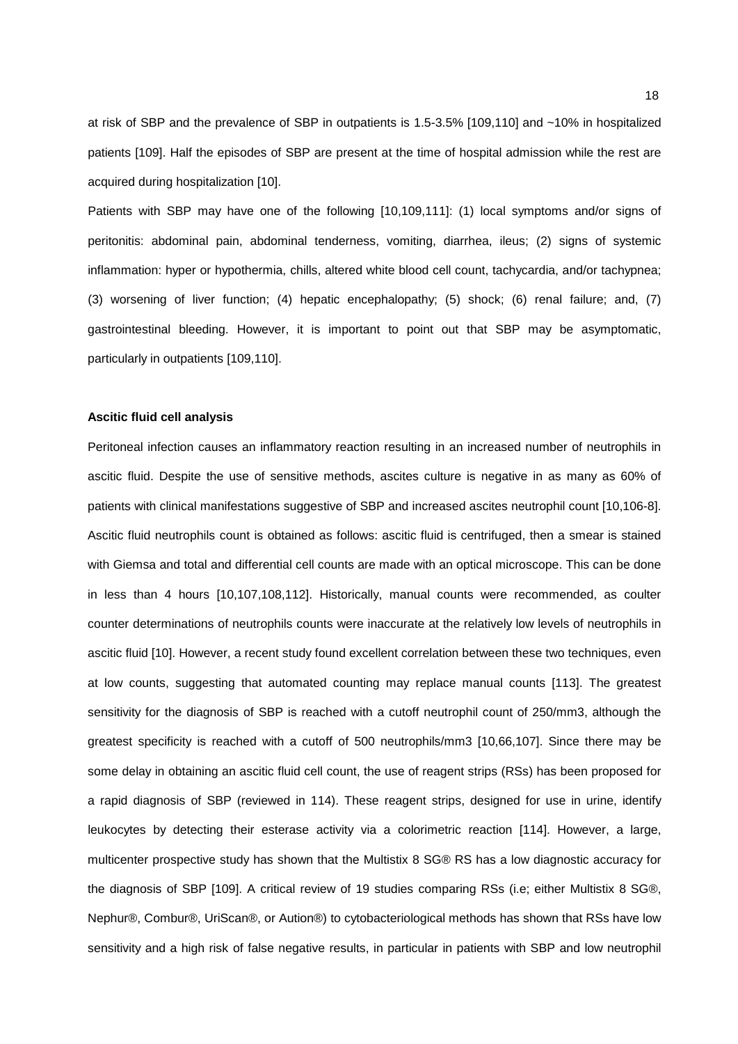at risk of SBP and the prevalence of SBP in outpatients is 1.5-3.5% [109,110] and ~10% in hospitalized patients [109]. Half the episodes of SBP are present at the time of hospital admission while the rest are acquired during hospitalization [10].

Patients with SBP may have one of the following [10,109,111]: (1) local symptoms and/or signs of peritonitis: abdominal pain, abdominal tenderness, vomiting, diarrhea, ileus; (2) signs of systemic inflammation: hyper or hypothermia, chills, altered white blood cell count, tachycardia, and/or tachypnea; (3) worsening of liver function; (4) hepatic encephalopathy; (5) shock; (6) renal failure; and, (7) gastrointestinal bleeding. However, it is important to point out that SBP may be asymptomatic, particularly in outpatients [109,110].

**Ascitic fluid cell analysis**

Peritoneal infection causes an inflammatory reaction resulting in an increased number of neutrophils in ascitic fluid. Despite the use of sensitive methods, ascites culture is negative in as many as 60% of patients with clinical manifestations suggestive of SBP and increased ascites neutrophil count [10,106-8]. Ascitic fluid neutrophils count is obtained as follows: ascitic fluid is centrifuged, then a smear is stained with Giemsa and total and differential cell counts are made with an optical microscope. This can be done in less than 4 hours [10,107,108,112]. Historically, manual counts were recommended, as coulter counter determinations of neutrophils counts were inaccurate at the relatively low levels of neutrophils in ascitic fluid [10]. However, a recent study found excellent correlation between these two techniques, even at low counts, suggesting that automated counting may replace manual counts [113]. The greatest sensitivity for the diagnosis of SBP is reached with a cutoff neutrophil count of 250/mm3, although the greatest specificity is reached with a cutoff of 500 neutrophils/mm3 [10,66,107]. Since there may be some delay in obtaining an ascitic fluid cell count, the use of reagent strips (RSs) has been proposed for a rapid diagnosis of SBP (reviewed in 114). These reagent strips, designed for use in urine, identify leukocytes by detecting their esterase activity via a colorimetric reaction [114]. However, a large, multicenter prospective study has shown that the Multistix 8 SG® RS has a low diagnostic accuracy for the diagnosis of SBP [109]. A critical review of 19 studies comparing RSs (i.e; either Multistix 8 SG®, Nephur®, Combur®, UriScan®, or Aution®) to cytobacteriological methods has shown that RSs have low sensitivity and a high risk of false negative results, in particular in patients with SBP and low neutrophil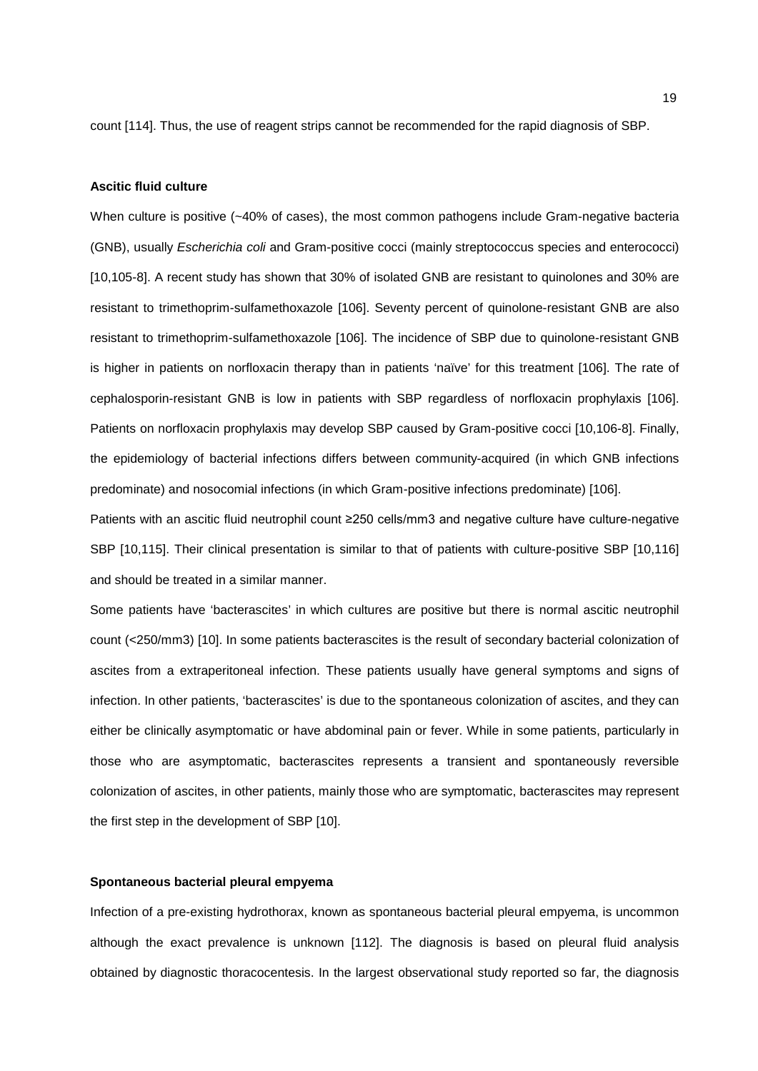count [114]. Thus, the use of reagent strips cannot be recommended for the rapid diagnosis of SBP.

**Ascitic fluid culture**

When culture is positive (~40% of cases), the most common pathogens include Gram-negative bacteria (GNB), usually *Escherichia coli* and Gram-positive cocci (mainly streptococcus species and enterococci) [10,105-8]. A recent study has shown that 30% of isolated GNB are resistant to quinolones and 30% are resistant to trimethoprim-sulfamethoxazole [106]. Seventy percent of quinolone-resistant GNB are also resistant to trimethoprim-sulfamethoxazole [106]. The incidence of SBP due to quinolone-resistant GNB is higher in patients on norfloxacin therapy than in patients 'naïve' for this treatment [106]. The rate of cephalosporin-resistant GNB is low in patients with SBP regardless of norfloxacin prophylaxis [106]. Patients on norfloxacin prophylaxis may develop SBP caused by Gram-positive cocci [10,106-8]. Finally, the epidemiology of bacterial infections differs between community-acquired (in which GNB infections predominate) and nosocomial infections (in which Gram-positive infections predominate) [106].

Patients with an ascitic fluid neutrophil count ≥250 cells/mm3 and negative culture have culture-negative SBP [10,115]. Their clinical presentation is similar to that of patients with culture-positive SBP [10,116] and should be treated in a similar manner.

Some patients have 'bacterascites' in which cultures are positive but there is normal ascitic neutrophil count (<250/mm3) [10]. In some patients bacterascites is the result of secondary bacterial colonization of ascites from a extraperitoneal infection. These patients usually have general symptoms and signs of infection. In other patients, 'bacterascites' is due to the spontaneous colonization of ascites, and they can either be clinically asymptomatic or have abdominal pain or fever. While in some patients, particularly in those who are asymptomatic, bacterascites represents a transient and spontaneously reversible colonization of ascites, in other patients, mainly those who are symptomatic, bacterascites may represent the first step in the development of SBP [10].

**Spontaneous bacterial pleural empyema**

Infection of a pre-existing hydrothorax, known as spontaneous bacterial pleural empyema, is uncommon although the exact prevalence is unknown [112]. The diagnosis is based on pleural fluid analysis obtained by diagnostic thoracocentesis. In the largest observational study reported so far, the diagnosis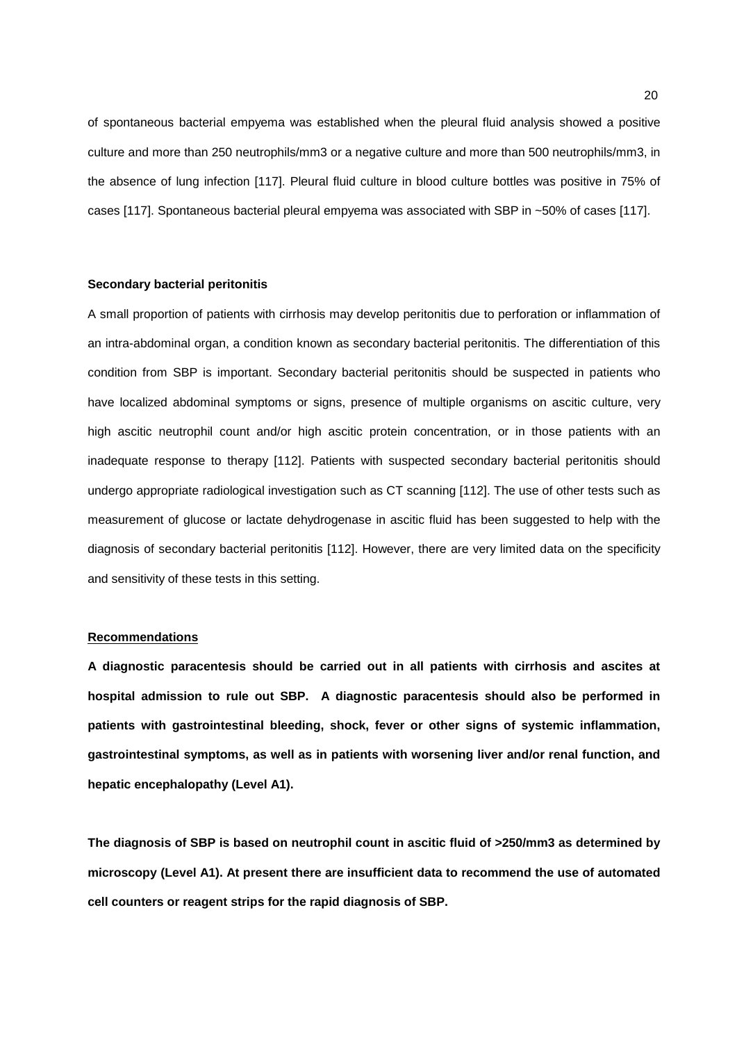of spontaneous bacterial empyema was established when the pleural fluid analysis showed a positive culture and more than 250 neutrophils/mm3 or a negative culture and more than 500 neutrophils/mm3, in the absence of lung infection [117]. Pleural fluid culture in blood culture bottles was positive in 75% of cases [117]. Spontaneous bacterial pleural empyema was associated with SBP in ~50% of cases [117].

**Secondary bacterial peritonitis**

A small proportion of patients with cirrhosis may develop peritonitis due to perforation or inflammation of an intra-abdominal organ, a condition known as secondary bacterial peritonitis. The differentiation of this condition from SBP is important. Secondary bacterial peritonitis should be suspected in patients who have localized abdominal symptoms or signs, presence of multiple organisms on ascitic culture, very high ascitic neutrophil count and/or high ascitic protein concentration, or in those patients with an inadequate response to therapy [112]. Patients with suspected secondary bacterial peritonitis should undergo appropriate radiological investigation such as CT scanning [112]. The use of other tests such as measurement of glucose or lactate dehydrogenase in ascitic fluid has been suggested to help with the diagnosis of secondary bacterial peritonitis [112]. However, there are very limited data on the specificity and sensitivity of these tests in this setting.

**Recommendations**

**A diagnostic paracentesis should be carried out in all patients with cirrhosis and ascites at hospital admission to rule out SBP. A diagnostic paracentesis should also be performed in patients with gastrointestinal bleeding, shock, fever or other signs of systemic inflammation, gastrointestinal symptoms, as well as in patients with worsening liver and/or renal function, and hepatic encephalopathy (Level A1).**

**The diagnosis of SBP is based on neutrophil count in ascitic fluid of >250/mm3 as determined by microscopy (Level A1). At present there are insufficient data to recommend the use of automated cell counters or reagent strips for the rapid diagnosis of SBP.**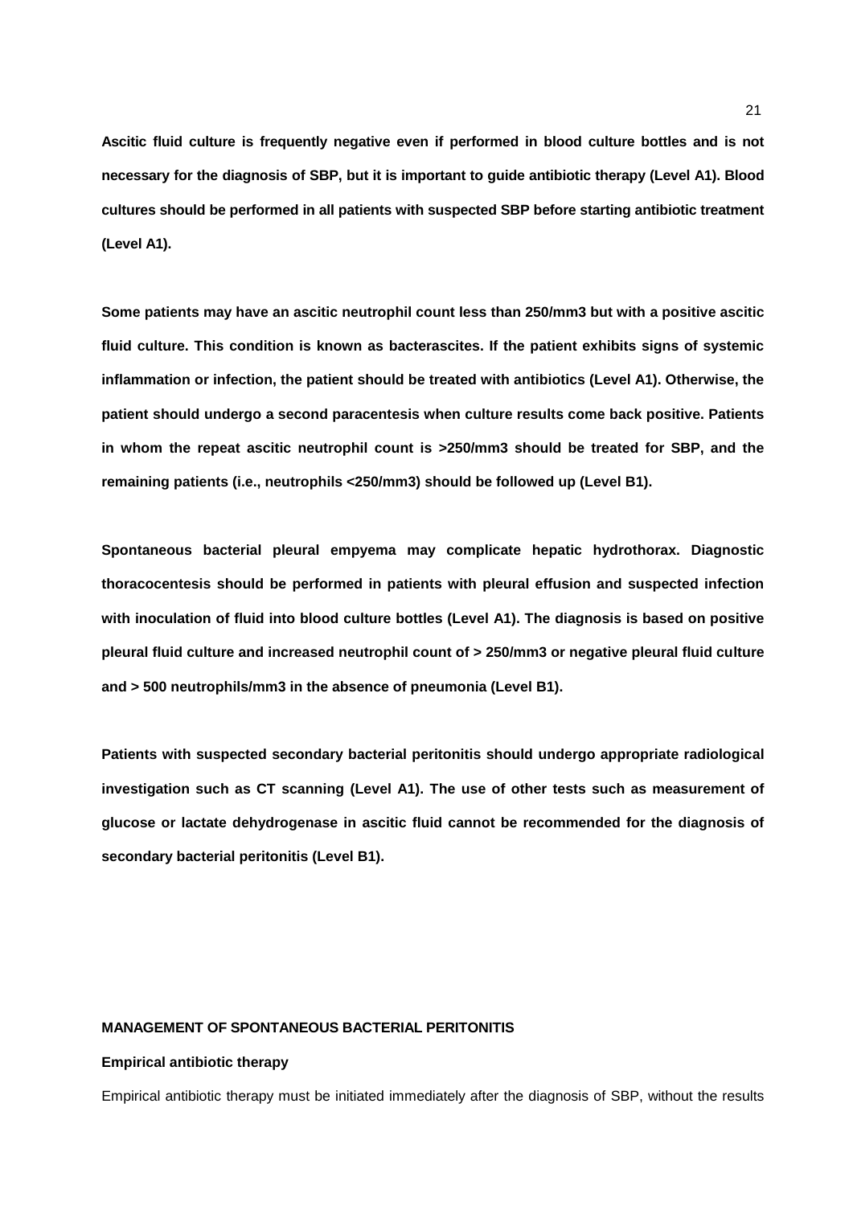**Ascitic fluid culture is frequently negative even if performed in blood culture bottles and is not necessary for the diagnosis of SBP, but it is important to guide antibiotic therapy (Level A1). Blood cultures should be performed in all patients with suspected SBP before starting antibiotic treatment (Level A1).**

**Some patients may have an ascitic neutrophil count less than 250/mm3 but with a positive ascitic fluid culture. This condition is known as bacterascites. If the patient exhibits signs of systemic inflammation or infection, the patient should be treated with antibiotics (Level A1). Otherwise, the patient should undergo a second paracentesis when culture results come back positive. Patients in whom the repeat ascitic neutrophil count is >250/mm3 should be treated for SBP, and the remaining patients (i.e., neutrophils <250/mm3) should be followed up (Level B1).**

**Spontaneous bacterial pleural empyema may complicate hepatic hydrothorax. Diagnostic thoracocentesis should be performed in patients with pleural effusion and suspected infection with inoculation of fluid into blood culture bottles (Level A1). The diagnosis is based on positive pleural fluid culture and increased neutrophil count of > 250/mm3 or negative pleural fluid culture and > 500 neutrophils/mm3 in the absence of pneumonia (Level B1).**

**Patients with suspected secondary bacterial peritonitis should undergo appropriate radiological investigation such as CT scanning (Level A1). The use of other tests such as measurement of glucose or lactate dehydrogenase in ascitic fluid cannot be recommended for the diagnosis of secondary bacterial peritonitis (Level B1).**

## MANAGEMENT OF SPONTANEOUS BACTERIAL PERITONITIS

### Empirical antibiotic therapy

Empirical antibiotic therapy must be initiated immediately after the diagnosis of SBP, without the results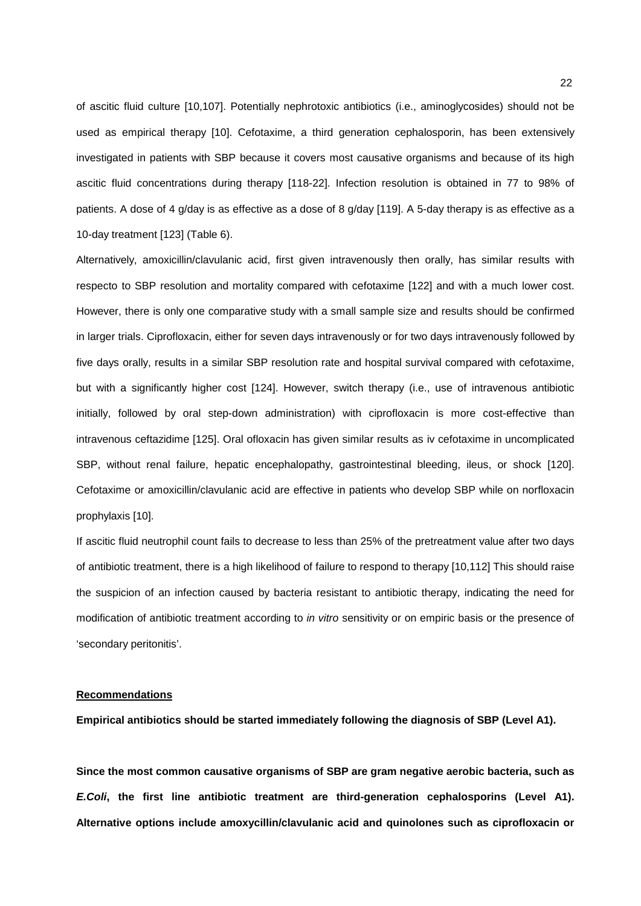of ascitic fluid culture [10,107]. Potentially nephrotoxic antibiotics (i.e., aminoglycosides) should not be used as empirical therapy [10]. Cefotaxime, a third generation cephalosporin, has been extensively investigated in patients with SBP because it covers most causative organisms and because of its high ascitic fluid concentrations during therapy [118-22]. Infection resolution is obtained in 77 to 98% of patients. A dose of 4 g/day is as effective as a dose of 8 g/day [119]. A 5-day therapy is as effective as a 10-day treatment [123] (Table 6).

Alternatively, amoxicillin/clavulanic acid, first given intravenously then orally, has similar results with respecto to SBP resolution and mortality compared with cefotaxime [122] and with a much lower cost. However, there is only one comparative study with a small sample size and results should be confirmed in larger trials. Ciprofloxacin, either for seven days intravenously or for two days intravenously followed by five days orally, results in a similar SBP resolution rate and hospital survival compared with cefotaxime, but with a significantly higher cost [124]. However, switch therapy (i.e., use of intravenous antibiotic initially, followed by oral step-down administration) with ciprofloxacin is more cost-effective than intravenous ceftazidime [125]. Oral ofloxacin has given similar results as iv cefotaxime in uncomplicated SBP, without renal failure, hepatic encephalopathy, gastrointestinal bleeding, ileus, or shock [120]. Cefotaxime or amoxicillin/clavulanic acid are effective in patients who develop SBP while on norfloxacin prophylaxis [10].

If ascitic fluid neutrophil count fails to decrease to less than 25% of the pretreatment value after two days of antibiotic treatment, there is a high likelihood of failure to respond to therapy [10,112] This should raise the suspicion of an infection caused by bacteria resistant to antibiotic therapy, indicating the need for modification of antibiotic treatment according to *in vitro* sensitivity or on empiric basis or the presence of 'secondary peritonitis'.

**Recommendations**

**Empirical antibiotics should be started immediately following the diagnosis of SBP (Level A1).**

**Since the most common causative organisms of SBP are gram negative aerobic bacteria, such as *E.Coli*, the first line antibiotic treatment are third-generation cephalosporins (Level A1). Alternative options include amoxycillin/clavulanic acid and quinolones such as ciprofloxacin or**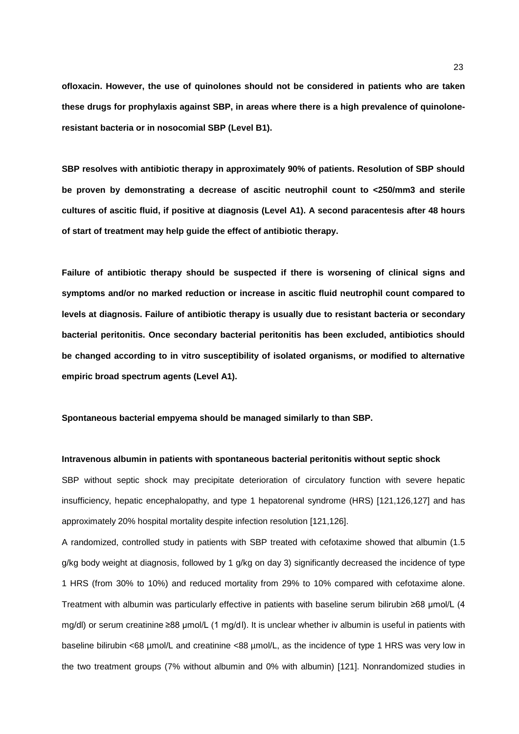**ofloxacin. However, the use of quinolones should not be considered in patients who are taken these drugs for prophylaxis against SBP, in areas where there is a high prevalence of quinolone-resistant bacteria or in nosocomial SBP (Level B1).**

**SBP resolves with antibiotic therapy in approximately 90% of patients. Resolution of SBP should be proven by demonstrating a decrease of ascitic neutrophil count to <250/mm3 and sterile cultures of ascitic fluid, if positive at diagnosis (Level A1). A second paracentesis after 48 hours of start of treatment may help guide the effect of antibiotic therapy.**

**Failure of antibiotic therapy should be suspected if there is worsening of clinical signs and symptoms and/or no marked reduction or increase in ascitic fluid neutrophil count compared to levels at diagnosis. Failure of antibiotic therapy is usually due to resistant bacteria or secondary bacterial peritonitis. Once secondary bacterial peritonitis has been excluded, antibiotics should be changed according to in vitro susceptibility of isolated organisms, or modified to alternative empiric broad spectrum agents (Level A1).**

**Spontaneous bacterial empyema should be managed similarly to than SBP.**

**Intravenous albumin in patients with spontaneous bacterial peritonitis without septic shock**

SBP without septic shock may precipitate deterioration of circulatory function with severe hepatic insufficiency, hepatic encephalopathy, and type 1 hepatorenal syndrome (HRS) [121,126,127] and has approximately 20% hospital mortality despite infection resolution [121,126].

A randomized, controlled study in patients with SBP treated with cefotaxime showed that albumin (1.5 g/kg body weight at diagnosis, followed by 1 g/kg on day 3) significantly decreased the incidence of type 1 HRS (from 30% to 10%) and reduced mortality from 29% to 10% compared with cefotaxime alone. Treatment with albumin was particularly effective in patients with baseline serum bilirubin ≥68 µmol/L (4 mg/dl) or serum creatinine ≥88 µmol/L (1 mg/dl). It is unclear whether iv albumin is useful in patients with baseline bilirubin <68 µmol/L and creatinine <88 µmol/L, as the incidence of type 1 HRS was very low in the two treatment groups (7% without albumin and 0% with albumin) [121]. Nonrandomized studies in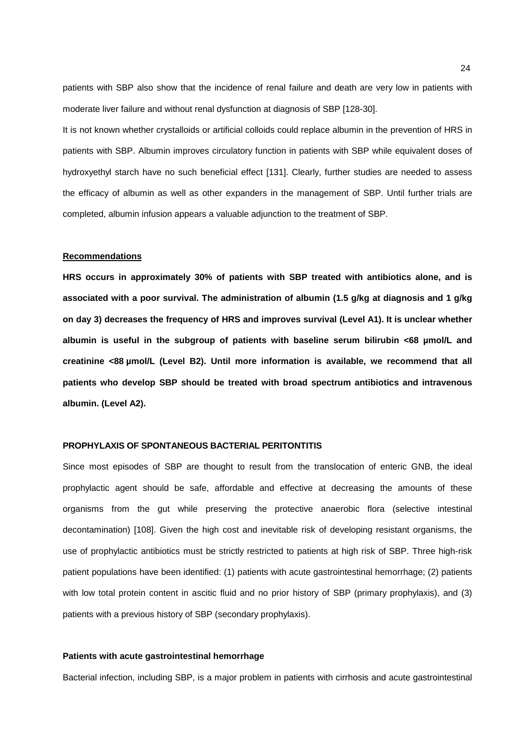patients with SBP also show that the incidence of renal failure and death are very low in patients with moderate liver failure and without renal dysfunction at diagnosis of SBP [128-30].

It is not known whether crystalloids or artificial colloids could replace albumin in the prevention of HRS in patients with SBP. Albumin improves circulatory function in patients with SBP while equivalent doses of hydroxyethyl starch have no such beneficial effect [131]. Clearly, further studies are needed to assess the efficacy of albumin as well as other expanders in the management of SBP. Until further trials are completed, albumin infusion appears a valuable adjunction to the treatment of SBP.

**Recommendations**

**HRS occurs in approximately 30% of patients with SBP treated with antibiotics alone, and is associated with a poor survival. The administration of albumin (1.5 g/kg at diagnosis and 1 g/kg on day 3) decreases the frequency of HRS and improves survival (Level A1). It is unclear whether albumin is useful in the subgroup of patients with baseline serum bilirubin <68 µmol/L and creatinine <88 µmol/L (Level B2). Until more information is available, we recommend that all patients who develop SBP should be treated with broad spectrum antibiotics and intravenous albumin. (Level A2).**

## PROPHYLAXIS OF SPONTANEOUS BACTERIAL PERITONTITIS

Since most episodes of SBP are thought to result from the translocation of enteric GNB, the ideal prophylactic agent should be safe, affordable and effective at decreasing the amounts of these organisms from the gut while preserving the protective anaerobic flora (selective intestinal decontamination) [108]. Given the high cost and inevitable risk of developing resistant organisms, the use of prophylactic antibiotics must be strictly restricted to patients at high risk of SBP. Three high-risk patient populations have been identified: (1) patients with acute gastrointestinal hemorrhage; (2) patients with low total protein content in ascitic fluid and no prior history of SBP (primary prophylaxis), and (3) patients with a previous history of SBP (secondary prophylaxis).

### Patients with acute gastrointestinal hemorrhage

Bacterial infection, including SBP, is a major problem in patients with cirrhosis and acute gastrointestinal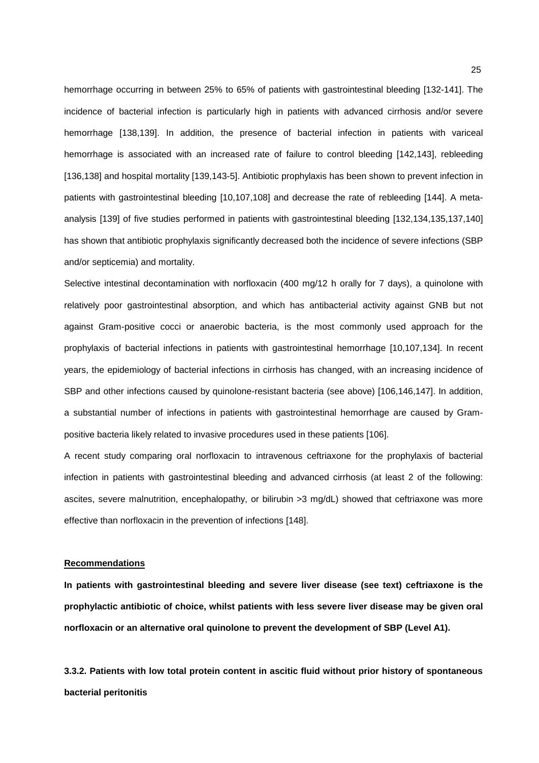hemorrhage occurring in between 25% to 65% of patients with gastrointestinal bleeding [132-141]. The incidence of bacterial infection is particularly high in patients with advanced cirrhosis and/or severe hemorrhage [138,139]. In addition, the presence of bacterial infection in patients with variceal hemorrhage is associated with an increased rate of failure to control bleeding [142,143], rebleeding [136,138] and hospital mortality [139,143-5]. Antibiotic prophylaxis has been shown to prevent infection in patients with gastrointestinal bleeding [10,107,108] and decrease the rate of rebleeding [144]. A meta-analysis [139] of five studies performed in patients with gastrointestinal bleeding [132,134,135,137,140] has shown that antibiotic prophylaxis significantly decreased both the incidence of severe infections (SBP and/or septicemia) and mortality.

Selective intestinal decontamination with norfloxacin (400 mg/12 h orally for 7 days), a quinolone with relatively poor gastrointestinal absorption, and which has antibacterial activity against GNB but not against Gram-positive cocci or anaerobic bacteria, is the most commonly used approach for the prophylaxis of bacterial infections in patients with gastrointestinal hemorrhage [10,107,134]. In recent years, the epidemiology of bacterial infections in cirrhosis has changed, with an increasing incidence of SBP and other infections caused by quinolone-resistant bacteria (see above) [106,146,147]. In addition, a substantial number of infections in patients with gastrointestinal hemorrhage are caused by Gram-positive bacteria likely related to invasive procedures used in these patients [106].

A recent study comparing oral norfloxacin to intravenous ceftriaxone for the prophylaxis of bacterial infection in patients with gastrointestinal bleeding and advanced cirrhosis (at least 2 of the following: ascites, severe malnutrition, encephalopathy, or bilirubin >3 mg/dL) showed that ceftriaxone was more effective than norfloxacin in the prevention of infections [148].

**Recommendations**

**In patients with gastrointestinal bleeding and severe liver disease (see text) ceftriaxone is the prophylactic antibiotic of choice, whilst patients with less severe liver disease may be given oral norfloxacin or an alternative oral quinolone to prevent the development of SBP (Level A1).**

### 3.3.2. Patients with low total protein content in ascitic fluid without prior history of spontaneous bacterial peritonitis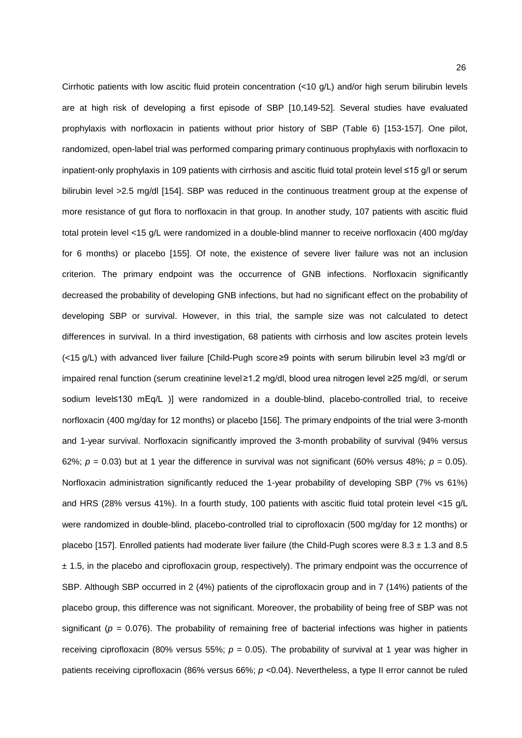Cirrhotic patients with low ascitic fluid protein concentration (<10 g/L) and/or high serum bilirubin levels are at high risk of developing a first episode of SBP [10,149-52]. Several studies have evaluated prophylaxis with norfloxacin in patients without prior history of SBP (Table 6) [153-157]. One pilot, randomized, open-label trial was performed comparing primary continuous prophylaxis with norfloxacin to inpatient-only prophylaxis in 109 patients with cirrhosis and ascitic fluid total protein level ≤15 g/l or serum bilirubin level >2.5 mg/dl [154]. SBP was reduced in the continuous treatment group at the expense of more resistance of gut flora to norfloxacin in that group. In another study, 107 patients with ascitic fluid total protein level <15 g/L were randomized in a double-blind manner to receive norfloxacin (400 mg/day for 6 months) or placebo [155]. Of note, the existence of severe liver failure was not an inclusion criterion. The primary endpoint was the occurrence of GNB infections. Norfloxacin significantly decreased the probability of developing GNB infections, but had no significant effect on the probability of developing SBP or survival. However, in this trial, the sample size was not calculated to detect differences in survival. In a third investigation, 68 patients with cirrhosis and low ascites protein levels (<15 g/L) with advanced liver failure [Child-Pugh score ≥9 points with serum bilirubin level ≥3 mg/dl or impaired renal function (serum creatinine level ≥1.2 mg/dl, blood urea nitrogen level ≥25 mg/dl, or serum sodium level≤130 mEq/L )] were randomized in a double-blind, placebo-controlled trial, to receive norfloxacin (400 mg/day for 12 months) or placebo [156]. The primary endpoints of the trial were 3-month and 1-year survival. Norfloxacin significantly improved the 3-month probability of survival (94% versus 62%; $p$ = 0.03) but at 1 year the difference in survival was not significant (60% versus 48%; $p$ = 0.05). Norfloxacin administration significantly reduced the 1-year probability of developing SBP (7% vs 61%) and HRS (28% versus 41%). In a fourth study, 100 patients with ascitic fluid total protein level <15 g/L were randomized in double-blind, placebo-controlled trial to ciprofloxacin (500 mg/day for 12 months) or placebo [157]. Enrolled patients had moderate liver failure (the Child-Pugh scores were 8.3 ± 1.3 and 8.5 ± 1.5, in the placebo and ciprofloxacin group, respectively). The primary endpoint was the occurrence of SBP. Although SBP occurred in 2 (4%) patients of the ciprofloxacin group and in 7 (14%) patients of the placebo group, this difference was not significant. Moreover, the probability of being free of SBP was not significant ($p$ = 0.076). The probability of remaining free of bacterial infections was higher in patients receiving ciprofloxacin (80% versus 55%; $p$ = 0.05). The probability of survival at 1 year was higher in patients receiving ciprofloxacin (86% versus 66%; $p$ <0.04). Nevertheless, a type II error cannot be ruled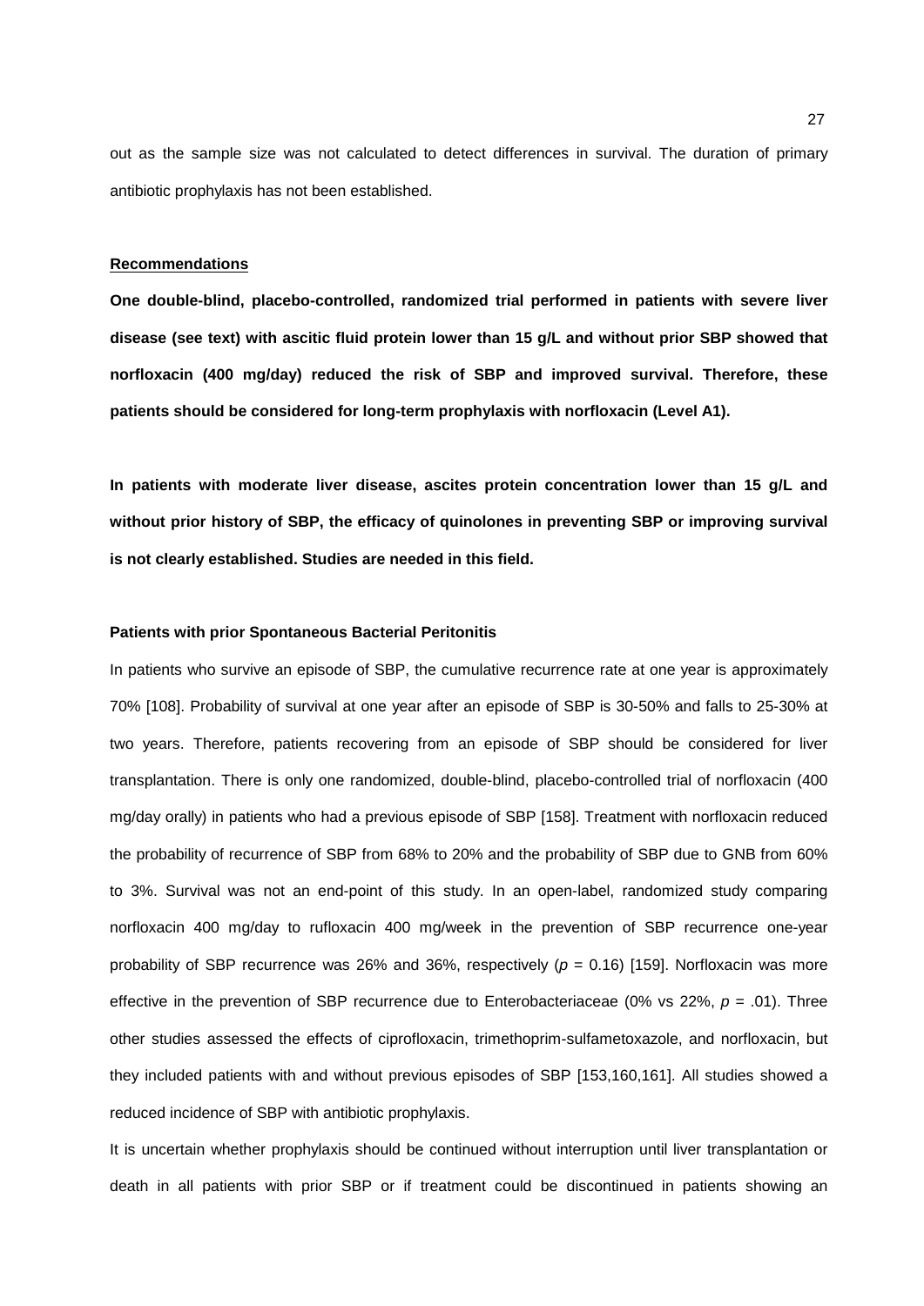out as the sample size was not calculated to detect differences in survival. The duration of primary antibiotic prophylaxis has not been established.

**Recommendations**

**One double-blind, placebo-controlled, randomized trial performed in patients with severe liver disease (see text) with ascitic fluid protein lower than 15 g/L and without prior SBP showed that norfloxacin (400 mg/day) reduced the risk of SBP and improved survival. Therefore, these patients should be considered for long-term prophylaxis with norfloxacin (Level A1).**

**In patients with moderate liver disease, ascites protein concentration lower than 15 g/L and without prior history of SBP, the efficacy of quinolones in preventing SBP or improving survival is not clearly established. Studies are needed in this field.**

**Patients with prior Spontaneous Bacterial Peritonitis**

In patients who survive an episode of SBP, the cumulative recurrence rate at one year is approximately 70% [108]. Probability of survival at one year after an episode of SBP is 30-50% and falls to 25-30% at two years. Therefore, patients recovering from an episode of SBP should be considered for liver transplantation. There is only one randomized, double-blind, placebo-controlled trial of norfloxacin (400 mg/day orally) in patients who had a previous episode of SBP [158]. Treatment with norfloxacin reduced the probability of recurrence of SBP from 68% to 20% and the probability of SBP due to GNB from 60% to 3%. Survival was not an end-point of this study. In an open-label, randomized study comparing norfloxacin 400 mg/day to rufloxacin 400 mg/week in the prevention of SBP recurrence one-year probability of SBP recurrence was 26% and 36%, respectively ($p$ = 0.16) [159]. Norfloxacin was more effective in the prevention of SBP recurrence due to Enterobacteriaceae (0% vs 22%, $p$ = .01). Three other studies assessed the effects of ciprofloxacin, trimethoprim-sulfametoxazole, and norfloxacin, but they included patients with and without previous episodes of SBP [153,160,161]. All studies showed a reduced incidence of SBP with antibiotic prophylaxis.

It is uncertain whether prophylaxis should be continued without interruption until liver transplantation or death in all patients with prior SBP or if treatment could be discontinued in patients showing an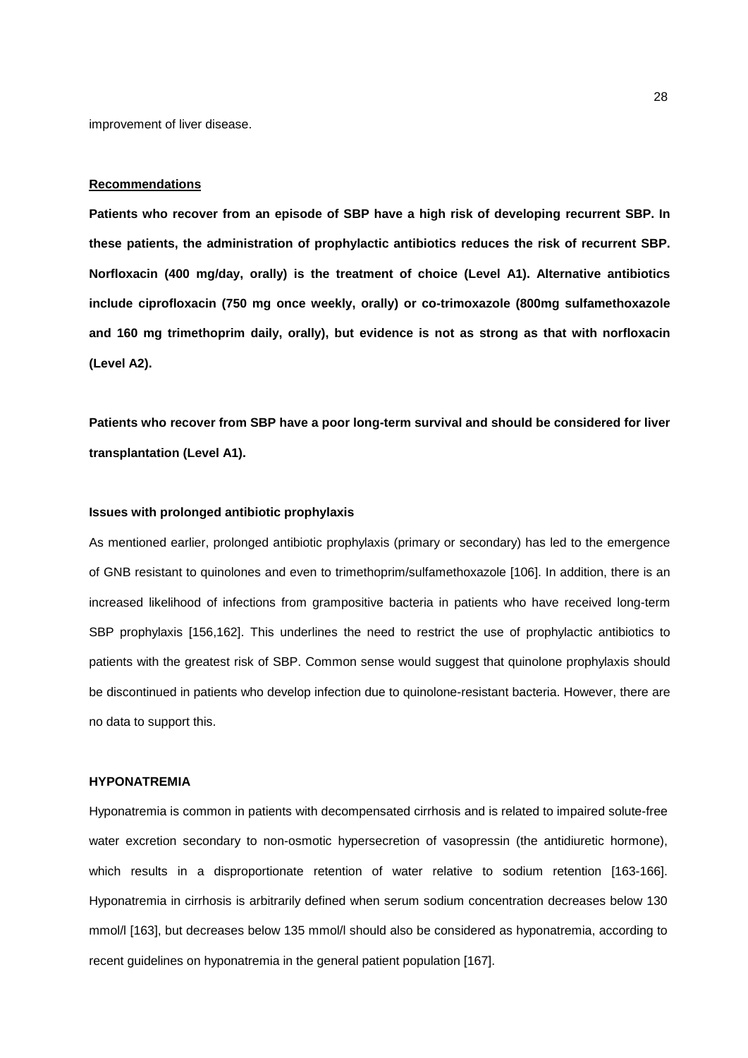improvement of liver disease.

**Recommendations**

**Patients who recover from an episode of SBP have a high risk of developing recurrent SBP. In these patients, the administration of prophylactic antibiotics reduces the risk of recurrent SBP. Norfloxacin (400 mg/day, orally) is the treatment of choice (Level A1). Alternative antibiotics include ciprofloxacin (750 mg once weekly, orally) or co-trimoxazole (800mg sulfamethoxazole and 160 mg trimethoprim daily, orally), but evidence is not as strong as that with norfloxacin (Level A2).**

**Patients who recover from SBP have a poor long-term survival and should be considered for liver transplantation (Level A1).**

### Issues with prolonged antibiotic prophylaxis

As mentioned earlier, prolonged antibiotic prophylaxis (primary or secondary) has led to the emergence of GNB resistant to quinolones and even to trimethoprim/sulfamethoxazole [106]. In addition, there is an increased likelihood of infections from grampositive bacteria in patients who have received long-term SBP prophylaxis [156,162]. This underlines the need to restrict the use of prophylactic antibiotics to patients with the greatest risk of SBP. Common sense would suggest that quinolone prophylaxis should be discontinued in patients who develop infection due to quinolone-resistant bacteria. However, there are no data to support this.

## HYPONATREMIA

Hyponatremia is common in patients with decompensated cirrhosis and is related to impaired solute-free water excretion secondary to non-osmotic hypersecretion of vasopressin (the antidiuretic hormone), which results in a disproportionate retention of water relative to sodium retention [163-166]. Hyponatremia in cirrhosis is arbitrarily defined when serum sodium concentration decreases below 130 mmol/l [163], but decreases below 135 mmol/l should also be considered as hyponatremia, according to recent guidelines on hyponatremia in the general patient population [167].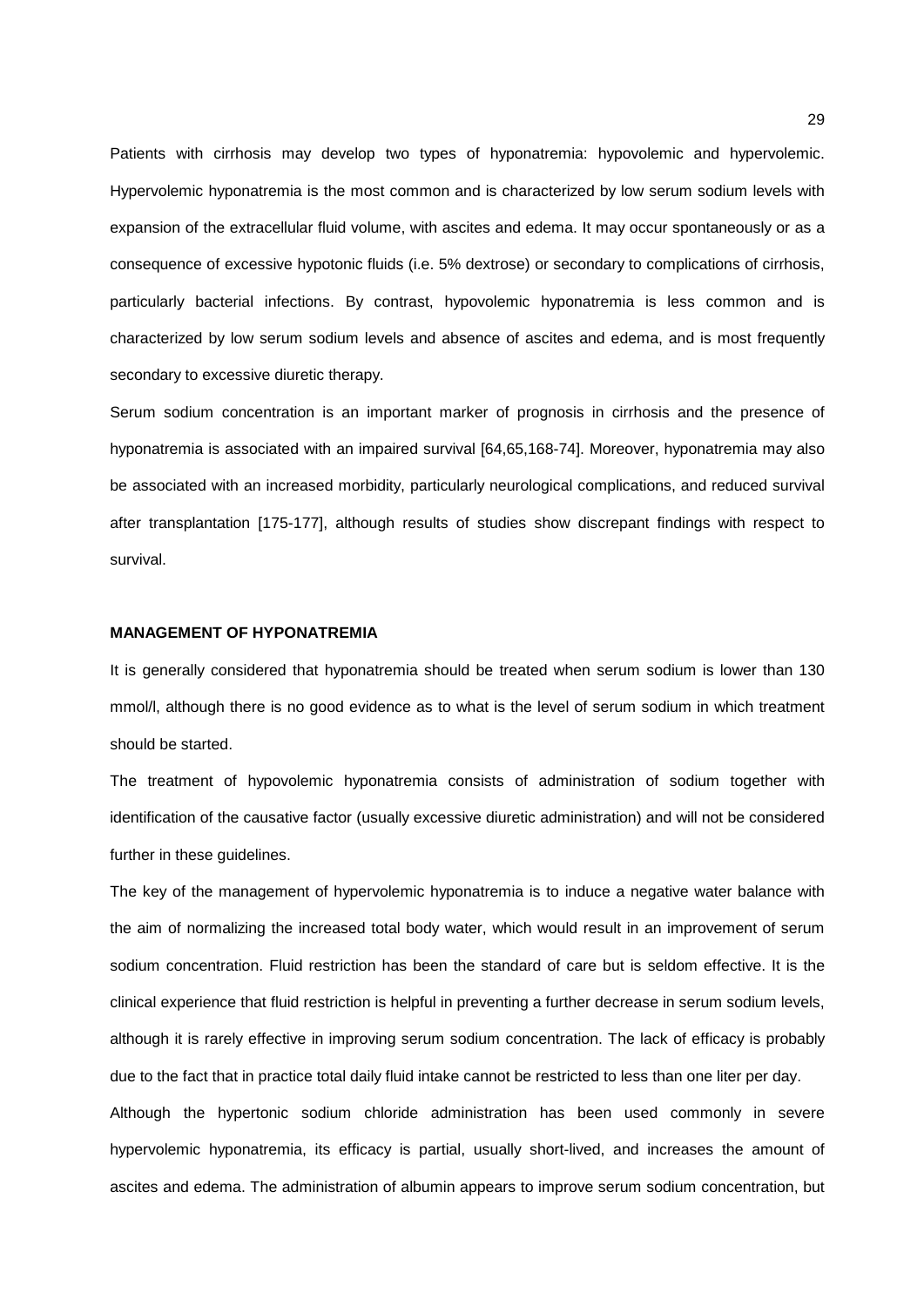Patients with cirrhosis may develop two types of hyponatremia: hypovolemic and hypervolemic. Hypervolemic hyponatremia is the most common and is characterized by low serum sodium levels with expansion of the extracellular fluid volume, with ascites and edema. It may occur spontaneously or as a consequence of excessive hypotonic fluids (i.e. 5% dextrose) or secondary to complications of cirrhosis, particularly bacterial infections. By contrast, hypovolemic hyponatremia is less common and is characterized by low serum sodium levels and absence of ascites and edema, and is most frequently secondary to excessive diuretic therapy.

Serum sodium concentration is an important marker of prognosis in cirrhosis and the presence of hyponatremia is associated with an impaired survival [64,65,168-74]. Moreover, hyponatremia may also be associated with an increased morbidity, particularly neurological complications, and reduced survival after transplantation [175-177], although results of studies show discrepant findings with respect to survival.

## MANAGEMENT OF HYPONATREMIA

It is generally considered that hyponatremia should be treated when serum sodium is lower than 130 mmol/l, although there is no good evidence as to what is the level of serum sodium in which treatment should be started.

The treatment of hypovolemic hyponatremia consists of administration of sodium together with identification of the causative factor (usually excessive diuretic administration) and will not be considered further in these guidelines.

The key of the management of hypervolemic hyponatremia is to induce a negative water balance with the aim of normalizing the increased total body water, which would result in an improvement of serum sodium concentration. Fluid restriction has been the standard of care but is seldom effective. It is the clinical experience that fluid restriction is helpful in preventing a further decrease in serum sodium levels, although it is rarely effective in improving serum sodium concentration. The lack of efficacy is probably due to the fact that in practice total daily fluid intake cannot be restricted to less than one liter per day.

Although the hypertonic sodium chloride administration has been used commonly in severe hypervolemic hyponatremia, its efficacy is partial, usually short-lived, and increases the amount of ascites and edema. The administration of albumin appears to improve serum sodium concentration, but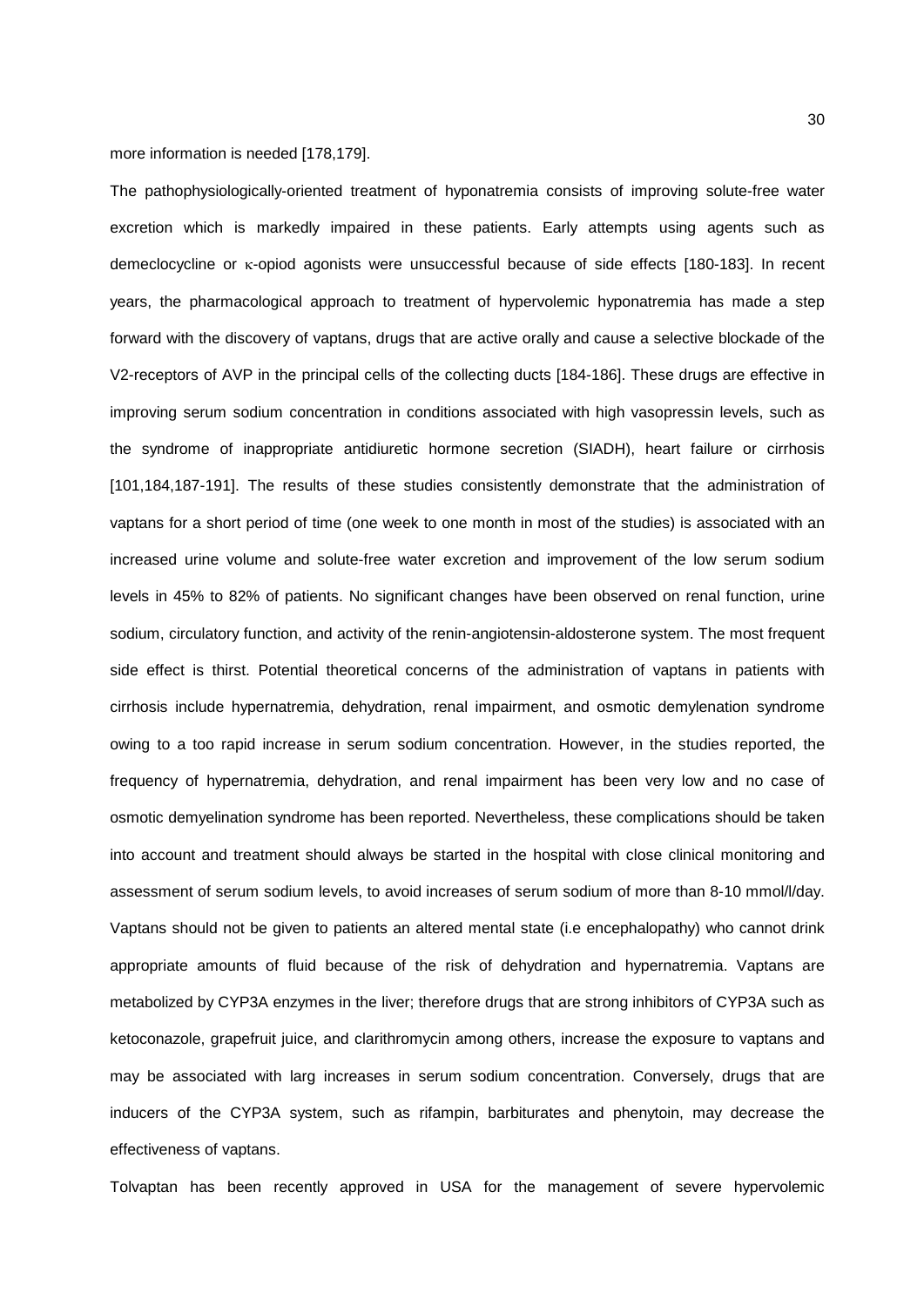more information is needed [178,179].

The pathophysiologically-oriented treatment of hyponatremia consists of improving solute-free water excretion which is markedly impaired in these patients. Early attempts using agents such as demeclocycline or κ-opiod agonists were unsuccessful because of side effects [180-183]. In recent years, the pharmacological approach to treatment of hypervolemic hyponatremia has made a step forward with the discovery of vaptans, drugs that are active orally and cause a selective blockade of the V2-receptors of AVP in the principal cells of the collecting ducts [184-186]. These drugs are effective in improving serum sodium concentration in conditions associated with high vasopressin levels, such as the syndrome of inappropriate antidiuretic hormone secretion (SIADH), heart failure or cirrhosis [101,184,187-191]. The results of these studies consistently demonstrate that the administration of vaptans for a short period of time (one week to one month in most of the studies) is associated with an increased urine volume and solute-free water excretion and improvement of the low serum sodium levels in 45% to 82% of patients. No significant changes have been observed on renal function, urine sodium, circulatory function, and activity of the renin-angiotensin-aldosterone system. The most frequent side effect is thirst. Potential theoretical concerns of the administration of vaptans in patients with cirrhosis include hypernatremia, dehydration, renal impairment, and osmotic demylenation syndrome owing to a too rapid increase in serum sodium concentration. However, in the studies reported, the frequency of hypernatremia, dehydration, and renal impairment has been very low and no case of osmotic demyelination syndrome has been reported. Nevertheless, these complications should be taken into account and treatment should always be started in the hospital with close clinical monitoring and assessment of serum sodium levels, to avoid increases of serum sodium of more than 8-10 mmol/l/day. Vaptans should not be given to patients an altered mental state (i.e encephalopathy) who cannot drink appropriate amounts of fluid because of the risk of dehydration and hypernatremia. Vaptans are metabolized by CYP3A enzymes in the liver; therefore drugs that are strong inhibitors of CYP3A such as ketoconazole, grapefruit juice, and clarithromycin among others, increase the exposure to vaptans and may be associated with larg increases in serum sodium concentration. Conversely, drugs that are inducers of the CYP3A system, such as rifampin, barbiturates and phenytoin, may decrease the effectiveness of vaptans.

Tolvaptan has been recently approved in USA for the management of severe hypervolemic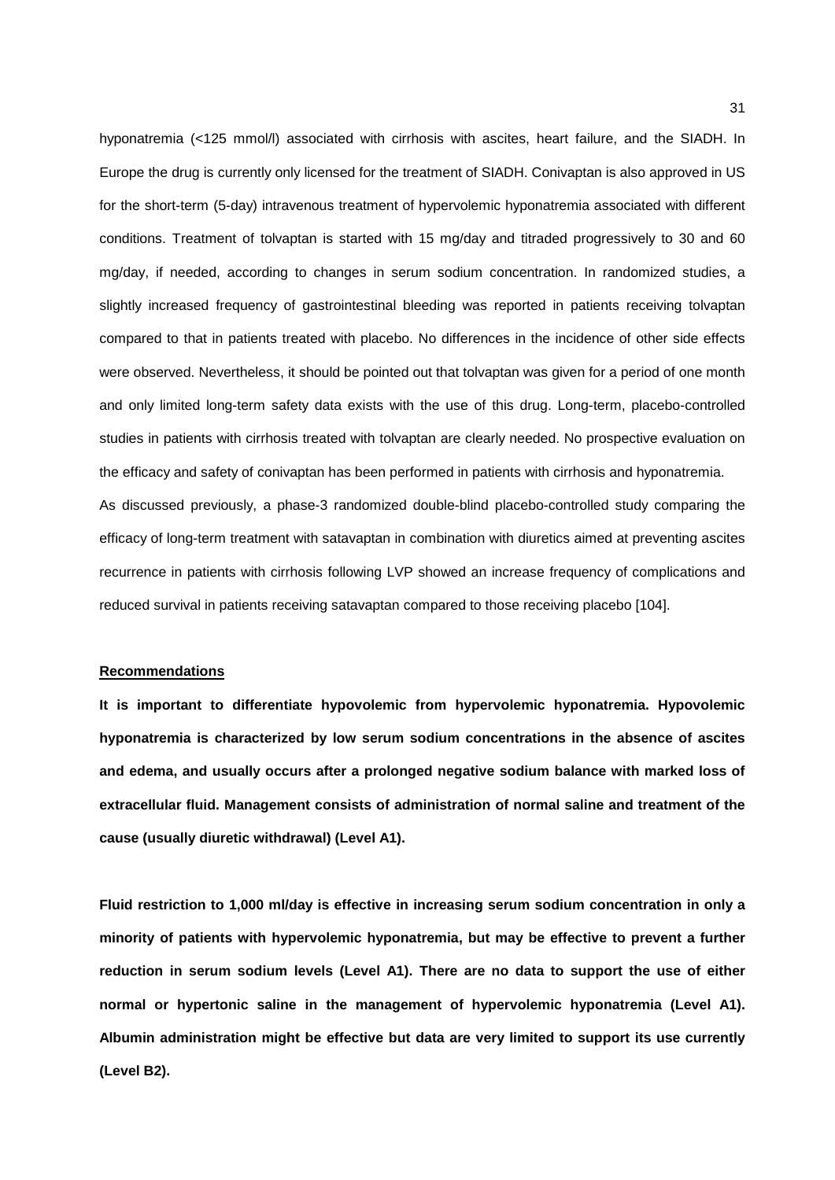hyponatremia (<125 mmol/l) associated with cirrhosis with ascites, heart failure, and the SIADH. In Europe the drug is currently only licensed for the treatment of SIADH. Conivaptan is also approved in US for the short-term (5-day) intravenous treatment of hypervolemic hyponatremia associated with different conditions. Treatment of tolvaptan is started with 15 mg/day and titraded progressively to 30 and 60 mg/day, if needed, according to changes in serum sodium concentration. In randomized studies, a slightly increased frequency of gastrointestinal bleeding was reported in patients receiving tolvaptan compared to that in patients treated with placebo. No differences in the incidence of other side effects were observed. Nevertheless, it should be pointed out that tolvaptan was given for a period of one month and only limited long-term safety data exists with the use of this drug. Long-term, placebo-controlled studies in patients with cirrhosis treated with tolvaptan are clearly needed. No prospective evaluation on the efficacy and safety of conivaptan has been performed in patients with cirrhosis and hyponatremia.

As discussed previously, a phase-3 randomized double-blind placebo-controlled study comparing the efficacy of long-term treatment with satavaptan in combination with diuretics aimed at preventing ascites recurrence in patients with cirrhosis following LVP showed an increase frequency of complications and reduced survival in patients receiving satavaptan compared to those receiving placebo [104].

**Recommendations**

**It is important to differentiate hypovolemic from hypervolemic hyponatremia. Hypovolemic hyponatremia is characterized by low serum sodium concentrations in the absence of ascites and edema, and usually occurs after a prolonged negative sodium balance with marked loss of extracellular fluid. Management consists of administration of normal saline and treatment of the cause (usually diuretic withdrawal) (Level A1).**

**Fluid restriction to 1,000 ml/day is effective in increasing serum sodium concentration in only a minority of patients with hypervolemic hyponatremia, but may be effective to prevent a further reduction in serum sodium levels (Level A1). There are no data to support the use of either normal or hypertonic saline in the management of hypervolemic hyponatremia (Level A1). Albumin administration might be effective but data are very limited to support its use currently (Level B2).**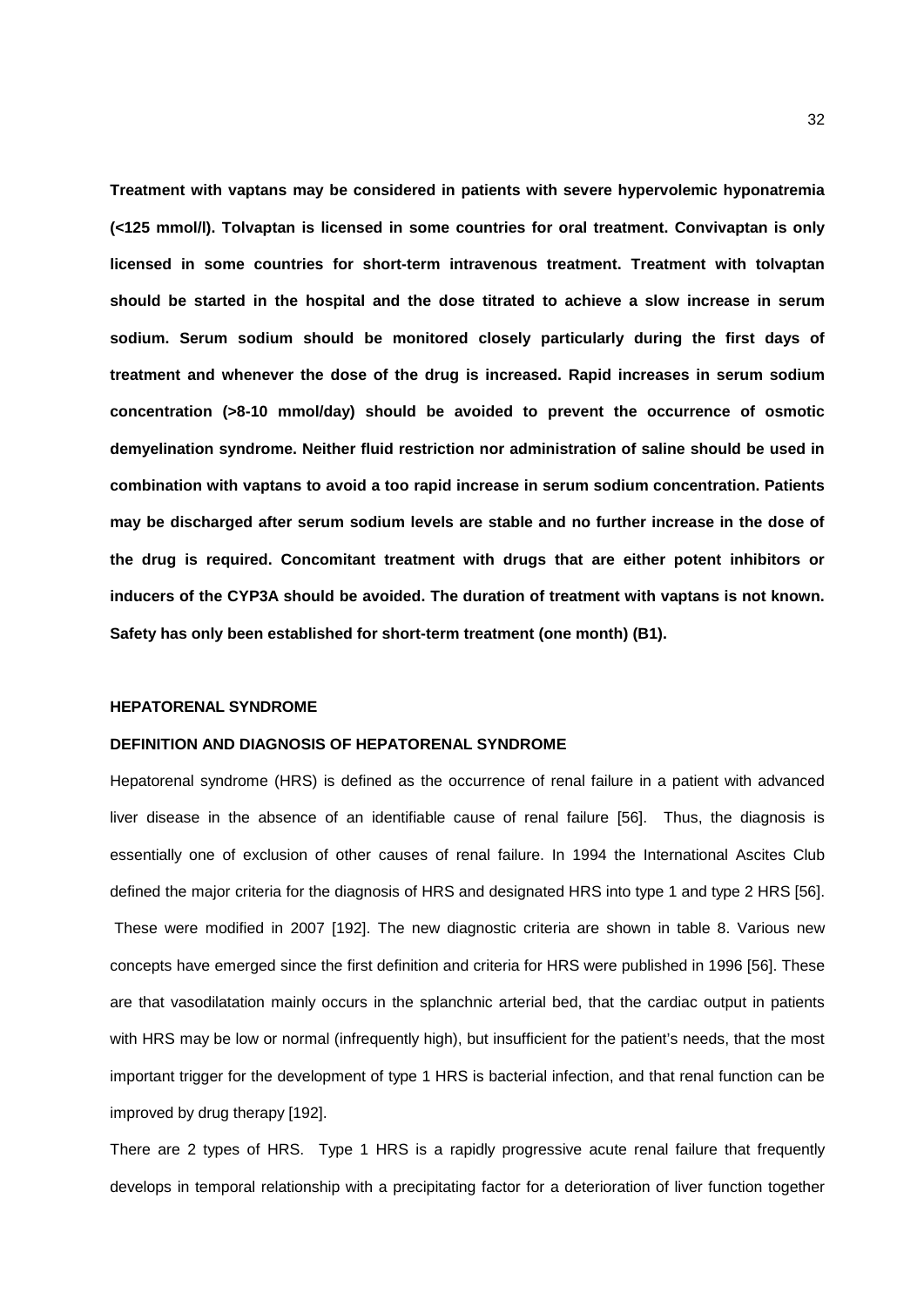**Treatment with vaptans may be considered in patients with severe hypervolemic hyponatremia (<125 mmol/l). Tolvaptan is licensed in some countries for oral treatment. Convivaptan is only licensed in some countries for short-term intravenous treatment. Treatment with tolvaptan should be started in the hospital and the dose titrated to achieve a slow increase in serum sodium. Serum sodium should be monitored closely particularly during the first days of treatment and whenever the dose of the drug is increased. Rapid increases in serum sodium concentration (>8-10 mmol/day) should be avoided to prevent the occurrence of osmotic demyelination syndrome. Neither fluid restriction nor administration of saline should be used in combination with vaptans to avoid a too rapid increase in serum sodium concentration. Patients may be discharged after serum sodium levels are stable and no further increase in the dose of the drug is required. Concomitant treatment with drugs that are either potent inhibitors or inducers of the CYP3A should be avoided. The duration of treatment with vaptans is not known. Safety has only been established for short-term treatment (one month) (B1).**

## HEPATORENAL SYNDROME

### DEFINITION AND DIAGNOSIS OF HEPATORENAL SYNDROME

Hepatorenal syndrome (HRS) is defined as the occurrence of renal failure in a patient with advanced liver disease in the absence of an identifiable cause of renal failure [56]. Thus, the diagnosis is essentially one of exclusion of other causes of renal failure. In 1994 the International Ascites Club defined the major criteria for the diagnosis of HRS and designated HRS into type 1 and type 2 HRS [56]. These were modified in 2007 [192]. The new diagnostic criteria are shown in table 8. Various new concepts have emerged since the first definition and criteria for HRS were published in 1996 [56]. These are that vasodilatation mainly occurs in the splanchnic arterial bed, that the cardiac output in patients with HRS may be low or normal (infrequently high), but insufficient for the patient's needs, that the most important trigger for the development of type 1 HRS is bacterial infection, and that renal function can be improved by drug therapy [192].

There are 2 types of HRS. Type 1 HRS is a rapidly progressive acute renal failure that frequently develops in temporal relationship with a precipitating factor for a deterioration of liver function together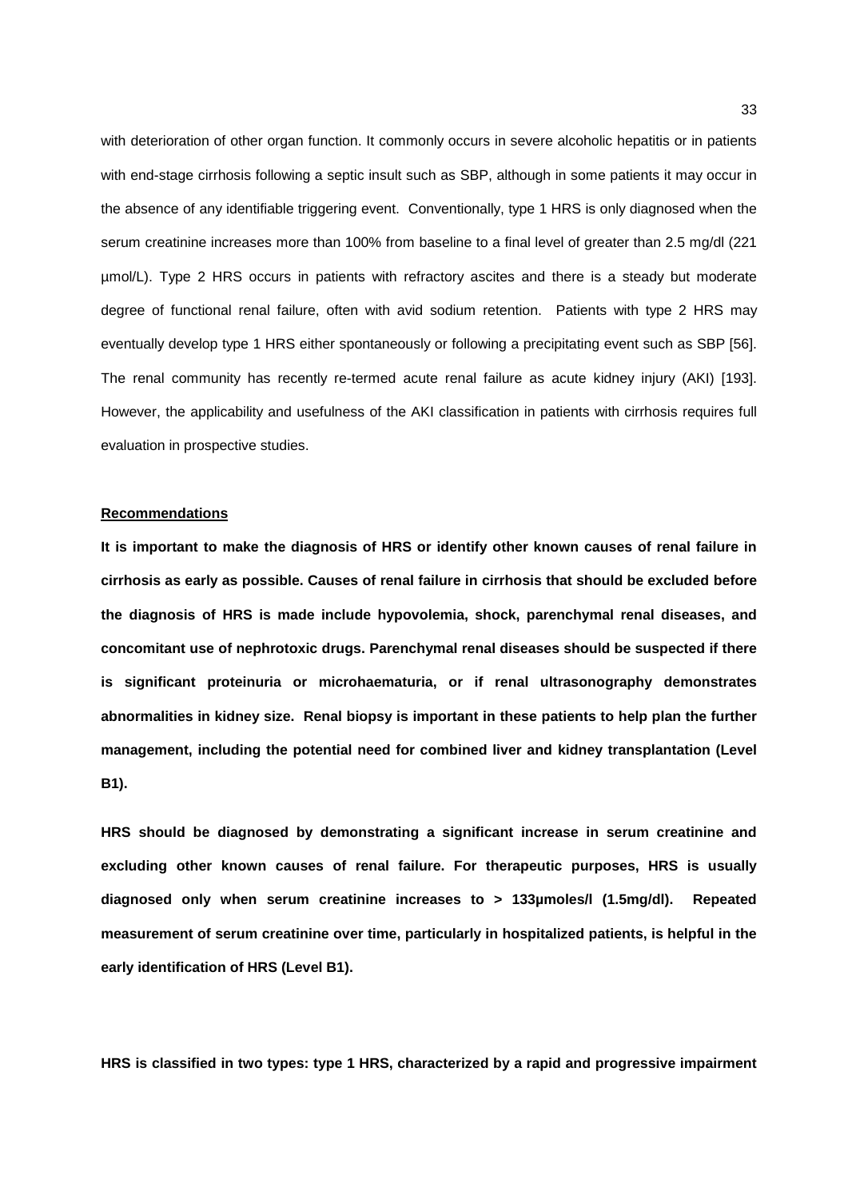with deterioration of other organ function. It commonly occurs in severe alcoholic hepatitis or in patients with end-stage cirrhosis following a septic insult such as SBP, although in some patients it may occur in the absence of any identifiable triggering event. Conventionally, type 1 HRS is only diagnosed when the serum creatinine increases more than 100% from baseline to a final level of greater than 2.5 mg/dl (221 µmol/L). Type 2 HRS occurs in patients with refractory ascites and there is a steady but moderate degree of functional renal failure, often with avid sodium retention. Patients with type 2 HRS may eventually develop type 1 HRS either spontaneously or following a precipitating event such as SBP [56]. The renal community has recently re-termed acute renal failure as acute kidney injury (AKI) [193]. However, the applicability and usefulness of the AKI classification in patients with cirrhosis requires full evaluation in prospective studies.

**Recommendations**

**It is important to make the diagnosis of HRS or identify other known causes of renal failure in cirrhosis as early as possible. Causes of renal failure in cirrhosis that should be excluded before the diagnosis of HRS is made include hypovolemia, shock, parenchymal renal diseases, and concomitant use of nephrotoxic drugs. Parenchymal renal diseases should be suspected if there is significant proteinuria or microhaematuria, or if renal ultrasonography demonstrates abnormalities in kidney size. Renal biopsy is important in these patients to help plan the further management, including the potential need for combined liver and kidney transplantation (Level B1).**

**HRS should be diagnosed by demonstrating a significant increase in serum creatinine and excluding other known causes of renal failure. For therapeutic purposes, HRS is usually diagnosed only when serum creatinine increases to > 133µmoles/l (1.5mg/dl). Repeated measurement of serum creatinine over time, particularly in hospitalized patients, is helpful in the early identification of HRS (Level B1).**

**HRS is classified in two types: type 1 HRS, characterized by a rapid and progressive impairment**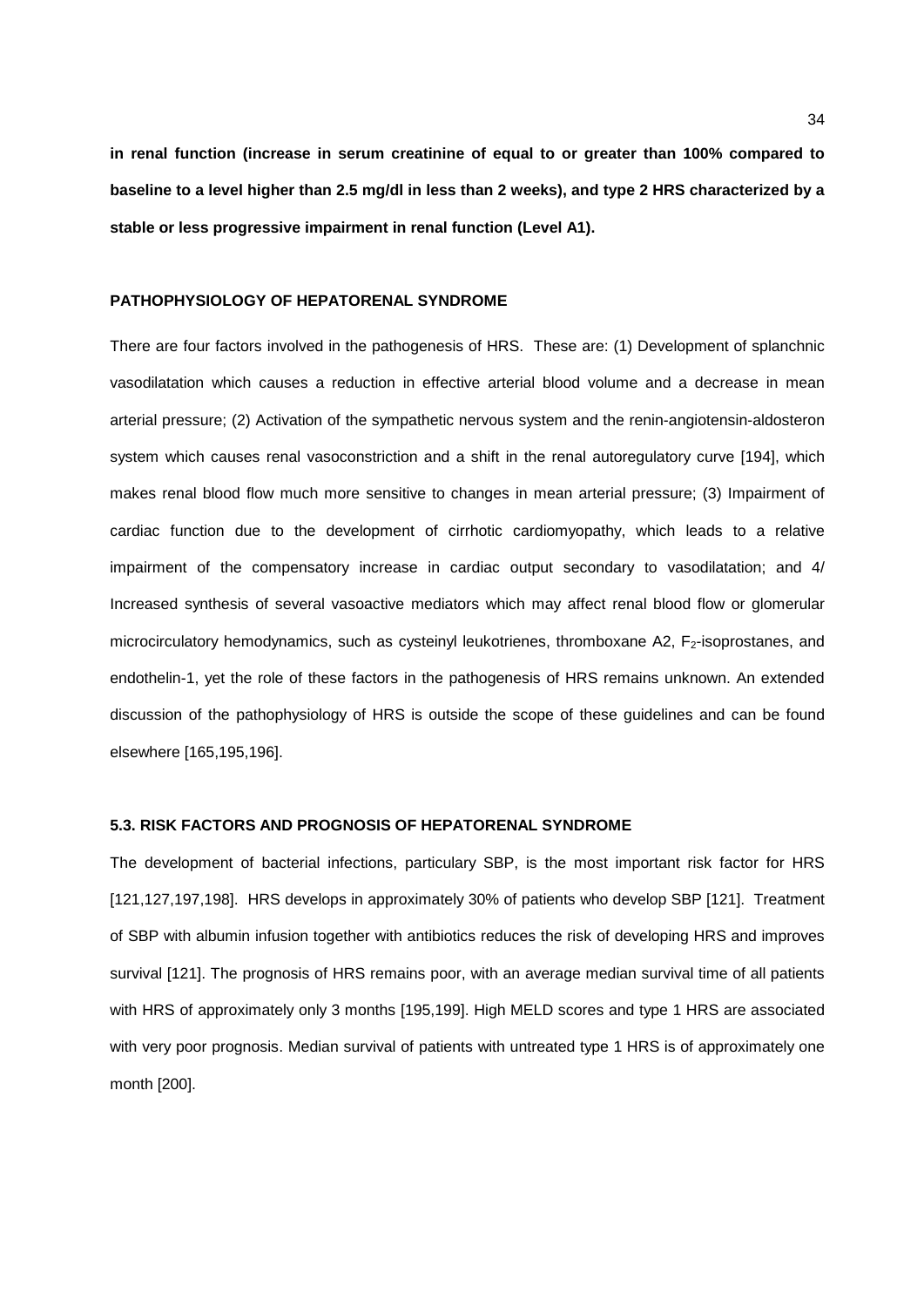**in renal function (increase in serum creatinine of equal to or greater than 100% compared to baseline to a level higher than 2.5 mg/dl in less than 2 weeks), and type 2 HRS characterized by a stable or less progressive impairment in renal function (Level A1).**

#### PATHOPHYSIOLOGY OF HEPATORENAL SYNDROME

There are four factors involved in the pathogenesis of HRS. These are: (1) Development of splanchnic vasodilatation which causes a reduction in effective arterial blood volume and a decrease in mean arterial pressure; (2) Activation of the sympathetic nervous system and the renin-angiotensin-aldosteron system which causes renal vasoconstriction and a shift in the renal autoregulatory curve [194], which makes renal blood flow much more sensitive to changes in mean arterial pressure; (3) Impairment of cardiac function due to the development of cirrhotic cardiomyopathy, which leads to a relative impairment of the compensatory increase in cardiac output secondary to vasodilatation; and 4/ Increased synthesis of several vasoactive mediators which may affect renal blood flow or glomerular microcirculatory hemodynamics, such as cysteinyl leukotrienes, thromboxane A2, $F_2$-isoprostanes, and endothelin-1, yet the role of these factors in the pathogenesis of HRS remains unknown. An extended discussion of the pathophysiology of HRS is outside the scope of these guidelines and can be found elsewhere [165,195,196].

#### 5.3. RISK FACTORS AND PROGNOSIS OF HEPATORENAL SYNDROME

The development of bacterial infections, particulary SBP, is the most important risk factor for HRS [121,127,197,198]. HRS develops in approximately 30% of patients who develop SBP [121]. Treatment of SBP with albumin infusion together with antibiotics reduces the risk of developing HRS and improves survival [121]. The prognosis of HRS remains poor, with an average median survival time of all patients with HRS of approximately only 3 months [195,199]. High MELD scores and type 1 HRS are associated with very poor prognosis. Median survival of patients with untreated type 1 HRS is of approximately one month [200].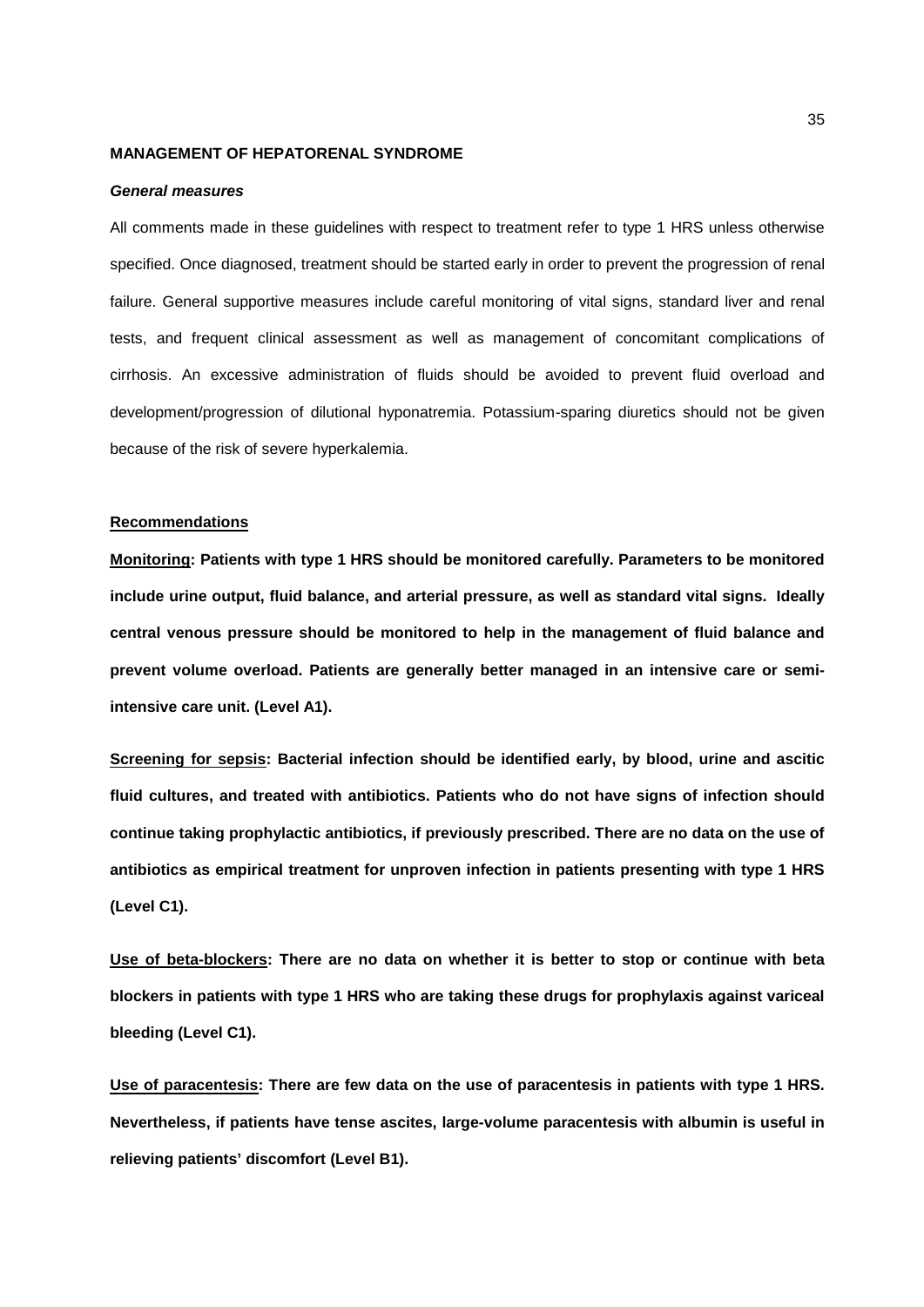## MANAGEMENT OF HEPATORENAL SYNDROME

### *General measures*

All comments made in these guidelines with respect to treatment refer to type 1 HRS unless otherwise specified. Once diagnosed, treatment should be started early in order to prevent the progression of renal failure. General supportive measures include careful monitoring of vital signs, standard liver and renal tests, and frequent clinical assessment as well as management of concomitant complications of cirrhosis. An excessive administration of fluids should be avoided to prevent fluid overload and development/progression of dilutional hyponatremia. Potassium-sparing diuretics should not be given because of the risk of severe hyperkalemia.

**Recommendations**

**Monitoring: Patients with type 1 HRS should be monitored carefully. Parameters to be monitored include urine output, fluid balance, and arterial pressure, as well as standard vital signs. Ideally central venous pressure should be monitored to help in the management of fluid balance and prevent volume overload. Patients are generally better managed in an intensive care or semi-intensive care unit. (Level A1).**

**Screening for sepsis: Bacterial infection should be identified early, by blood, urine and ascitic fluid cultures, and treated with antibiotics. Patients who do not have signs of infection should continue taking prophylactic antibiotics, if previously prescribed. There are no data on the use of antibiotics as empirical treatment for unproven infection in patients presenting with type 1 HRS (Level C1).**

**Use of beta-blockers: There are no data on whether it is better to stop or continue with beta blockers in patients with type 1 HRS who are taking these drugs for prophylaxis against variceal bleeding (Level C1).**

**Use of paracentesis: There are few data on the use of paracentesis in patients with type 1 HRS. Nevertheless, if patients have tense ascites, large-volume paracentesis with albumin is useful in relieving patients' discomfort (Level B1).**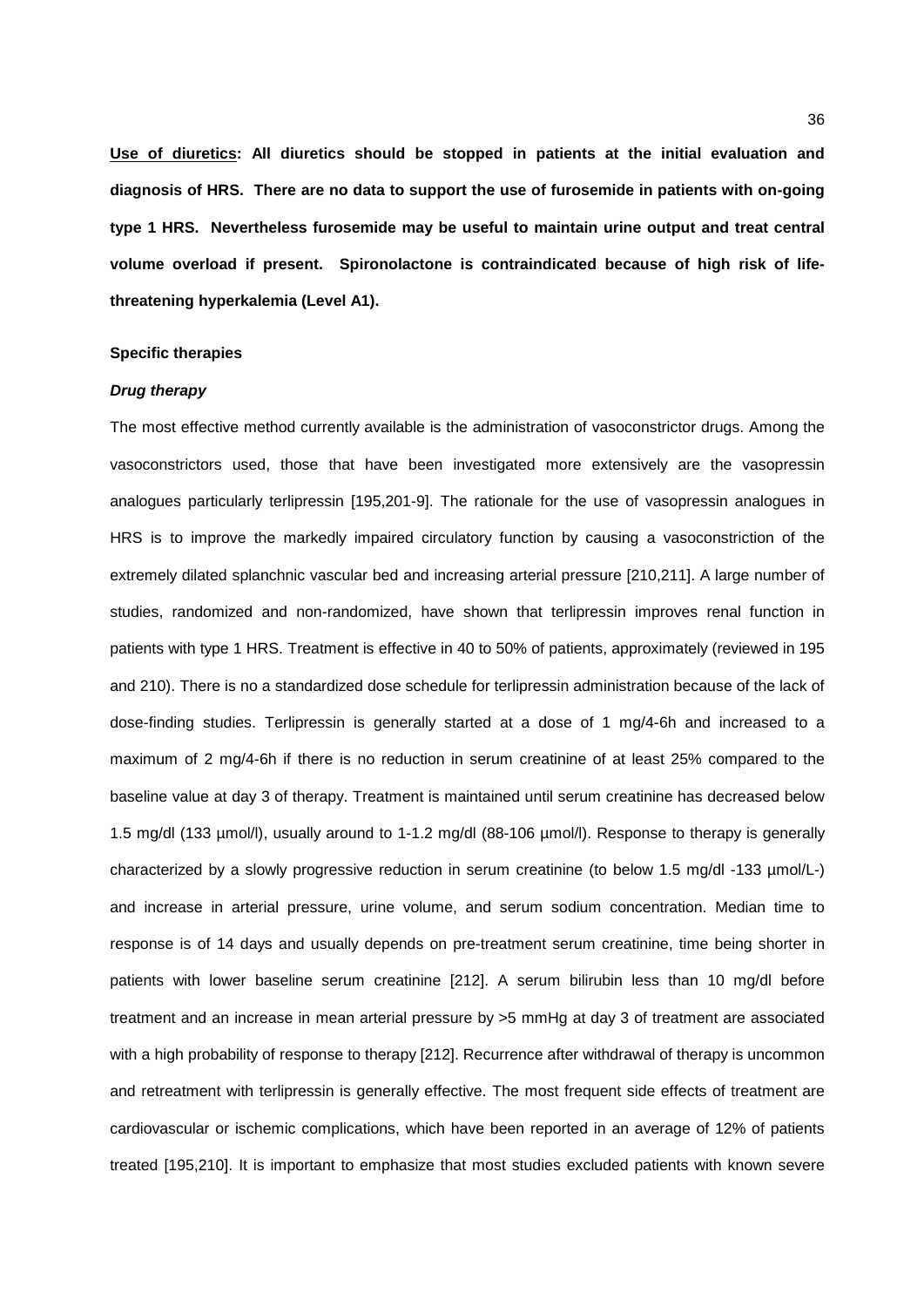**<u>Use of diuretics</u>: All diuretics should be stopped in patients at the initial evaluation and diagnosis of HRS. There are no data to support the use of furosemide in patients with on-going type 1 HRS. Nevertheless furosemide may be useful to maintain urine output and treat central volume overload if present. Spironolactone is contraindicated because of high risk of life-threatening hyperkalemia (Level A1).**

**Specific therapies**

***Drug therapy***

The most effective method currently available is the administration of vasoconstrictor drugs. Among the vasoconstrictors used, those that have been investigated more extensively are the vasopressin analogues particularly terlipressin [195,201-9]. The rationale for the use of vasopressin analogues in HRS is to improve the markedly impaired circulatory function by causing a vasoconstriction of the extremely dilated splanchnic vascular bed and increasing arterial pressure [210,211]. A large number of studies, randomized and non-randomized, have shown that terlipressin improves renal function in patients with type 1 HRS. Treatment is effective in 40 to 50% of patients, approximately (reviewed in 195 and 210). There is no a standardized dose schedule for terlipressin administration because of the lack of dose-finding studies. Terlipressin is generally started at a dose of 1 mg/4-6h and increased to a maximum of 2 mg/4-6h if there is no reduction in serum creatinine of at least 25% compared to the baseline value at day 3 of therapy. Treatment is maintained until serum creatinine has decreased below 1.5 mg/dl (133 µmol/l), usually around to 1-1.2 mg/dl (88-106 µmol/l). Response to therapy is generally characterized by a slowly progressive reduction in serum creatinine (to below 1.5 mg/dl -133 µmol/L-) and increase in arterial pressure, urine volume, and serum sodium concentration. Median time to response is of 14 days and usually depends on pre-treatment serum creatinine, time being shorter in patients with lower baseline serum creatinine [212]. A serum bilirubin less than 10 mg/dl before treatment and an increase in mean arterial pressure by >5 mmHg at day 3 of treatment are associated with a high probability of response to therapy [212]. Recurrence after withdrawal of therapy is uncommon and retreatment with terlipressin is generally effective. The most frequent side effects of treatment are cardiovascular or ischemic complications, which have been reported in an average of 12% of patients treated [195,210]. It is important to emphasize that most studies excluded patients with known severe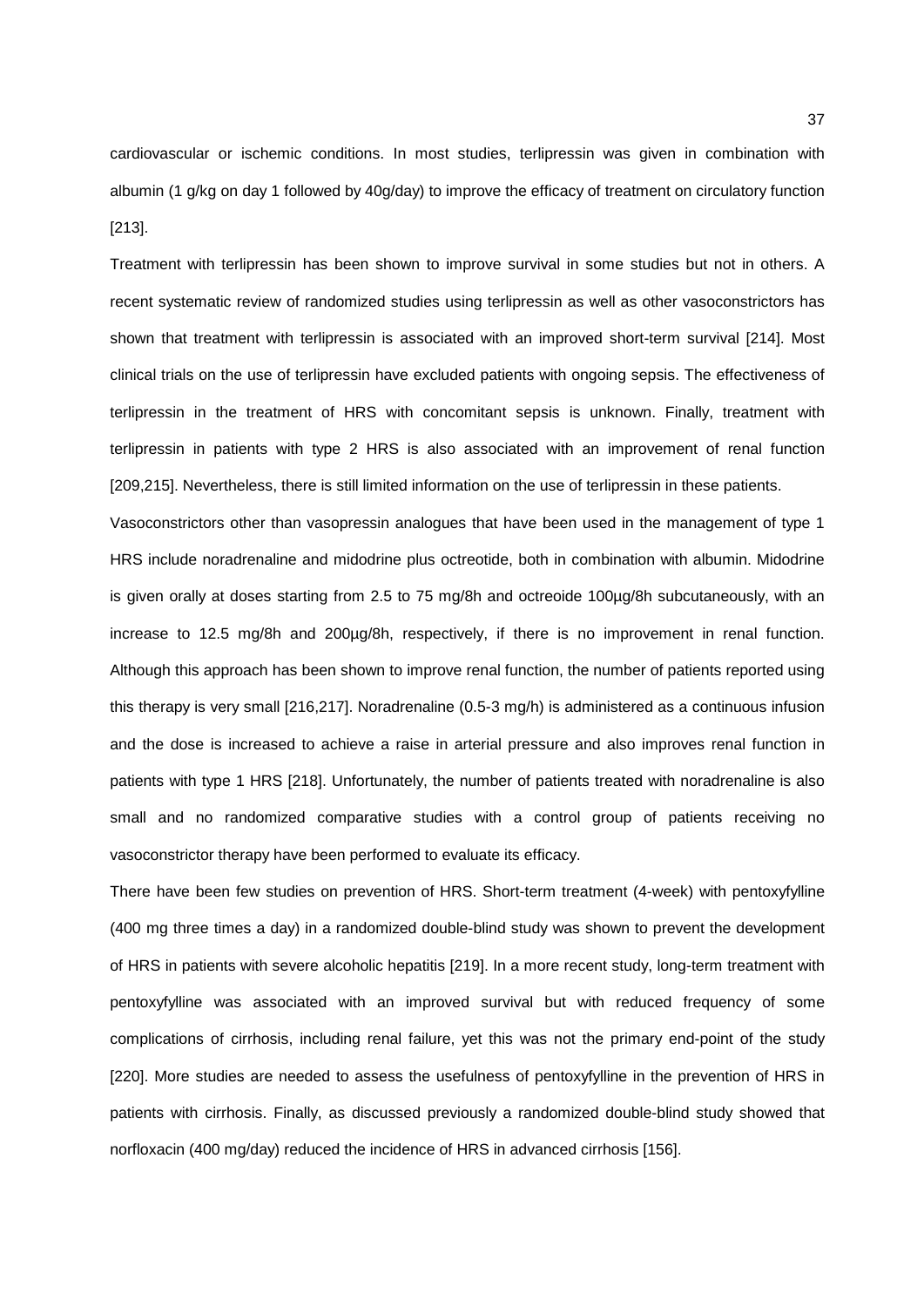cardiovascular or ischemic conditions. In most studies, terlipressin was given in combination with albumin (1 g/kg on day 1 followed by 40g/day) to improve the efficacy of treatment on circulatory function [213].

Treatment with terlipressin has been shown to improve survival in some studies but not in others. A recent systematic review of randomized studies using terlipressin as well as other vasoconstrictors has shown that treatment with terlipressin is associated with an improved short-term survival [214]. Most clinical trials on the use of terlipressin have excluded patients with ongoing sepsis. The effectiveness of terlipressin in the treatment of HRS with concomitant sepsis is unknown. Finally, treatment with terlipressin in patients with type 2 HRS is also associated with an improvement of renal function [209,215]. Nevertheless, there is still limited information on the use of terlipressin in these patients.

Vasoconstrictors other than vasopressin analogues that have been used in the management of type 1 HRS include noradrenaline and midodrine plus octreotide, both in combination with albumin. Midodrine is given orally at doses starting from 2.5 to 75 mg/8h and octreoide 100µg/8h subcutaneously, with an increase to 12.5 mg/8h and 200µg/8h, respectively, if there is no improvement in renal function. Although this approach has been shown to improve renal function, the number of patients reported using this therapy is very small [216,217]. Noradrenaline (0.5-3 mg/h) is administered as a continuous infusion and the dose is increased to achieve a raise in arterial pressure and also improves renal function in patients with type 1 HRS [218]. Unfortunately, the number of patients treated with noradrenaline is also small and no randomized comparative studies with a control group of patients receiving no vasoconstrictor therapy have been performed to evaluate its efficacy.

There have been few studies on prevention of HRS. Short-term treatment (4-week) with pentoxyfylline (400 mg three times a day) in a randomized double-blind study was shown to prevent the development of HRS in patients with severe alcoholic hepatitis [219]. In a more recent study, long-term treatment with pentoxyfylline was associated with an improved survival but with reduced frequency of some complications of cirrhosis, including renal failure, yet this was not the primary end-point of the study [220]. More studies are needed to assess the usefulness of pentoxyfylline in the prevention of HRS in patients with cirrhosis. Finally, as discussed previously a randomized double-blind study showed that norfloxacin (400 mg/day) reduced the incidence of HRS in advanced cirrhosis [156].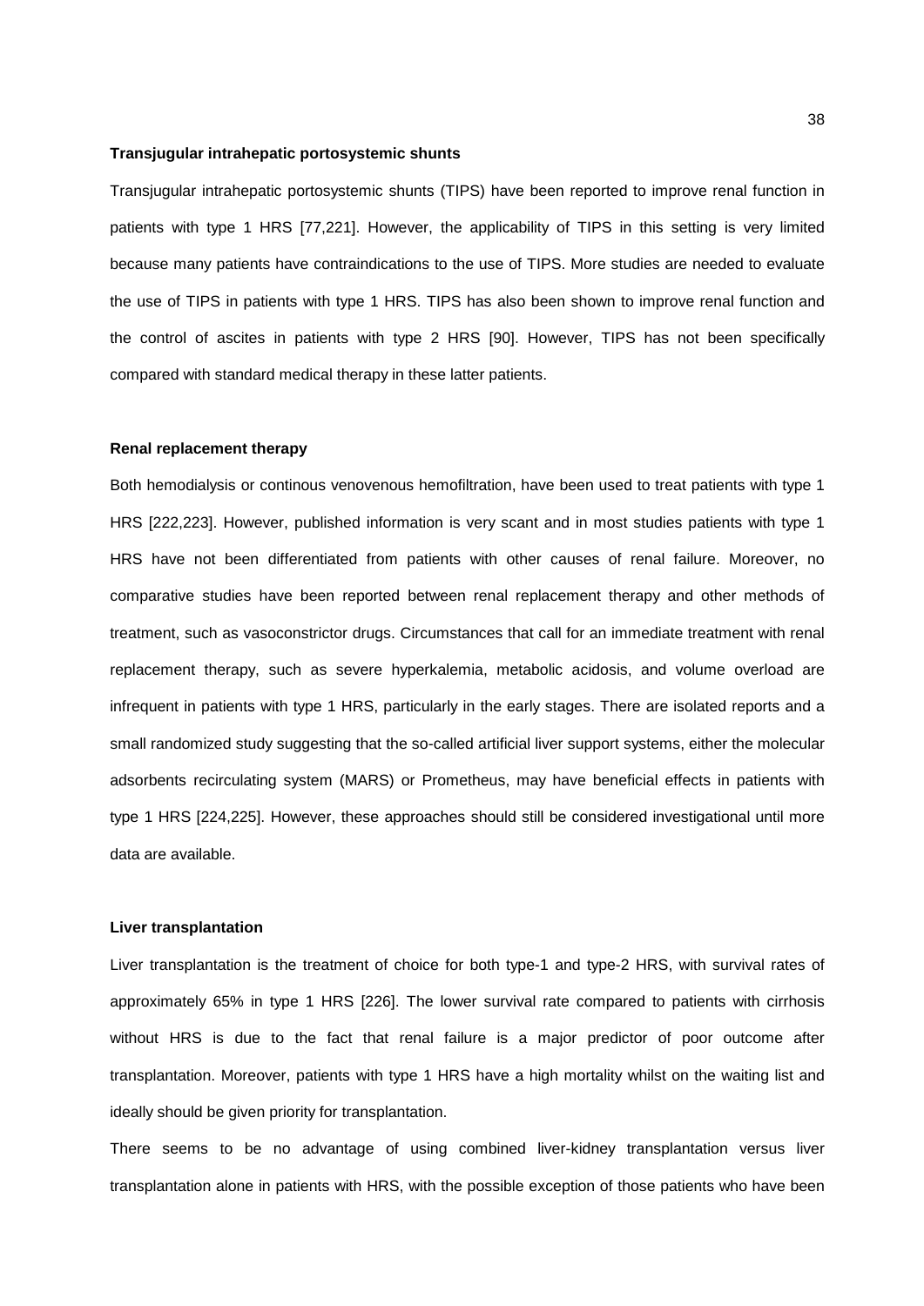**Transjugular intrahepatic portosystemic shunts**

Transjugular intrahepatic portosystemic shunts (TIPS) have been reported to improve renal function in patients with type 1 HRS [77,221]. However, the applicability of TIPS in this setting is very limited because many patients have contraindications to the use of TIPS. More studies are needed to evaluate the use of TIPS in patients with type 1 HRS. TIPS has also been shown to improve renal function and the control of ascites in patients with type 2 HRS [90]. However, TIPS has not been specifically compared with standard medical therapy in these latter patients.

**Renal replacement therapy**

Both hemodialysis or continous venovenous hemofiltration, have been used to treat patients with type 1 HRS [222,223]. However, published information is very scant and in most studies patients with type 1 HRS have not been differentiated from patients with other causes of renal failure. Moreover, no comparative studies have been reported between renal replacement therapy and other methods of treatment, such as vasoconstrictor drugs. Circumstances that call for an immediate treatment with renal replacement therapy, such as severe hyperkalemia, metabolic acidosis, and volume overload are infrequent in patients with type 1 HRS, particularly in the early stages. There are isolated reports and a small randomized study suggesting that the so-called artificial liver support systems, either the molecular adsorbents recirculating system (MARS) or Prometheus, may have beneficial effects in patients with type 1 HRS [224,225]. However, these approaches should still be considered investigational until more data are available.

**Liver transplantation**

Liver transplantation is the treatment of choice for both type-1 and type-2 HRS, with survival rates of approximately 65% in type 1 HRS [226]. The lower survival rate compared to patients with cirrhosis without HRS is due to the fact that renal failure is a major predictor of poor outcome after transplantation. Moreover, patients with type 1 HRS have a high mortality whilst on the waiting list and ideally should be given priority for transplantation.

There seems to be no advantage of using combined liver-kidney transplantation versus liver transplantation alone in patients with HRS, with the possible exception of those patients who have been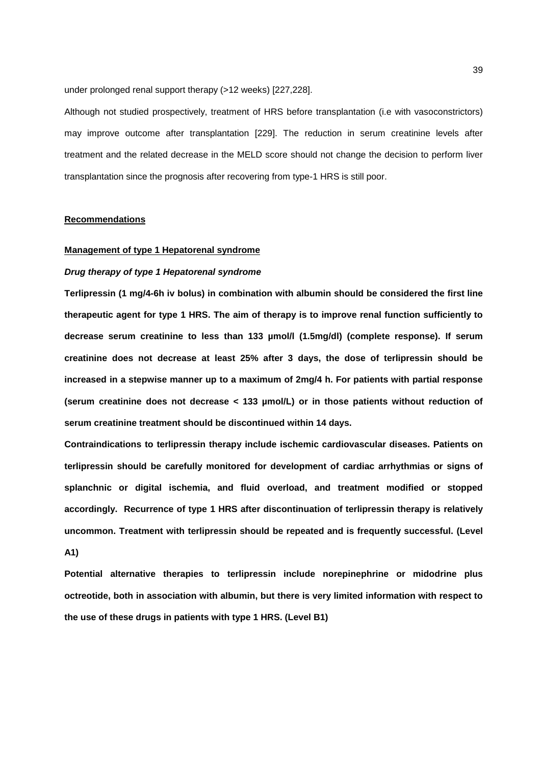under prolonged renal support therapy (>12 weeks) [227,228].

Although not studied prospectively, treatment of HRS before transplantation (i.e with vasoconstrictors) may improve outcome after transplantation [229]. The reduction in serum creatinine levels after treatment and the related decrease in the MELD score should not change the decision to perform liver transplantation since the prognosis after recovering from type-1 HRS is still poor.

**Recommendations**

**Management of type 1 Hepatorenal syndrome**

***Drug therapy of type 1 Hepatorenal syndrome***

**Terlipressin (1 mg/4-6h iv bolus) in combination with albumin should be considered the first line therapeutic agent for type 1 HRS. The aim of therapy is to improve renal function sufficiently to decrease serum creatinine to less than 133 µmol/l (1.5mg/dl) (complete response). If serum creatinine does not decrease at least 25% after 3 days, the dose of terlipressin should be increased in a stepwise manner up to a maximum of 2mg/4 h. For patients with partial response (serum creatinine does not decrease < 133 µmol/L) or in those patients without reduction of serum creatinine treatment should be discontinued within 14 days.**

**Contraindications to terlipressin therapy include ischemic cardiovascular diseases. Patients on terlipressin should be carefully monitored for development of cardiac arrhythmias or signs of splanchnic or digital ischemia, and fluid overload, and treatment modified or stopped accordingly. Recurrence of type 1 HRS after discontinuation of terlipressin therapy is relatively uncommon. Treatment with terlipressin should be repeated and is frequently successful. (Level A1)**

**Potential alternative therapies to terlipressin include norepinephrine or midodrine plus octreotide, both in association with albumin, but there is very limited information with respect to the use of these drugs in patients with type 1 HRS. (Level B1)**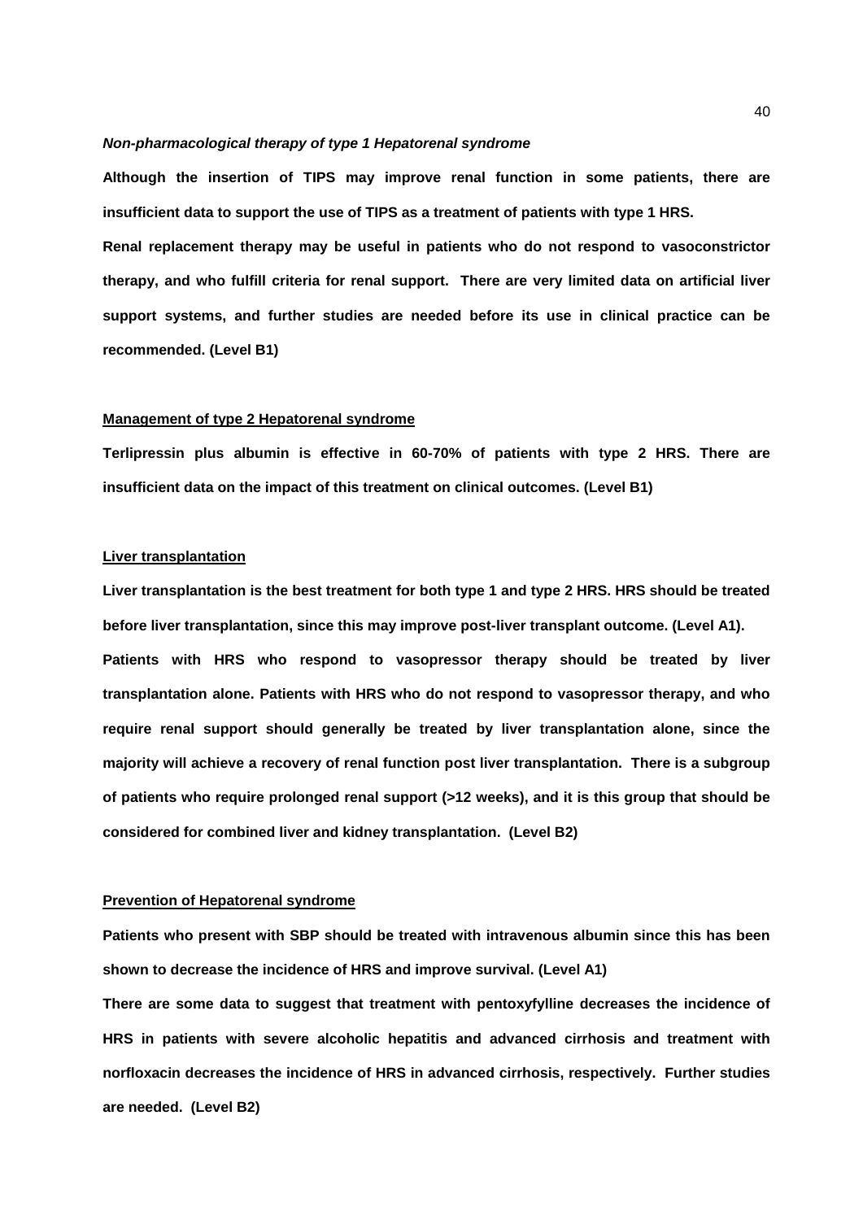***Non-pharmacological therapy of type 1 Hepatorenal syndrome***

**Although the insertion of TIPS may improve renal function in some patients, there are insufficient data to support the use of TIPS as a treatment of patients with type 1 HRS.**

**Renal replacement therapy may be useful in patients who do not respond to vasoconstrictor therapy, and who fulfill criteria for renal support. There are very limited data on artificial liver support systems, and further studies are needed before its use in clinical practice can be recommended. (Level B1)**

**<u>Management of type 2 Hepatorenal syndrome</u>**

**Terlipressin plus albumin is effective in 60-70% of patients with type 2 HRS. There are insufficient data on the impact of this treatment on clinical outcomes. (Level B1)**

**<u>Liver transplantation</u>**

**Liver transplantation is the best treatment for both type 1 and type 2 HRS. HRS should be treated before liver transplantation, since this may improve post-liver transplant outcome. (Level A1).**

**Patients with HRS who respond to vasopressor therapy should be treated by liver transplantation alone. Patients with HRS who do not respond to vasopressor therapy, and who require renal support should generally be treated by liver transplantation alone, since the majority will achieve a recovery of renal function post liver transplantation. There is a subgroup of patients who require prolonged renal support (>12 weeks), and it is this group that should be considered for combined liver and kidney transplantation. (Level B2)**

**<u>Prevention of Hepatorenal syndrome</u>**

**Patients who present with SBP should be treated with intravenous albumin since this has been shown to decrease the incidence of HRS and improve survival. (Level A1)**

**There are some data to suggest that treatment with pentoxyfylline decreases the incidence of HRS in patients with severe alcoholic hepatitis and advanced cirrhosis and treatment with norfloxacin decreases the incidence of HRS in advanced cirrhosis, respectively. Further studies are needed. (Level B2)**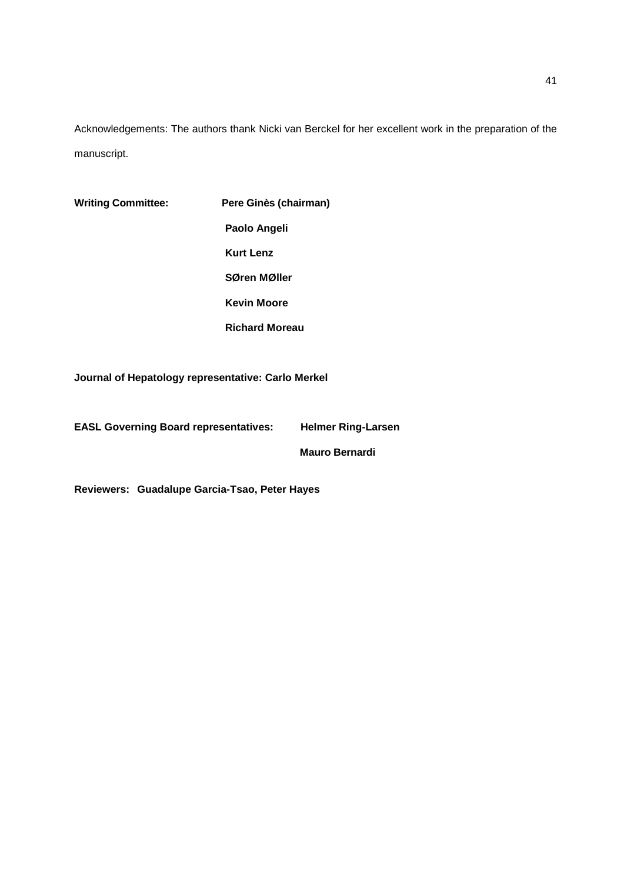Acknowledgements: The authors thank Nicki van Berckel for her excellent work in the preparation of the manuscript.

**Writing Committee:** **Pere Ginès (chairman)**

**Paolo Angeli**

**Kurt Lenz**

**SØren MØller**

**Kevin Moore**

**Richard Moreau**

**Journal of Hepatology representative: Carlo Merkel**

**EASL Governing Board representatives:** **Helmer Ring-Larsen**

**Mauro Bernardi**

**Reviewers: Guadalupe Garcia-Tsao, Peter Hayes**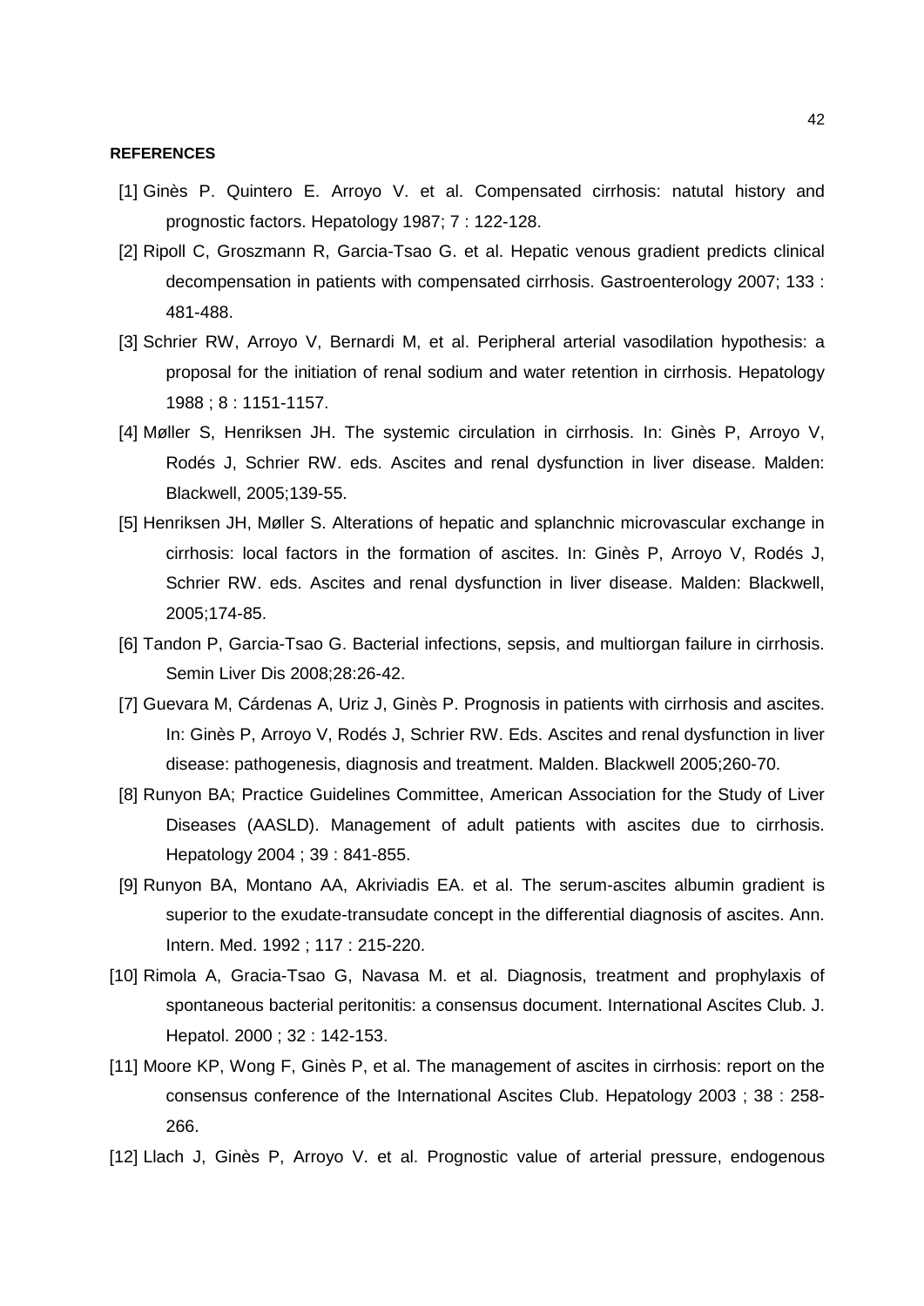**REFERENCES**

[1] Ginès P. Quintero E. Arroyo V. et al. Compensated cirrhosis: natutal history and prognostic factors. Hepatology 1987; 7 : 122-128.

[2] Ripoll C, Groszmann R, Garcia-Tsao G. et al. Hepatic venous gradient predicts clinical decompensation in patients with compensated cirrhosis. Gastroenterology 2007; 133 : 481-488.

[3] Schrier RW, Arroyo V, Bernardi M, et al. Peripheral arterial vasodilation hypothesis: a proposal for the initiation of renal sodium and water retention in cirrhosis. Hepatology 1988 ; 8 : 1151-1157.

[4] Møller S, Henriksen JH. The systemic circulation in cirrhosis. In: Ginès P, Arroyo V, Rodés J, Schrier RW. eds. Ascites and renal dysfunction in liver disease. Malden: Blackwell, 2005;139-55.

[5] Henriksen JH, Møller S. Alterations of hepatic and splanchnic microvascular exchange in cirrhosis: local factors in the formation of ascites. In: Ginès P, Arroyo V, Rodés J, Schrier RW. eds. Ascites and renal dysfunction in liver disease. Malden: Blackwell, 2005;174-85.

[6] Tandon P, Garcia-Tsao G. Bacterial infections, sepsis, and multiorgan failure in cirrhosis. Semin Liver Dis 2008;28:26-42.

[7] Guevara M, Cárdenas A, Uriz J, Ginès P. Prognosis in patients with cirrhosis and ascites. In: Ginès P, Arroyo V, Rodés J, Schrier RW. Eds. Ascites and renal dysfunction in liver disease: pathogenesis, diagnosis and treatment. Malden. Blackwell 2005;260-70.

[8] Runyon BA; Practice Guidelines Committee, American Association for the Study of Liver Diseases (AASLD). Management of adult patients with ascites due to cirrhosis. Hepatology 2004 ; 39 : 841-855.

[9] Runyon BA, Montano AA, Akriviadis EA. et al. The serum-ascites albumin gradient is superior to the exudate-transudate concept in the differential diagnosis of ascites. Ann. Intern. Med. 1992 ; 117 : 215-220.

[10] Rimola A, Gracia-Tsao G, Navasa M. et al. Diagnosis, treatment and prophylaxis of spontaneous bacterial peritonitis: a consensus document. International Ascites Club. J. Hepatol. 2000 ; 32 : 142-153.

[11] Moore KP, Wong F, Ginès P, et al. The management of ascites in cirrhosis: report on the consensus conference of the International Ascites Club. Hepatology 2003 ; 38 : 258-266.

[12] Llach J, Ginès P, Arroyo V. et al. Prognostic value of arterial pressure, endogenous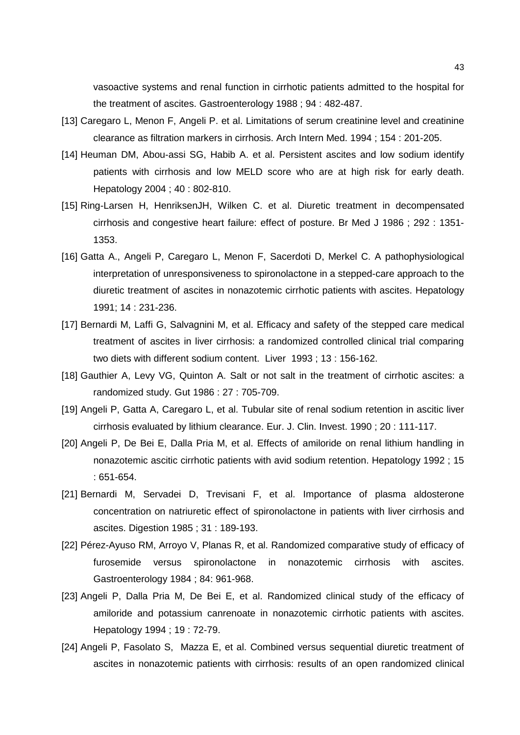vasoactive systems and renal function in cirrhotic patients admitted to the hospital for the treatment of ascites. Gastroenterology 1988 ; 94 : 482-487.

[13] Caregaro L, Menon F, Angeli P. et al. Limitations of serum creatinine level and creatinine clearance as filtration markers in cirrhosis. Arch Intern Med. 1994 ; 154 : 201-205.

[14] Heuman DM, Abou-assi SG, Habib A. et al. Persistent ascites and low sodium identify patients with cirrhosis and low MELD score who are at high risk for early death. Hepatology 2004 ; 40 : 802-810.

[15] Ring-Larsen H, HenriksenJH, Wilken C. et al. Diuretic treatment in decompensated cirrhosis and congestive heart failure: effect of posture. Br Med J 1986 ; 292 : 1351-1353.

[16] Gatta A., Angeli P, Caregaro L, Menon F, Sacerdoti D, Merkel C. A pathophysiological interpretation of unresponsiveness to spironolactone in a stepped-care approach to the diuretic treatment of ascites in nonazotemic cirrhotic patients with ascites. Hepatology 1991; 14 : 231-236.

[17] Bernardi M, Laffi G, Salvagnini M, et al. Efficacy and safety of the stepped care medical treatment of ascites in liver cirrhosis: a randomized controlled clinical trial comparing two diets with different sodium content. Liver 1993 ; 13 : 156-162.

[18] Gauthier A, Levy VG, Quinton A. Salt or not salt in the treatment of cirrhotic ascites: a randomized study. Gut 1986 : 27 : 705-709.

[19] Angeli P, Gatta A, Caregaro L, et al. Tubular site of renal sodium retention in ascitic liver cirrhosis evaluated by lithium clearance. Eur. J. Clin. Invest. 1990 ; 20 : 111-117.

[20] Angeli P, De Bei E, Dalla Pria M, et al. Effects of amiloride on renal lithium handling in nonazotemic ascitic cirrhotic patients with avid sodium retention. Hepatology 1992 ; 15 : 651-654.

[21] Bernardi M, Servadei D, Trevisani F, et al. Importance of plasma aldosterone concentration on natriuretic effect of spironolactone in patients with liver cirrhosis and ascites. Digestion 1985 ; 31 : 189-193.

[22] Pérez-Ayuso RM, Arroyo V, Planas R, et al. Randomized comparative study of efficacy of furosemide versus spironolactone in nonazotemic cirrhosis with ascites. Gastroenterology 1984 ; 84: 961-968.

[23] Angeli P, Dalla Pria M, De Bei E, et al. Randomized clinical study of the efficacy of amiloride and potassium canrenoate in nonazotemic cirrhotic patients with ascites. Hepatology 1994 ; 19 : 72-79.

[24] Angeli P, Fasolato S, Mazza E, et al. Combined versus sequential diuretic treatment of ascites in nonazotemic patients with cirrhosis: results of an open randomized clinical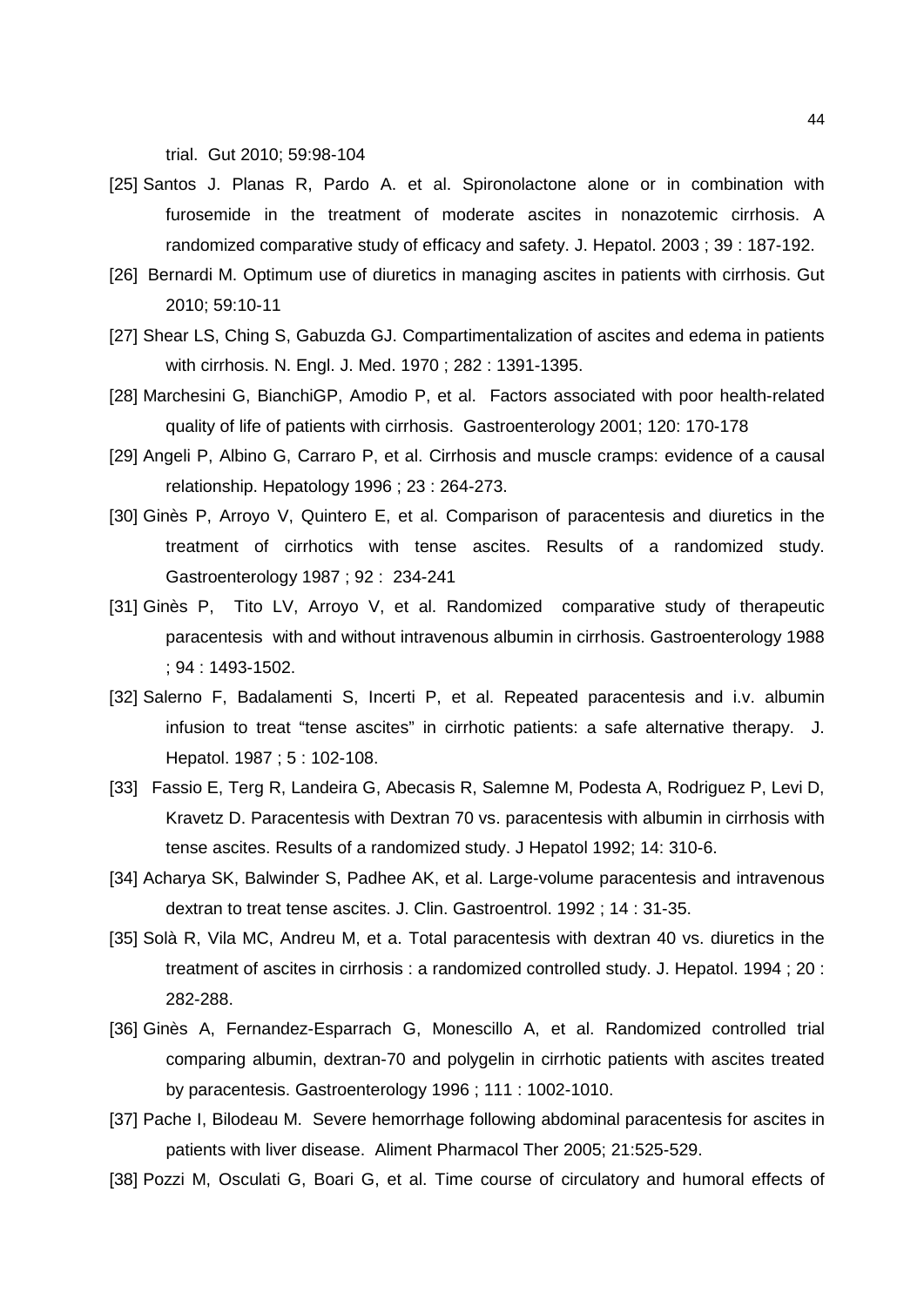trial. Gut 2010; 59:98-104

[25] Santos J. Planas R, Pardo A. et al. Spironolactone alone or in combination with furosemide in the treatment of moderate ascites in nonazotemic cirrhosis. A randomized comparative study of efficacy and safety. J. Hepatol. 2003 ; 39 : 187-192.

[26] Bernardi M. Optimum use of diuretics in managing ascites in patients with cirrhosis. Gut 2010; 59:10-11

[27] Shear LS, Ching S, Gabuzda GJ. Compartimentalization of ascites and edema in patients with cirrhosis. N. Engl. J. Med. 1970 ; 282 : 1391-1395.

[28] Marchesini G, BianchiGP, Amodio P, et al. Factors associated with poor health-related quality of life of patients with cirrhosis. Gastroenterology 2001; 120: 170-178

[29] Angeli P, Albino G, Carraro P, et al. Cirrhosis and muscle cramps: evidence of a causal relationship. Hepatology 1996 ; 23 : 264-273.

[30] Ginès P, Arroyo V, Quintero E, et al. Comparison of paracentesis and diuretics in the treatment of cirrhotics with tense ascites. Results of a randomized study. Gastroenterology 1987 ; 92 : 234-241

[31] Ginès P, Tito LV, Arroyo V, et al. Randomized comparative study of therapeutic paracentesis with and without intravenous albumin in cirrhosis. Gastroenterology 1988 ; 94 : 1493-1502.

[32] Salerno F, Badalamenti S, Incerti P, et al. Repeated paracentesis and i.v. albumin infusion to treat "tense ascites" in cirrhotic patients: a safe alternative therapy. J. Hepatol. 1987 ; 5 : 102-108.

[33] Fassio E, Terg R, Landeira G, Abecasis R, Salemne M, Podesta A, Rodriguez P, Levi D, Kravetz D. Paracentesis with Dextran 70 vs. paracentesis with albumin in cirrhosis with tense ascites. Results of a randomized study. J Hepatol 1992; 14: 310-6.

[34] Acharya SK, Balwinder S, Padhee AK, et al. Large-volume paracentesis and intravenous dextran to treat tense ascites. J. Clin. Gastroentrol. 1992 ; 14 : 31-35.

[35] Solà R, Vila MC, Andreu M, et a. Total paracentesis with dextran 40 vs. diuretics in the treatment of ascites in cirrhosis : a randomized controlled study. J. Hepatol. 1994 ; 20 : 282-288.

[36] Ginès A, Fernandez-Esparrach G, Monescillo A, et al. Randomized controlled trial comparing albumin, dextran-70 and polygelin in cirrhotic patients with ascites treated by paracentesis. Gastroenterology 1996 ; 111 : 1002-1010.

[37] Pache I, Bilodeau M. Severe hemorrhage following abdominal paracentesis for ascites in patients with liver disease. Aliment Pharmacol Ther 2005; 21:525-529.

[38] Pozzi M, Osculati G, Boari G, et al. Time course of circulatory and humoral effects of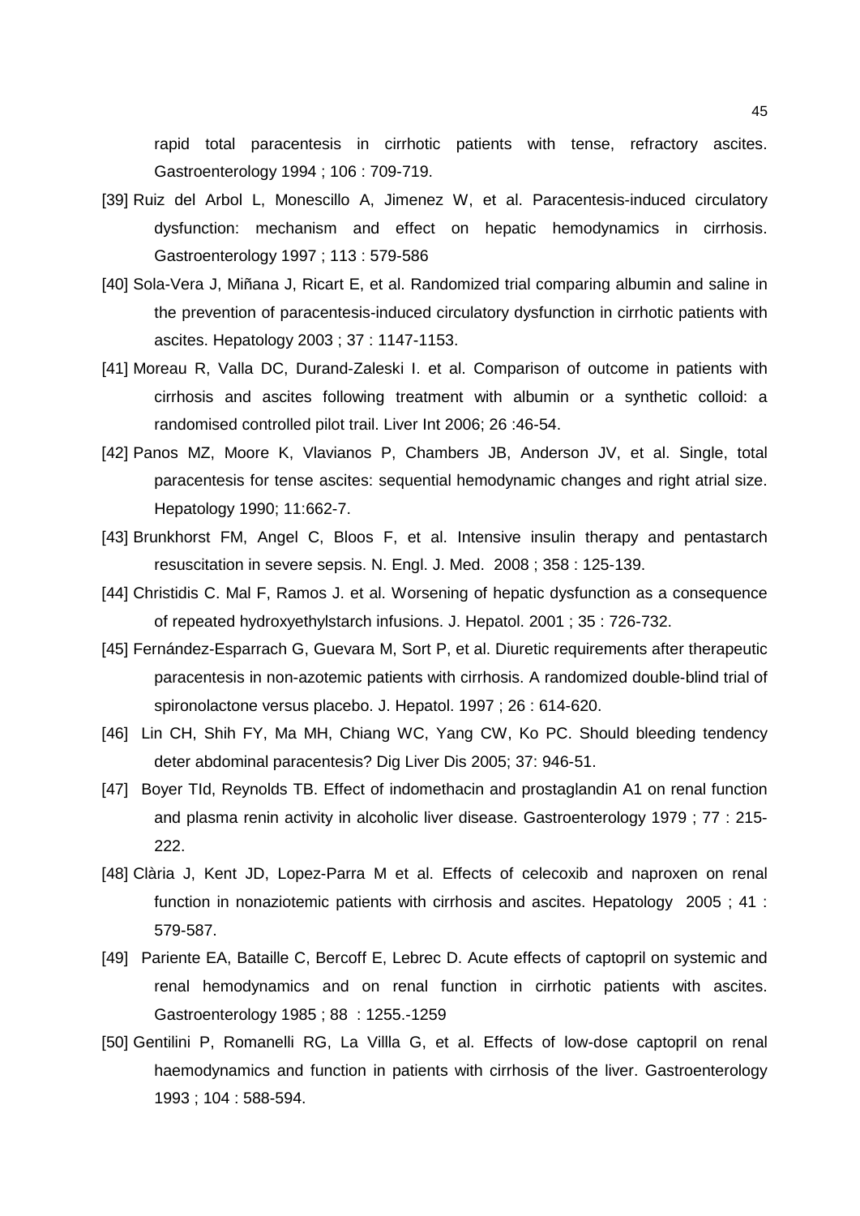rapid total paracentesis in cirrhotic patients with tense, refractory ascites. Gastroenterology 1994 ; 106 : 709-719.

[39] Ruiz del Arbol L, Monescillo A, Jimenez W, et al. Paracentesis-induced circulatory dysfunction: mechanism and effect on hepatic hemodynamics in cirrhosis. Gastroenterology 1997 ; 113 : 579-586

[40] Sola-Vera J, Miñana J, Ricart E, et al. Randomized trial comparing albumin and saline in the prevention of paracentesis-induced circulatory dysfunction in cirrhotic patients with ascites. Hepatology 2003 ; 37 : 1147-1153.

[41] Moreau R, Valla DC, Durand-Zaleski I. et al. Comparison of outcome in patients with cirrhosis and ascites following treatment with albumin or a synthetic colloid: a randomised controlled pilot trail. Liver Int 2006; 26 :46-54.

[42] Panos MZ, Moore K, Vlavianos P, Chambers JB, Anderson JV, et al. Single, total paracentesis for tense ascites: sequential hemodynamic changes and right atrial size. Hepatology 1990; 11:662-7.

[43] Brunkhorst FM, Angel C, Bloos F, et al. Intensive insulin therapy and pentastarch resuscitation in severe sepsis. N. Engl. J. Med. 2008 ; 358 : 125-139.

[44] Christidis C. Mal F, Ramos J. et al. Worsening of hepatic dysfunction as a consequence of repeated hydroxyethylstarch infusions. J. Hepatol. 2001 ; 35 : 726-732.

[45] Fernández-Esparrach G, Guevara M, Sort P, et al. Diuretic requirements after therapeutic paracentesis in non-azotemic patients with cirrhosis. A randomized double-blind trial of spironolactone versus placebo. J. Hepatol. 1997 ; 26 : 614-620.

[46] Lin CH, Shih FY, Ma MH, Chiang WC, Yang CW, Ko PC. Should bleeding tendency deter abdominal paracentesis? Dig Liver Dis 2005; 37: 946-51.

[47] Boyer TId, Reynolds TB. Effect of indomethacin and prostaglandin A1 on renal function and plasma renin activity in alcoholic liver disease. Gastroenterology 1979 ; 77 : 215-222.

[48] Clària J, Kent JD, Lopez-Parra M et al. Effects of celecoxib and naproxen on renal function in nonaziotemic patients with cirrhosis and ascites. Hepatology 2005 ; 41 : 579-587.

[49] Pariente EA, Bataille C, Bercoff E, Lebrec D. Acute effects of captopril on systemic and renal hemodynamics and on renal function in cirrhotic patients with ascites. Gastroenterology 1985 ; 88 : 1255.-1259

[50] Gentilini P, Romanelli RG, La Villla G, et al. Effects of low-dose captopril on renal haemodynamics and function in patients with cirrhosis of the liver. Gastroenterology 1993 ; 104 : 588-594.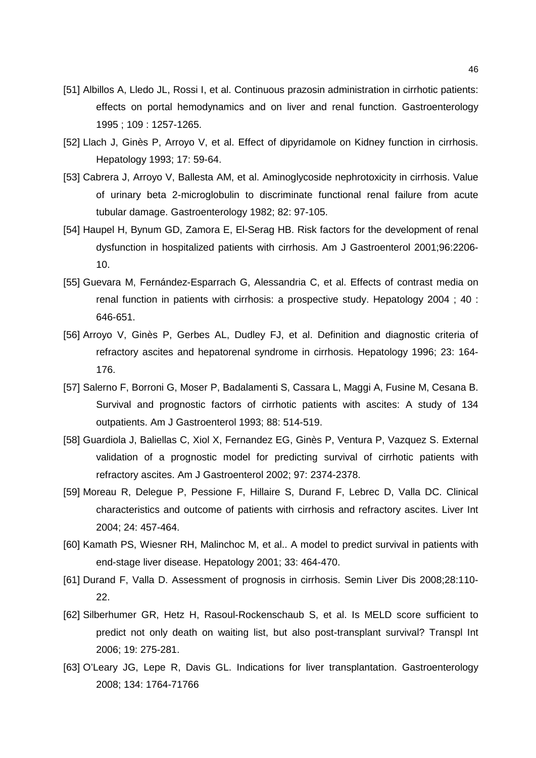[51] Albillos A, Lledo JL, Rossi I, et al. Continuous prazosin administration in cirrhotic patients: effects on portal hemodynamics and on liver and renal function. Gastroenterology 1995 ; 109 : 1257-1265.

[52] Llach J, Ginès P, Arroyo V, et al. Effect of dipyridamole on Kidney function in cirrhosis. Hepatology 1993; 17: 59-64.

[53] Cabrera J, Arroyo V, Ballesta AM, et al. Aminoglycoside nephrotoxicity in cirrhosis. Value of urinary beta 2-microglobulin to discriminate functional renal failure from acute tubular damage. Gastroenterology 1982; 82: 97-105.

[54] Haupel H, Bynum GD, Zamora E, El-Serag HB. Risk factors for the development of renal dysfunction in hospitalized patients with cirrhosis. Am J Gastroenterol 2001;96:2206-10.

[55] Guevara M, Fernández-Esparrach G, Alessandria C, et al. Effects of contrast media on renal function in patients with cirrhosis: a prospective study. Hepatology 2004 ; 40 : 646-651.

[56] Arroyo V, Ginès P, Gerbes AL, Dudley FJ, et al. Definition and diagnostic criteria of refractory ascites and hepatorenal syndrome in cirrhosis. Hepatology 1996; 23: 164-176.

[57] Salerno F, Borroni G, Moser P, Badalamenti S, Cassara L, Maggi A, Fusine M, Cesana B. Survival and prognostic factors of cirrhotic patients with ascites: A study of 134 outpatients. Am J Gastroenterol 1993; 88: 514-519.

[58] Guardiola J, Baliellas C, Xiol X, Fernandez EG, Ginès P, Ventura P, Vazquez S. External validation of a prognostic model for predicting survival of cirrhotic patients with refractory ascites. Am J Gastroenterol 2002; 97: 2374-2378.

[59] Moreau R, Delegue P, Pessione F, Hillaire S, Durand F, Lebrec D, Valla DC. Clinical characteristics and outcome of patients with cirrhosis and refractory ascites. Liver Int 2004; 24: 457-464.

[60] Kamath PS, Wiesner RH, Malinchoc M, et al.. A model to predict survival in patients with end-stage liver disease. Hepatology 2001; 33: 464-470.

[61] Durand F, Valla D. Assessment of prognosis in cirrhosis. Semin Liver Dis 2008;28:110-22.

[62] Silberhumer GR, Hetz H, Rasoul-Rockenschaub S, et al. Is MELD score sufficient to predict not only death on waiting list, but also post-transplant survival? Transpl Int 2006; 19: 275-281.

[63] O'Leary JG, Lepe R, Davis GL. Indications for liver transplantation. Gastroenterology 2008; 134: 1764-71766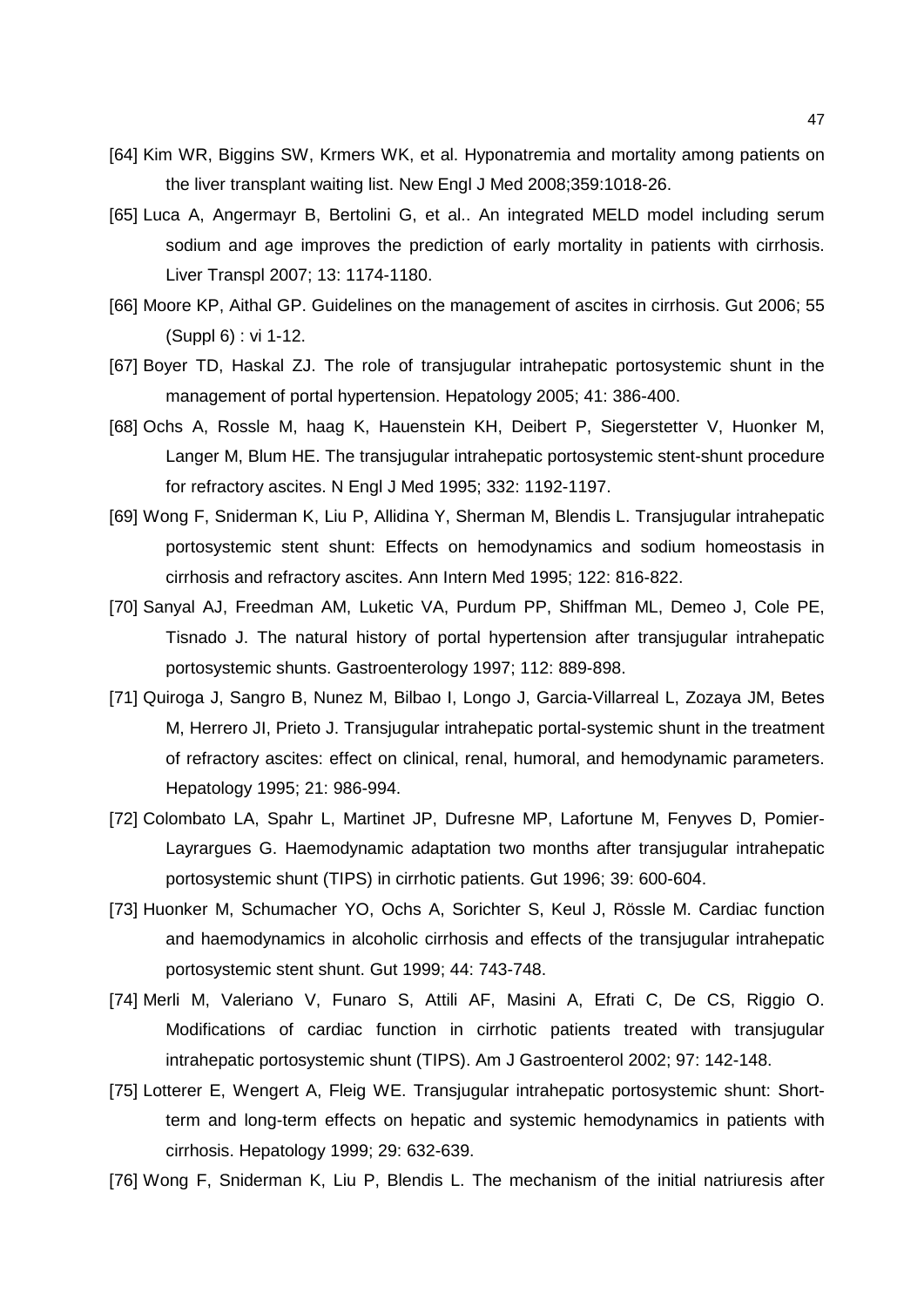[64] Kim WR, Biggins SW, Krmers WK, et al. Hyponatremia and mortality among patients on the liver transplant waiting list. New Engl J Med 2008;359:1018-26.

[65] Luca A, Angermayr B, Bertolini G, et al.. An integrated MELD model including serum sodium and age improves the prediction of early mortality in patients with cirrhosis. Liver Transpl 2007; 13: 1174-1180.

[66] Moore KP, Aithal GP. Guidelines on the management of ascites in cirrhosis. Gut 2006; 55 (Suppl 6) : vi 1-12.

[67] Boyer TD, Haskal ZJ. The role of transjugular intrahepatic portosystemic shunt in the management of portal hypertension. Hepatology 2005; 41: 386-400.

[68] Ochs A, Rossle M, haag K, Hauenstein KH, Deibert P, Siegerstetter V, Huonker M, Langer M, Blum HE. The transjugular intrahepatic portosystemic stent-shunt procedure for refractory ascites. N Engl J Med 1995; 332: 1192-1197.

[69] Wong F, Sniderman K, Liu P, Allidina Y, Sherman M, Blendis L. Transjugular intrahepatic portosystemic stent shunt: Effects on hemodynamics and sodium homeostasis in cirrhosis and refractory ascites. Ann Intern Med 1995; 122: 816-822.

[70] Sanyal AJ, Freedman AM, Luketic VA, Purdum PP, Shiffman ML, Demeo J, Cole PE, Tisnado J. The natural history of portal hypertension after transjugular intrahepatic portosystemic shunts. Gastroenterology 1997; 112: 889-898.

[71] Quiroga J, Sangro B, Nunez M, Bilbao I, Longo J, Garcia-Villarreal L, Zozaya JM, Betes M, Herrero JI, Prieto J. Transjugular intrahepatic portal-systemic shunt in the treatment of refractory ascites: effect on clinical, renal, humoral, and hemodynamic parameters. Hepatology 1995; 21: 986-994.

[72] Colombato LA, Spahr L, Martinet JP, Dufresne MP, Lafortune M, Fenyves D, Pomier-Layrargues G. Haemodynamic adaptation two months after transjugular intrahepatic portosystemic shunt (TIPS) in cirrhotic patients. Gut 1996; 39: 600-604.

[73] Huonker M, Schumacher YO, Ochs A, Sorichter S, Keul J, Rössle M. Cardiac function and haemodynamics in alcoholic cirrhosis and effects of the transjugular intrahepatic portosystemic stent shunt. Gut 1999; 44: 743-748.

[74] Merli M, Valeriano V, Funaro S, Attili AF, Masini A, Efrati C, De CS, Riggio O. Modifications of cardiac function in cirrhotic patients treated with transjugular intrahepatic portosystemic shunt (TIPS). Am J Gastroenterol 2002; 97: 142-148.

[75] Lotterer E, Wengert A, Fleig WE. Transjugular intrahepatic portosystemic shunt: Short-term and long-term effects on hepatic and systemic hemodynamics in patients with cirrhosis. Hepatology 1999; 29: 632-639.

[76] Wong F, Sniderman K, Liu P, Blendis L. The mechanism of the initial natriuresis after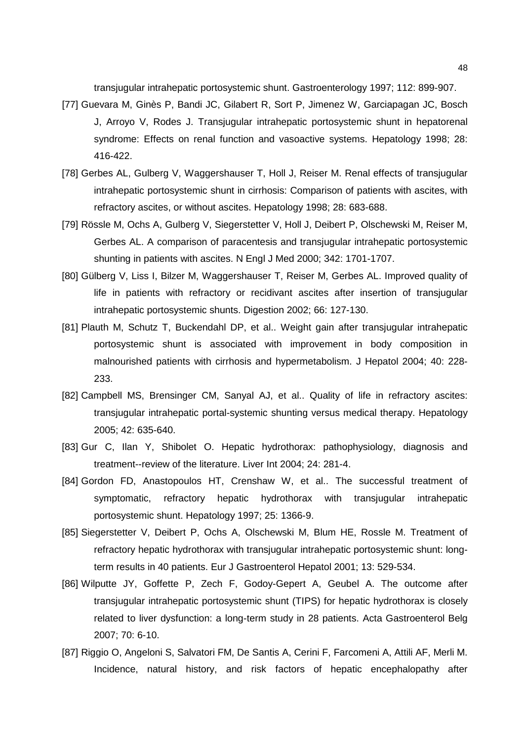transjugular intrahepatic portosystemic shunt. Gastroenterology 1997; 112: 899-907.

[77] Guevara M, Ginès P, Bandi JC, Gilabert R, Sort P, Jimenez W, Garciapagan JC, Bosch J, Arroyo V, Rodes J. Transjugular intrahepatic portosystemic shunt in hepatorenal syndrome: Effects on renal function and vasoactive systems. Hepatology 1998; 28: 416-422.

[78] Gerbes AL, Gulberg V, Waggershauser T, Holl J, Reiser M. Renal effects of transjugular intrahepatic portosystemic shunt in cirrhosis: Comparison of patients with ascites, with refractory ascites, or without ascites. Hepatology 1998; 28: 683-688.

[79] Rössle M, Ochs A, Gulberg V, Siegerstetter V, Holl J, Deibert P, Olschewski M, Reiser M, Gerbes AL. A comparison of paracentesis and transjugular intrahepatic portosystemic shunting in patients with ascites. N Engl J Med 2000; 342: 1701-1707.

[80] Gülberg V, Liss I, Bilzer M, Waggershauser T, Reiser M, Gerbes AL. Improved quality of life in patients with refractory or recidivant ascites after insertion of transjugular intrahepatic portosystemic shunts. Digestion 2002; 66: 127-130.

[81] Plauth M, Schutz T, Buckendahl DP, et al.. Weight gain after transjugular intrahepatic portosystemic shunt is associated with improvement in body composition in malnourished patients with cirrhosis and hypermetabolism. J Hepatol 2004; 40: 228-233.

[82] Campbell MS, Brensinger CM, Sanyal AJ, et al.. Quality of life in refractory ascites: transjugular intrahepatic portal-systemic shunting versus medical therapy. Hepatology 2005; 42: 635-640.

[83] Gur C, Ilan Y, Shibolet O. Hepatic hydrothorax: pathophysiology, diagnosis and treatment--review of the literature. Liver Int 2004; 24: 281-4.

[84] Gordon FD, Anastopoulos HT, Crenshaw W, et al.. The successful treatment of symptomatic, refractory hepatic hydrothorax with transjugular intrahepatic portosystemic shunt. Hepatology 1997; 25: 1366-9.

[85] Siegerstetter V, Deibert P, Ochs A, Olschewski M, Blum HE, Rossle M. Treatment of refractory hepatic hydrothorax with transjugular intrahepatic portosystemic shunt: long-term results in 40 patients. Eur J Gastroenterol Hepatol 2001; 13: 529-534.

[86] Wilputte JY, Goffette P, Zech F, Godoy-Gepert A, Geubel A. The outcome after transjugular intrahepatic portosystemic shunt (TIPS) for hepatic hydrothorax is closely related to liver dysfunction: a long-term study in 28 patients. Acta Gastroenterol Belg 2007; 70: 6-10.

[87] Riggio O, Angeloni S, Salvatori FM, De Santis A, Cerini F, Farcomeni A, Attili AF, Merli M. Incidence, natural history, and risk factors of hepatic encephalopathy after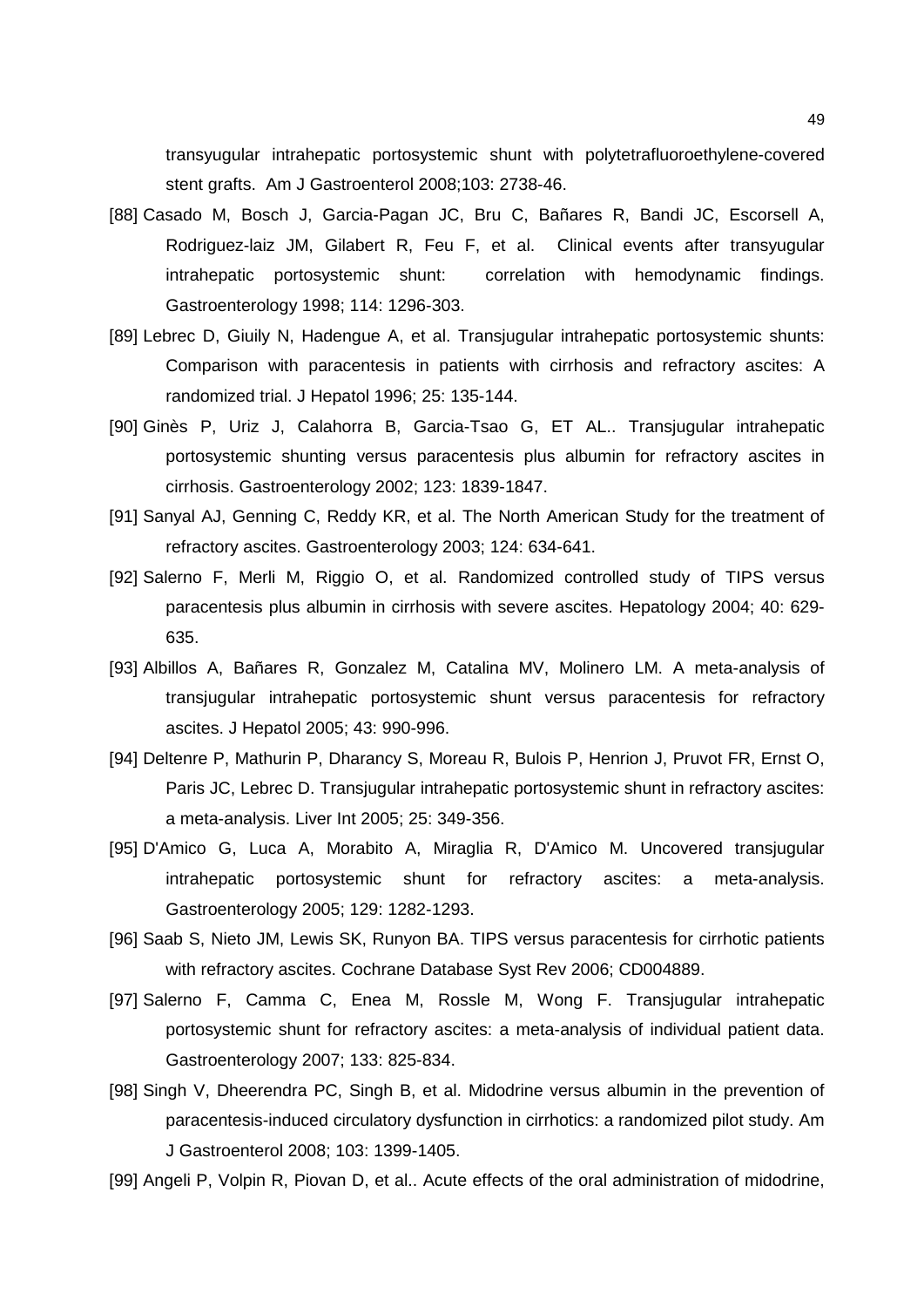transyugular intrahepatic portosystemic shunt with polytetrafluoroethylene-covered stent grafts. Am J Gastroenterol 2008;103: 2738-46.

[88] Casado M, Bosch J, Garcia-Pagan JC, Bru C, Bañares R, Bandi JC, Escorsell A, Rodriguez-laiz JM, Gilabert R, Feu F, et al. Clinical events after transyugular intrahepatic portosystemic shunt: correlation with hemodynamic findings. Gastroenterology 1998; 114: 1296-303.

[89] Lebrec D, Giuily N, Hadengue A, et al. Transjugular intrahepatic portosystemic shunts: Comparison with paracentesis in patients with cirrhosis and refractory ascites: A randomized trial. J Hepatol 1996; 25: 135-144.

[90] Ginès P, Uriz J, Calahorra B, Garcia-Tsao G, ET AL.. Transjugular intrahepatic portosystemic shunting versus paracentesis plus albumin for refractory ascites in cirrhosis. Gastroenterology 2002; 123: 1839-1847.

[91] Sanyal AJ, Genning C, Reddy KR, et al. The North American Study for the treatment of refractory ascites. Gastroenterology 2003; 124: 634-641.

[92] Salerno F, Merli M, Riggio O, et al. Randomized controlled study of TIPS versus paracentesis plus albumin in cirrhosis with severe ascites. Hepatology 2004; 40: 629-635.

[93] Albillos A, Bañares R, Gonzalez M, Catalina MV, Molinero LM. A meta-analysis of transjugular intrahepatic portosystemic shunt versus paracentesis for refractory ascites. J Hepatol 2005; 43: 990-996.

[94] Deltenre P, Mathurin P, Dharancy S, Moreau R, Bulois P, Henrion J, Pruvot FR, Ernst O, Paris JC, Lebrec D. Transjugular intrahepatic portosystemic shunt in refractory ascites: a meta-analysis. Liver Int 2005; 25: 349-356.

[95] D'Amico G, Luca A, Morabito A, Miraglia R, D'Amico M. Uncovered transjugular intrahepatic portosystemic shunt for refractory ascites: a meta-analysis. Gastroenterology 2005; 129: 1282-1293.

[96] Saab S, Nieto JM, Lewis SK, Runyon BA. TIPS versus paracentesis for cirrhotic patients with refractory ascites. Cochrane Database Syst Rev 2006; CD004889.

[97] Salerno F, Camma C, Enea M, Rossle M, Wong F. Transjugular intrahepatic portosystemic shunt for refractory ascites: a meta-analysis of individual patient data. Gastroenterology 2007; 133: 825-834.

[98] Singh V, Dheerendra PC, Singh B, et al. Midodrine versus albumin in the prevention of paracentesis-induced circulatory dysfunction in cirrhotics: a randomized pilot study. Am J Gastroenterol 2008; 103: 1399-1405.

[99] Angeli P, Volpin R, Piovan D, et al.. Acute effects of the oral administration of midodrine,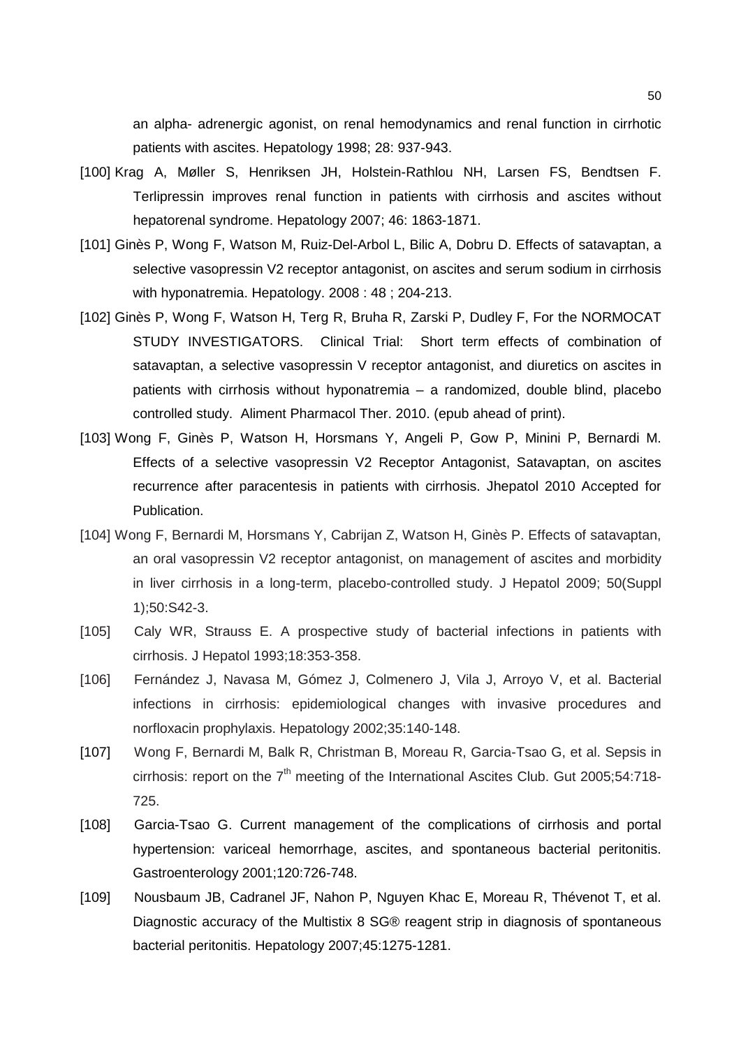an alpha- adrenergic agonist, on renal hemodynamics and renal function in cirrhotic patients with ascites. Hepatology 1998; 28: 937-943.

[100] Krag A, Møller S, Henriksen JH, Holstein-Rathlou NH, Larsen FS, Bendtsen F. Terlipressin improves renal function in patients with cirrhosis and ascites without hepatorenal syndrome. Hepatology 2007; 46: 1863-1871.

[101] Ginès P, Wong F, Watson M, Ruiz-Del-Arbol L, Bilic A, Dobru D. Effects of satavaptan, a selective vasopressin V2 receptor antagonist, on ascites and serum sodium in cirrhosis with hyponatremia. Hepatology. 2008 : 48 ; 204-213.

[102] Ginès P, Wong F, Watson H, Terg R, Bruha R, Zarski P, Dudley F, For the NORMOCAT STUDY INVESTIGATORS. Clinical Trial: Short term effects of combination of satavaptan, a selective vasopressin V receptor antagonist, and diuretics on ascites in patients with cirrhosis without hyponatremia – a randomized, double blind, placebo controlled study. Aliment Pharmacol Ther. 2010. (epub ahead of print).

[103] Wong F, Ginès P, Watson H, Horsmans Y, Angeli P, Gow P, Minini P, Bernardi M. Effects of a selective vasopressin V2 Receptor Antagonist, Satavaptan, on ascites recurrence after paracentesis in patients with cirrhosis. Jhepatol 2010 Accepted for Publication.

[104] Wong F, Bernardi M, Horsmans Y, Cabrijan Z, Watson H, Ginès P. Effects of satavaptan, an oral vasopressin V2 receptor antagonist, on management of ascites and morbidity in liver cirrhosis in a long-term, placebo-controlled study. J Hepatol 2009; 50(Suppl 1);50:S42-3.

[105] Caly WR, Strauss E. A prospective study of bacterial infections in patients with cirrhosis. J Hepatol 1993;18:353-358.

[106] Fernández J, Navasa M, Gómez J, Colmenero J, Vila J, Arroyo V, et al. Bacterial infections in cirrhosis: epidemiological changes with invasive procedures and norfloxacin prophylaxis. Hepatology 2002;35:140-148.

[107] Wong F, Bernardi M, Balk R, Christman B, Moreau R, Garcia-Tsao G, et al. Sepsis in cirrhosis: report on the 7th meeting of the International Ascites Club. Gut 2005;54:718-725.

[108] Garcia-Tsao G. Current management of the complications of cirrhosis and portal hypertension: variceal hemorrhage, ascites, and spontaneous bacterial peritonitis. Gastroenterology 2001;120:726-748.

[109] Nousbaum JB, Cadranel JF, Nahon P, Nguyen Khac E, Moreau R, Thévenot T, et al. Diagnostic accuracy of the Multistix 8 SG® reagent strip in diagnosis of spontaneous bacterial peritonitis. Hepatology 2007;45:1275-1281.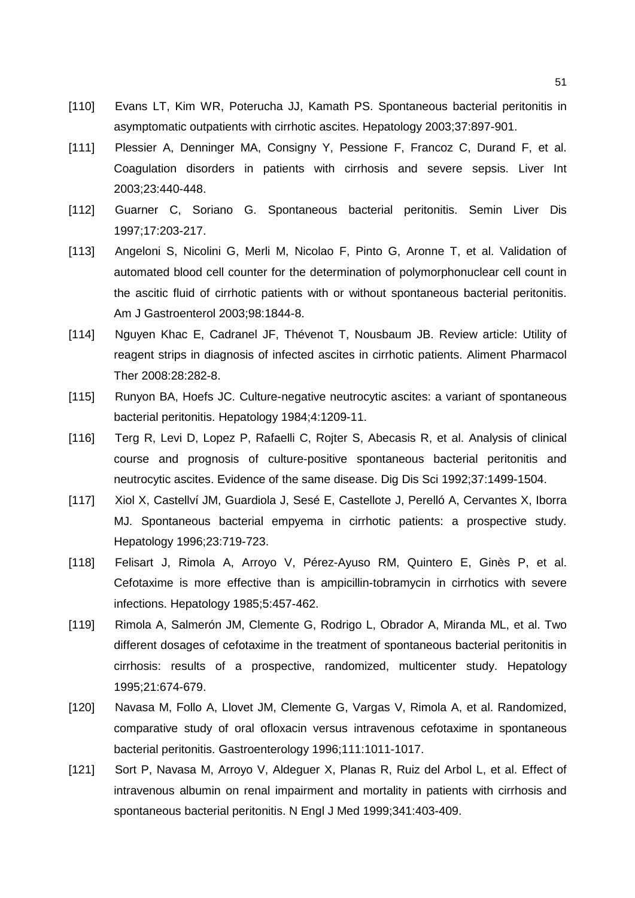[110] Evans LT, Kim WR, Poterucha JJ, Kamath PS. Spontaneous bacterial peritonitis in asymptomatic outpatients with cirrhotic ascites. Hepatology 2003;37:897-901.

[111] Plessier A, Denninger MA, Consigny Y, Pessione F, Francoz C, Durand F, et al. Coagulation disorders in patients with cirrhosis and severe sepsis. Liver Int 2003;23:440-448.

[112] Guarner C, Soriano G. Spontaneous bacterial peritonitis. Semin Liver Dis 1997;17:203-217.

[113] Angeloni S, Nicolini G, Merli M, Nicolao F, Pinto G, Aronne T, et al. Validation of automated blood cell counter for the determination of polymorphonuclear cell count in the ascitic fluid of cirrhotic patients with or without spontaneous bacterial peritonitis. Am J Gastroenterol 2003;98:1844-8.

[114] Nguyen Khac E, Cadranel JF, Thévenot T, Nousbaum JB. Review article: Utility of reagent strips in diagnosis of infected ascites in cirrhotic patients. Aliment Pharmacol Ther 2008:28:282-8.

[115] Runyon BA, Hoefs JC. Culture-negative neutrocytic ascites: a variant of spontaneous bacterial peritonitis. Hepatology 1984;4:1209-11.

[116] Terg R, Levi D, Lopez P, Rafaelli C, Rojter S, Abecasis R, et al. Analysis of clinical course and prognosis of culture-positive spontaneous bacterial peritonitis and neutrocytic ascites. Evidence of the same disease. Dig Dis Sci 1992;37:1499-1504.

[117] Xiol X, Castellví JM, Guardiola J, Sesé E, Castellote J, Perelló A, Cervantes X, Iborra MJ. Spontaneous bacterial empyema in cirrhotic patients: a prospective study. Hepatology 1996;23:719-723.

[118] Felisart J, Rimola A, Arroyo V, Pérez-Ayuso RM, Quintero E, Ginès P, et al. Cefotaxime is more effective than is ampicillin-tobramycin in cirrhotics with severe infections. Hepatology 1985;5:457-462.

[119] Rimola A, Salmerón JM, Clemente G, Rodrigo L, Obrador A, Miranda ML, et al. Two different dosages of cefotaxime in the treatment of spontaneous bacterial peritonitis in cirrhosis: results of a prospective, randomized, multicenter study. Hepatology 1995;21:674-679.

[120] Navasa M, Follo A, Llovet JM, Clemente G, Vargas V, Rimola A, et al. Randomized, comparative study of oral ofloxacin versus intravenous cefotaxime in spontaneous bacterial peritonitis. Gastroenterology 1996;111:1011-1017.

[121] Sort P, Navasa M, Arroyo V, Aldeguer X, Planas R, Ruiz del Arbol L, et al. Effect of intravenous albumin on renal impairment and mortality in patients with cirrhosis and spontaneous bacterial peritonitis. N Engl J Med 1999;341:403-409.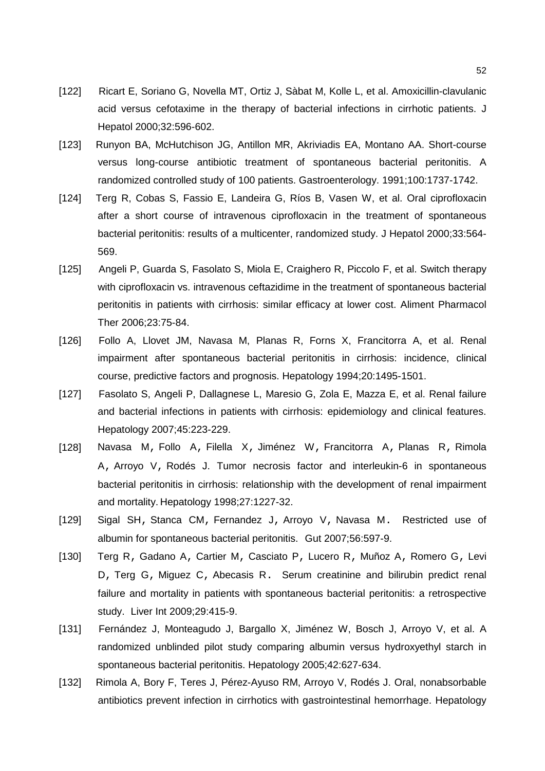[122] Ricart E, Soriano G, Novella MT, Ortiz J, Sàbat M, Kolle L, et al. Amoxicillin-clavulanic acid versus cefotaxime in the therapy of bacterial infections in cirrhotic patients. J Hepatol 2000;32:596-602.

[123] Runyon BA, McHutchison JG, Antillon MR, Akriviadis EA, Montano AA. Short-course versus long-course antibiotic treatment of spontaneous bacterial peritonitis. A randomized controlled study of 100 patients. Gastroenterology. 1991;100:1737-1742.

[124] Terg R, Cobas S, Fassio E, Landeira G, Ríos B, Vasen W, et al. Oral ciprofloxacin after a short course of intravenous ciprofloxacin in the treatment of spontaneous bacterial peritonitis: results of a multicenter, randomized study. J Hepatol 2000;33:564-569.

[125] Angeli P, Guarda S, Fasolato S, Miola E, Craighero R, Piccolo F, et al. Switch therapy with ciprofloxacin vs. intravenous ceftazidime in the treatment of spontaneous bacterial peritonitis in patients with cirrhosis: similar efficacy at lower cost. Aliment Pharmacol Ther 2006;23:75-84.

[126] Follo A, Llovet JM, Navasa M, Planas R, Forns X, Francitorra A, et al. Renal impairment after spontaneous bacterial peritonitis in cirrhosis: incidence, clinical course, predictive factors and prognosis. Hepatology 1994;20:1495-1501.

[127] Fasolato S, Angeli P, Dallagnese L, Maresio G, Zola E, Mazza E, et al. Renal failure and bacterial infections in patients with cirrhosis: epidemiology and clinical features. Hepatology 2007;45:223-229.

[128] Navasa M, Follo A, Filella X, Jiménez W, Francitorra A, Planas R, Rimola A, Arroyo V, Rodés J. Tumor necrosis factor and interleukin-6 in spontaneous bacterial peritonitis in cirrhosis: relationship with the development of renal impairment and mortality. Hepatology 1998;27:1227-32.

[129] Sigal SH, Stanca CM, Fernandez J, Arroyo V, Navasa M. Restricted use of albumin for spontaneous bacterial peritonitis. Gut 2007;56:597-9.

[130] Terg R, Gadano A, Cartier M, Casciato P, Lucero R, Muñoz A, Romero G, Levi D, Terg G, Miguez C, Abecasis R. Serum creatinine and bilirubin predict renal failure and mortality in patients with spontaneous bacterial peritonitis: a retrospective study. Liver Int 2009;29:415-9.

[131] Fernández J, Monteagudo J, Bargallo X, Jiménez W, Bosch J, Arroyo V, et al. A randomized unblinded pilot study comparing albumin versus hydroxyethyl starch in spontaneous bacterial peritonitis. Hepatology 2005;42:627-634.

[132] Rimola A, Bory F, Teres J, Pérez-Ayuso RM, Arroyo V, Rodés J. Oral, nonabsorbable antibiotics prevent infection in cirrhotics with gastrointestinal hemorrhage. Hepatology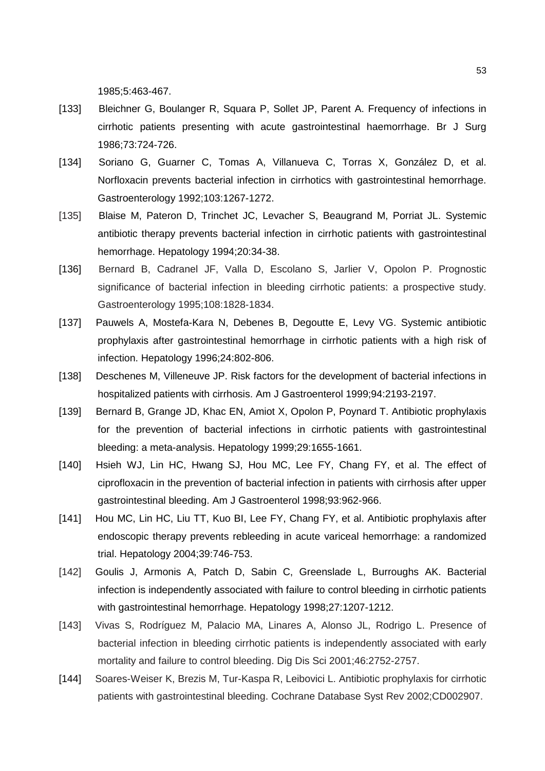1985;5:463-467.

[133] Bleichner G, Boulanger R, Squara P, Sollet JP, Parent A. Frequency of infections in cirrhotic patients presenting with acute gastrointestinal haemorrhage. Br J Surg 1986;73:724-726.

[134] Soriano G, Guarner C, Tomas A, Villanueva C, Torras X, González D, et al. Norfloxacin prevents bacterial infection in cirrhotics with gastrointestinal hemorrhage. Gastroenterology 1992;103:1267-1272.

[135] Blaise M, Pateron D, Trinchet JC, Levacher S, Beaugrand M, Porriat JL. Systemic antibiotic therapy prevents bacterial infection in cirrhotic patients with gastrointestinal hemorrhage. Hepatology 1994;20:34-38.

[136] Bernard B, Cadranel JF, Valla D, Escolano S, Jarlier V, Opolon P. Prognostic significance of bacterial infection in bleeding cirrhotic patients: a prospective study. Gastroenterology 1995;108:1828-1834.

[137] Pauwels A, Mostefa-Kara N, Debenes B, Degoutte E, Levy VG. Systemic antibiotic prophylaxis after gastrointestinal hemorrhage in cirrhotic patients with a high risk of infection. Hepatology 1996;24:802-806.

[138] Deschenes M, Villeneuve JP. Risk factors for the development of bacterial infections in hospitalized patients with cirrhosis. Am J Gastroenterol 1999;94:2193-2197.

[139] Bernard B, Grange JD, Khac EN, Amiot X, Opolon P, Poynard T. Antibiotic prophylaxis for the prevention of bacterial infections in cirrhotic patients with gastrointestinal bleeding: a meta-analysis. Hepatology 1999;29:1655-1661.

[140] Hsieh WJ, Lin HC, Hwang SJ, Hou MC, Lee FY, Chang FY, et al. The effect of ciprofloxacin in the prevention of bacterial infection in patients with cirrhosis after upper gastrointestinal bleeding. Am J Gastroenterol 1998;93:962-966.

[141] Hou MC, Lin HC, Liu TT, Kuo BI, Lee FY, Chang FY, et al. Antibiotic prophylaxis after endoscopic therapy prevents rebleeding in acute variceal hemorrhage: a randomized trial. Hepatology 2004;39:746-753.

[142] Goulis J, Armonis A, Patch D, Sabin C, Greenslade L, Burroughs AK. Bacterial infection is independently associated with failure to control bleeding in cirrhotic patients with gastrointestinal hemorrhage. Hepatology 1998;27:1207-1212.

[143] Vivas S, Rodríguez M, Palacio MA, Linares A, Alonso JL, Rodrigo L. Presence of bacterial infection in bleeding cirrhotic patients is independently associated with early mortality and failure to control bleeding. Dig Dis Sci 2001;46:2752-2757.

[144] Soares-Weiser K, Brezis M, Tur-Kaspa R, Leibovici L. Antibiotic prophylaxis for cirrhotic patients with gastrointestinal bleeding. Cochrane Database Syst Rev 2002;CD002907.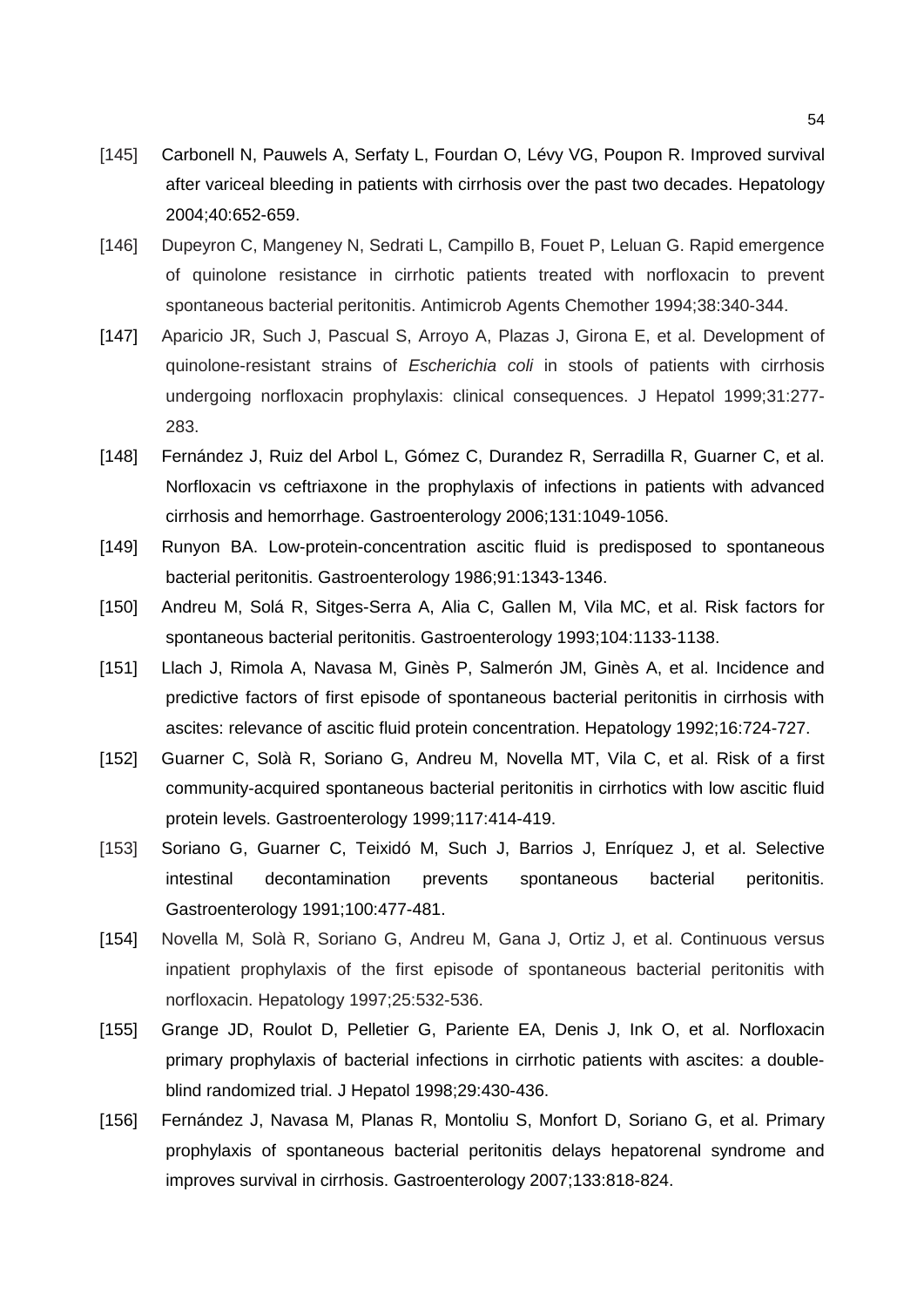[145] Carbonell N, Pauwels A, Serfaty L, Fourdan O, Lévy VG, Poupon R. Improved survival after variceal bleeding in patients with cirrhosis over the past two decades. Hepatology 2004;40:652-659.

[146] Dupeyron C, Mangeney N, Sedrati L, Campillo B, Fouet P, Leluan G. Rapid emergence of quinolone resistance in cirrhotic patients treated with norfloxacin to prevent spontaneous bacterial peritonitis. Antimicrob Agents Chemother 1994;38:340-344.

[147] Aparicio JR, Such J, Pascual S, Arroyo A, Plazas J, Girona E, et al. Development of quinolone-resistant strains of *Escherichia coli* in stools of patients with cirrhosis undergoing norfloxacin prophylaxis: clinical consequences. J Hepatol 1999;31:277-283.

[148] Fernández J, Ruiz del Arbol L, Gómez C, Durandez R, Serradilla R, Guarner C, et al. Norfloxacin vs ceftriaxone in the prophylaxis of infections in patients with advanced cirrhosis and hemorrhage. Gastroenterology 2006;131:1049-1056.

[149] Runyon BA. Low-protein-concentration ascitic fluid is predisposed to spontaneous bacterial peritonitis. Gastroenterology 1986;91:1343-1346.

[150] Andreu M, Solá R, Sitges-Serra A, Alia C, Gallen M, Vila MC, et al. Risk factors for spontaneous bacterial peritonitis. Gastroenterology 1993;104:1133-1138.

[151] Llach J, Rimola A, Navasa M, Ginès P, Salmerón JM, Ginès A, et al. Incidence and predictive factors of first episode of spontaneous bacterial peritonitis in cirrhosis with ascites: relevance of ascitic fluid protein concentration. Hepatology 1992;16:724-727.

[152] Guarner C, Solà R, Soriano G, Andreu M, Novella MT, Vila C, et al. Risk of a first community-acquired spontaneous bacterial peritonitis in cirrhotics with low ascitic fluid protein levels. Gastroenterology 1999;117:414-419.

[153] Soriano G, Guarner C, Teixidó M, Such J, Barrios J, Enríquez J, et al. Selective intestinal decontamination prevents spontaneous bacterial peritonitis. Gastroenterology 1991;100:477-481.

[154] Novella M, Solà R, Soriano G, Andreu M, Gana J, Ortiz J, et al. Continuous versus inpatient prophylaxis of the first episode of spontaneous bacterial peritonitis with norfloxacin. Hepatology 1997;25:532-536.

[155] Grange JD, Roulot D, Pelletier G, Pariente EA, Denis J, Ink O, et al. Norfloxacin primary prophylaxis of bacterial infections in cirrhotic patients with ascites: a double-blind randomized trial. J Hepatol 1998;29:430-436.

[156] Fernández J, Navasa M, Planas R, Montoliu S, Monfort D, Soriano G, et al. Primary prophylaxis of spontaneous bacterial peritonitis delays hepatorenal syndrome and improves survival in cirrhosis. Gastroenterology 2007;133:818-824.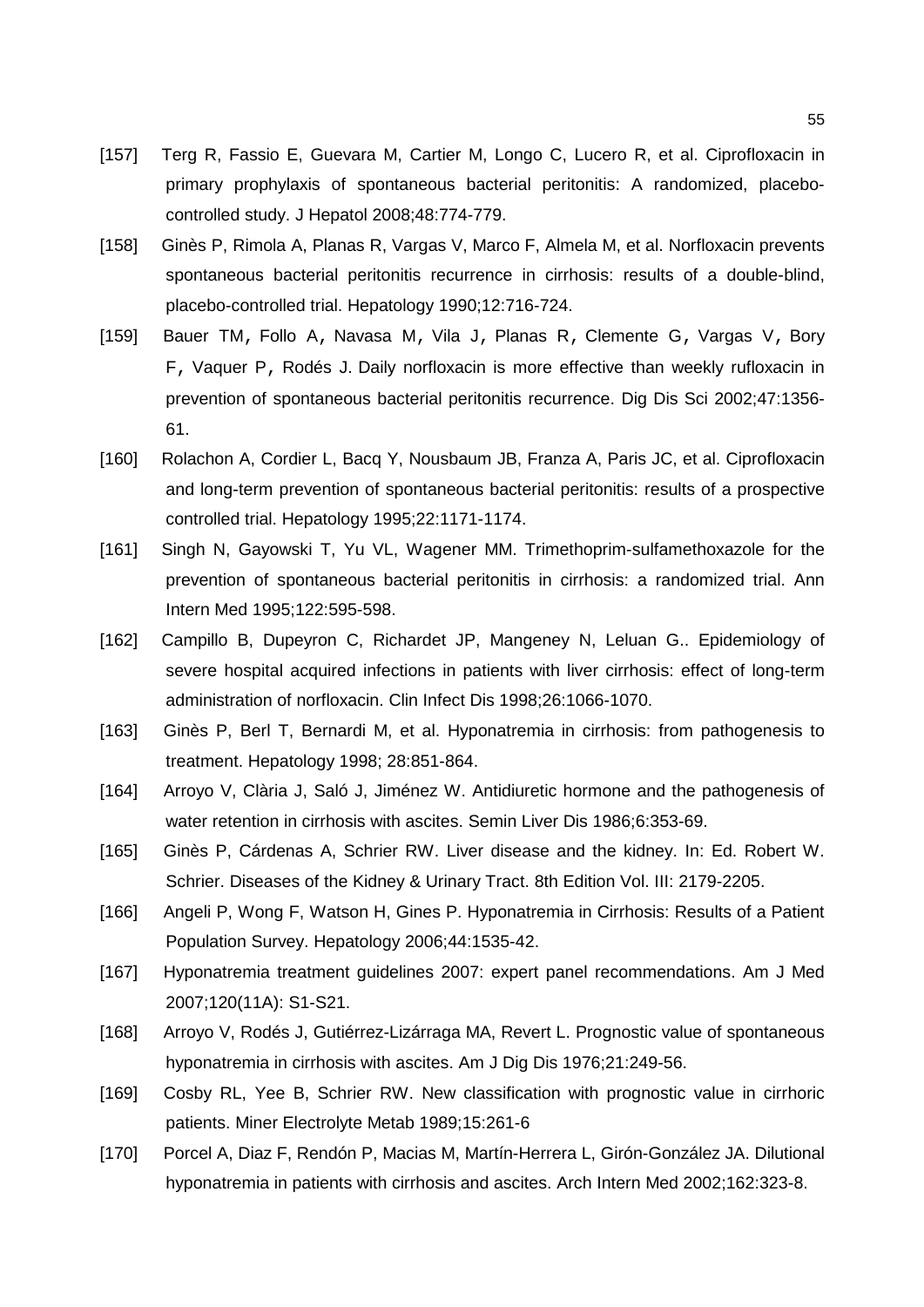[157] Terg R, Fassio E, Guevara M, Cartier M, Longo C, Lucero R, et al. Ciprofloxacin in primary prophylaxis of spontaneous bacterial peritonitis: A randomized, placebo-controlled study. J Hepatol 2008;48:774-779.

[158] Ginès P, Rimola A, Planas R, Vargas V, Marco F, Almela M, et al. Norfloxacin prevents spontaneous bacterial peritonitis recurrence in cirrhosis: results of a double-blind, placebo-controlled trial. Hepatology 1990;12:716-724.

[159] Bauer TM, Follo A, Navasa M, Vila J, Planas R, Clemente G, Vargas V, Bory F, Vaquer P, Rodés J. Daily norfloxacin is more effective than weekly rufloxacin in prevention of spontaneous bacterial peritonitis recurrence. Dig Dis Sci 2002;47:1356-61.

[160] Rolachon A, Cordier L, Bacq Y, Nousbaum JB, Franza A, Paris JC, et al. Ciprofloxacin and long-term prevention of spontaneous bacterial peritonitis: results of a prospective controlled trial. Hepatology 1995;22:1171-1174.

[161] Singh N, Gayowski T, Yu VL, Wagener MM. Trimethoprim-sulfamethoxazole for the prevention of spontaneous bacterial peritonitis in cirrhosis: a randomized trial. Ann Intern Med 1995;122:595-598.

[162] Campillo B, Dupeyron C, Richardet JP, Mangeney N, Leluan G.. Epidemiology of severe hospital acquired infections in patients with liver cirrhosis: effect of long-term administration of norfloxacin. Clin Infect Dis 1998;26:1066-1070.

[163] Ginès P, Berl T, Bernardi M, et al. Hyponatremia in cirrhosis: from pathogenesis to treatment. Hepatology 1998; 28:851-864.

[164] Arroyo V, Clària J, Saló J, Jiménez W. Antidiuretic hormone and the pathogenesis of water retention in cirrhosis with ascites. Semin Liver Dis 1986;6:353-69.

[165] Ginès P, Cárdenas A, Schrier RW. Liver disease and the kidney. In: Ed. Robert W. Schrier. Diseases of the Kidney & Urinary Tract. 8th Edition Vol. III: 2179-2205.

[166] Angeli P, Wong F, Watson H, Gines P. Hyponatremia in Cirrhosis: Results of a Patient Population Survey. Hepatology 2006;44:1535-42.

[167] Hyponatremia treatment guidelines 2007: expert panel recommendations. Am J Med 2007;120(11A): S1-S21.

[168] Arroyo V, Rodés J, Gutiérrez-Lizárraga MA, Revert L. Prognostic value of spontaneous hyponatremia in cirrhosis with ascites. Am J Dig Dis 1976;21:249-56.

[169] Cosby RL, Yee B, Schrier RW. New classification with prognostic value in cirrhoric patients. Miner Electrolyte Metab 1989;15:261-6

[170] Porcel A, Diaz F, Rendón P, Macias M, Martín-Herrera L, Girón-González JA. Dilutional hyponatremia in patients with cirrhosis and ascites. Arch Intern Med 2002;162:323-8.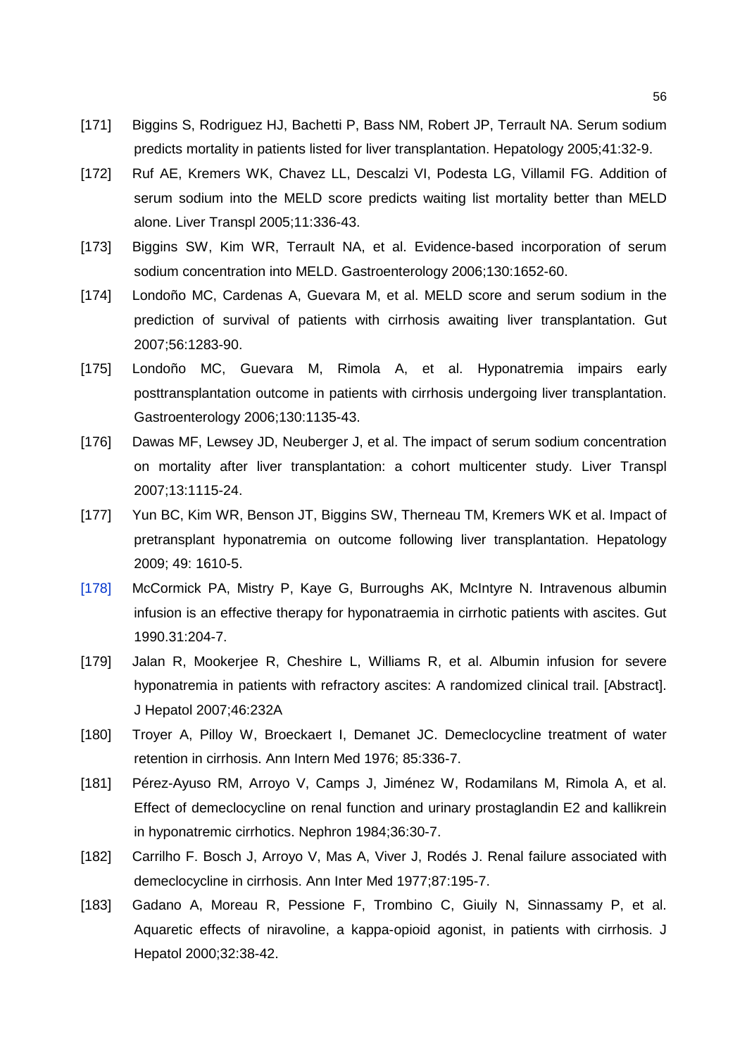[171] Biggins S, Rodriguez HJ, Bachetti P, Bass NM, Robert JP, Terrault NA. Serum sodium predicts mortality in patients listed for liver transplantation. Hepatology 2005;41:32-9.

[172] Ruf AE, Kremers WK, Chavez LL, Descalzi VI, Podesta LG, Villamil FG. Addition of serum sodium into the MELD score predicts waiting list mortality better than MELD alone. Liver Transpl 2005;11:336-43.

[173] Biggins SW, Kim WR, Terrault NA, et al. Evidence-based incorporation of serum sodium concentration into MELD. Gastroenterology 2006;130:1652-60.

[174] Londoño MC, Cardenas A, Guevara M, et al. MELD score and serum sodium in the prediction of survival of patients with cirrhosis awaiting liver transplantation. Gut 2007;56:1283-90.

[175] Londoño MC, Guevara M, Rimola A, et al. Hyponatremia impairs early posttransplantation outcome in patients with cirrhosis undergoing liver transplantation. Gastroenterology 2006;130:1135-43.

[176] Dawas MF, Lewsey JD, Neuberger J, et al. The impact of serum sodium concentration on mortality after liver transplantation: a cohort multicenter study. Liver Transpl 2007;13:1115-24.

[177] Yun BC, Kim WR, Benson JT, Biggins SW, Therneau TM, Kremers WK et al. Impact of pretransplant hyponatremia on outcome following liver transplantation. Hepatology 2009; 49: 1610-5.

[178] McCormick PA, Mistry P, Kaye G, Burroughs AK, McIntyre N. Intravenous albumin infusion is an effective therapy for hyponatraemia in cirrhotic patients with ascites. Gut 1990.31:204-7.

[179] Jalan R, Mookerjee R, Cheshire L, Williams R, et al. Albumin infusion for severe hyponatremia in patients with refractory ascites: A randomized clinical trail. [Abstract]. J Hepatol 2007;46:232A

[180] Troyer A, Pilloy W, Broeckaert I, Demanet JC. Demeclocycline treatment of water retention in cirrhosis. Ann Intern Med 1976; 85:336-7.

[181] Pérez-Ayuso RM, Arroyo V, Camps J, Jiménez W, Rodamilans M, Rimola A, et al. Effect of demeclocycline on renal function and urinary prostaglandin E2 and kallikrein in hyponatremic cirrhotics. Nephron 1984;36:30-7.

[182] Carrilho F. Bosch J, Arroyo V, Mas A, Viver J, Rodés J. Renal failure associated with demeclocycline in cirrhosis. Ann Inter Med 1977;87:195-7.

[183] Gadano A, Moreau R, Pessione F, Trombino C, Giuily N, Sinnassamy P, et al. Aquaretic effects of niravoline, a kappa-opioid agonist, in patients with cirrhosis. J Hepatol 2000;32:38-42.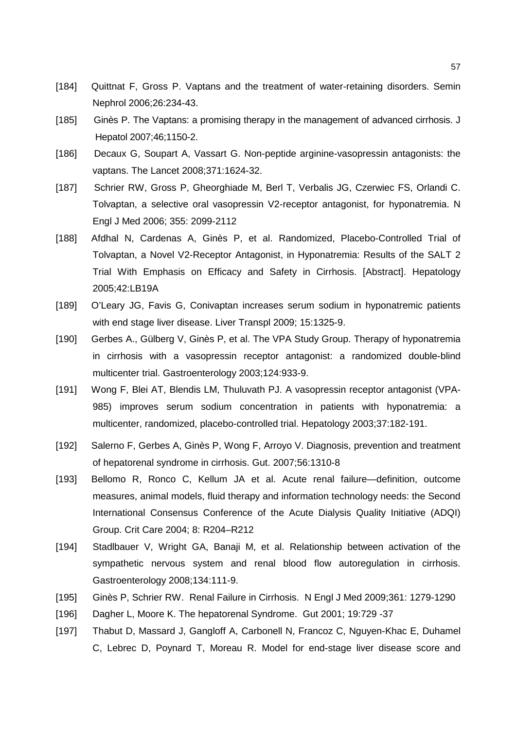[184] Quittnat F, Gross P. Vaptans and the treatment of water-retaining disorders. Semin Nephrol 2006;26:234-43.

[185] Ginès P. The Vaptans: a promising therapy in the management of advanced cirrhosis. J Hepatol 2007;46;1150-2.

[186] Decaux G, Soupart A, Vassart G. Non-peptide arginine-vasopressin antagonists: the vaptans. The Lancet 2008;371:1624-32.

[187] Schrier RW, Gross P, Gheorghiade M, Berl T, Verbalis JG, Czerwiec FS, Orlandi C. Tolvaptan, a selective oral vasopressin V2-receptor antagonist, for hyponatremia. N Engl J Med 2006; 355: 2099-2112

[188] Afdhal N, Cardenas A, Ginès P, et al. Randomized, Placebo-Controlled Trial of Tolvaptan, a Novel V2-Receptor Antagonist, in Hyponatremia: Results of the SALT 2 Trial With Emphasis on Efficacy and Safety in Cirrhosis. [Abstract]. Hepatology 2005;42:LB19A

[189] O'Leary JG, Favis G, Conivaptan increases serum sodium in hyponatremic patients with end stage liver disease. Liver Transpl 2009; 15:1325-9.

[190] Gerbes A., Gülberg V, Ginès P, et al. The VPA Study Group. Therapy of hyponatremia in cirrhosis with a vasopressin receptor antagonist: a randomized double-blind multicenter trial. Gastroenterology 2003;124:933-9.

[191] Wong F, Blei AT, Blendis LM, Thuluvath PJ. A vasopressin receptor antagonist (VPA-985) improves serum sodium concentration in patients with hyponatremia: a multicenter, randomized, placebo-controlled trial. Hepatology 2003;37:182-191.

[192] Salerno F, Gerbes A, Ginès P, Wong F, Arroyo V. Diagnosis, prevention and treatment of hepatorenal syndrome in cirrhosis. Gut. 2007;56:1310-8

[193] Bellomo R, Ronco C, Kellum JA et al. Acute renal failure—definition, outcome measures, animal models, fluid therapy and information technology needs: the Second International Consensus Conference of the Acute Dialysis Quality Initiative (ADQI) Group. Crit Care 2004; 8: R204–R212

[194] Stadlbauer V, Wright GA, Banaji M, et al. Relationship between activation of the sympathetic nervous system and renal blood flow autoregulation in cirrhosis. Gastroenterology 2008;134:111-9.

[195] Ginès P, Schrier RW. Renal Failure in Cirrhosis. N Engl J Med 2009;361: 1279-1290

[196] Dagher L, Moore K. The hepatorenal Syndrome. Gut 2001; 19:729 -37

[197] Thabut D, Massard J, Gangloff A, Carbonell N, Francoz C, Nguyen-Khac E, Duhamel C, Lebrec D, Poynard T, Moreau R. Model for end-stage liver disease score and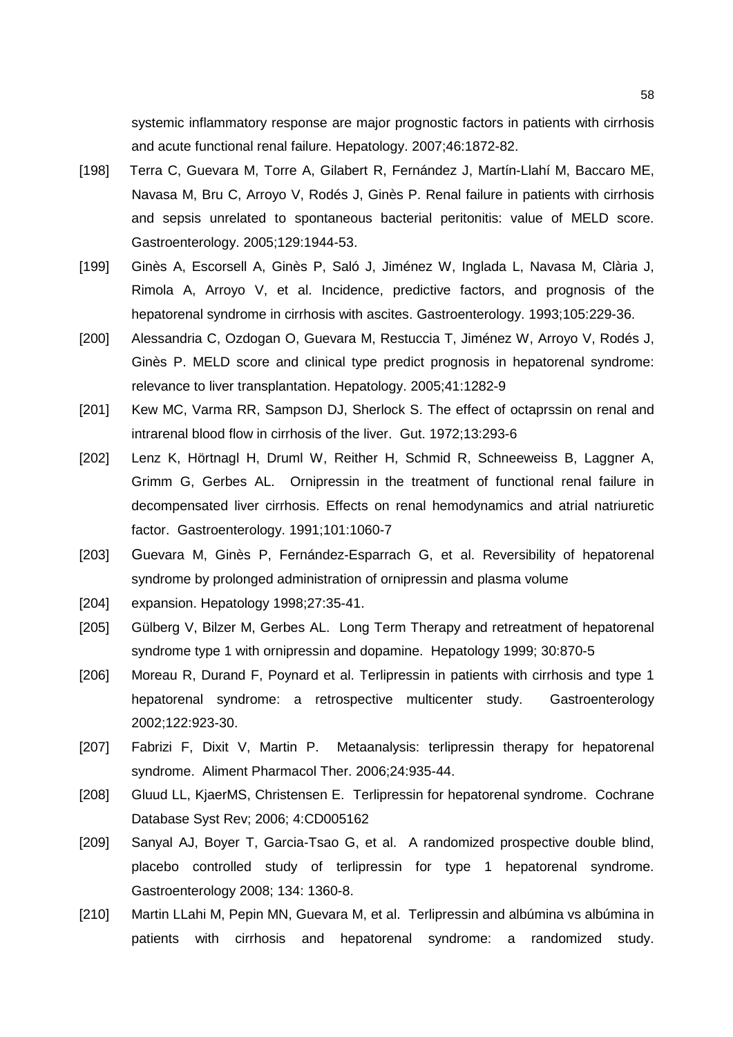systemic inflammatory response are major prognostic factors in patients with cirrhosis and acute functional renal failure. Hepatology. 2007;46:1872-82.

[198] Terra C, Guevara M, Torre A, Gilabert R, Fernández J, Martín-Llahí M, Baccaro ME, Navasa M, Bru C, Arroyo V, Rodés J, Ginès P. Renal failure in patients with cirrhosis and sepsis unrelated to spontaneous bacterial peritonitis: value of MELD score. Gastroenterology. 2005;129:1944-53.

[199] Ginès A, Escorsell A, Ginès P, Saló J, Jiménez W, Inglada L, Navasa M, Clària J, Rimola A, Arroyo V, et al. Incidence, predictive factors, and prognosis of the hepatorenal syndrome in cirrhosis with ascites. Gastroenterology. 1993;105:229-36.

[200] Alessandria C, Ozdogan O, Guevara M, Restuccia T, Jiménez W, Arroyo V, Rodés J, Ginès P. MELD score and clinical type predict prognosis in hepatorenal syndrome: relevance to liver transplantation. Hepatology. 2005;41:1282-9

[201] Kew MC, Varma RR, Sampson DJ, Sherlock S. The effect of octaprssin on renal and intrarenal blood flow in cirrhosis of the liver. Gut. 1972;13:293-6

[202] Lenz K, Hörtnagl H, Druml W, Reither H, Schmid R, Schneeweiss B, Laggner A, Grimm G, Gerbes AL. Ornipressin in the treatment of functional renal failure in decompensated liver cirrhosis. Effects on renal hemodynamics and atrial natriuretic factor. Gastroenterology. 1991;101:1060-7

[203] Guevara M, Ginès P, Fernández-Esparrach G, et al. Reversibility of hepatorenal syndrome by prolonged administration of ornipressin and plasma volume

[204] expansion. Hepatology 1998;27:35-41.

[205] Gülberg V, Bilzer M, Gerbes AL. Long Term Therapy and retreatment of hepatorenal syndrome type 1 with ornipressin and dopamine. Hepatology 1999; 30:870-5

[206] Moreau R, Durand F, Poynard et al. Terlipressin in patients with cirrhosis and type 1 hepatorenal syndrome: a retrospective multicenter study. Gastroenterology 2002;122:923-30.

[207] Fabrizi F, Dixit V, Martin P. Metaanalysis: terlipressin therapy for hepatorenal syndrome. Aliment Pharmacol Ther. 2006;24:935-44.

[208] Gluud LL, KjaerMS, Christensen E. Terlipressin for hepatorenal syndrome. Cochrane Database Syst Rev; 2006; 4:CD005162

[209] Sanyal AJ, Boyer T, Garcia-Tsao G, et al. A randomized prospective double blind, placebo controlled study of terlipressin for type 1 hepatorenal syndrome. Gastroenterology 2008; 134: 1360-8.

[210] Martin LLahi M, Pepin MN, Guevara M, et al. Terlipressin and albúmina vs albúmina in patients with cirrhosis and hepatorenal syndrome: a randomized study.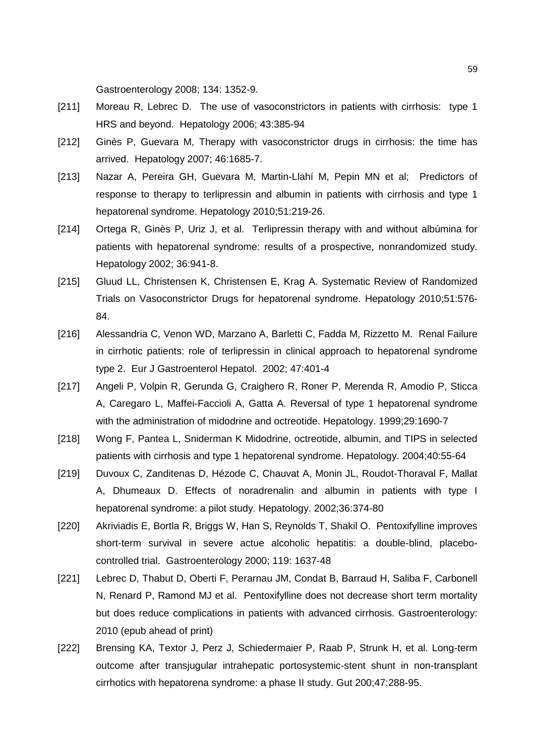Gastroenterology 2008; 134: 1352-9.

[211] Moreau R, Lebrec D. The use of vasoconstrictors in patients with cirrhosis: type 1 HRS and beyond. Hepatology 2006; 43:385-94

[212] Ginès P, Guevara M, Therapy with vasoconstrictor drugs in cirrhosis: the time has arrived. Hepatology 2007; 46:1685-7.

[213] Nazar A, Pereira GH, Guevara M, Martin-Llahí M, Pepin MN et al; Predictors of response to therapy to terlipressin and albumin in patients with cirrhosis and type 1 hepatorenal syndrome. Hepatology 2010;51:219-26.

[214] Ortega R, Ginès P, Uriz J, et al. Terlipressin therapy with and without albúmina for patients with hepatorenal syndrome: results of a prospective, nonrandomized study. Hepatology 2002; 36:941-8.

[215] Gluud LL, Christensen K, Christensen E, Krag A. Systematic Review of Randomized Trials on Vasoconstrictor Drugs for hepatorenal syndrome. Hepatology 2010;51:576-84.

[216] Alessandria C, Venon WD, Marzano A, Barletti C, Fadda M, Rizzetto M. Renal Failure in cirrhotic patients: role of terlipressin in clinical approach to hepatorenal syndrome type 2. Eur J Gastroenterol Hepatol. 2002; 47:401-4

[217] Angeli P, Volpin R, Gerunda G, Craighero R, Roner P, Merenda R, Amodio P, Sticca A, Caregaro L, Maffei-Faccioli A, Gatta A. Reversal of type 1 hepatorenal syndrome with the administration of midodrine and octreotide. Hepatology. 1999;29:1690-7

[218] Wong F, Pantea L, Sniderman K Midodrine, octreotide, albumin, and TIPS in selected patients with cirrhosis and type 1 hepatorenal syndrome. Hepatology. 2004;40:55-64

[219] Duvoux C, Zanditenas D, Hézode C, Chauvat A, Monin JL, Roudot-Thoraval F, Mallat A, Dhumeaux D. Effects of noradrenalin and albumin in patients with type I hepatorenal syndrome: a pilot study. Hepatology. 2002;36:374-80

[220] Akriviadis E, Bortla R, Briggs W, Han S, Reynolds T, Shakil O. Pentoxifylline improves short-term survival in severe actue alcoholic hepatitis: a double-blind, placebo-controlled trial. Gastroenterology 2000; 119: 1637-48

[221] Lebrec D, Thabut D, Oberti F, Perarnau JM, Condat B, Barraud H, Saliba F, Carbonell N, Renard P, Ramond MJ et al. Pentoxifylline does not decrease short term mortality but does reduce complications in patients with advanced cirrhosis. Gastroenterology: 2010 (epub ahead of print)

[222] Brensing KA, Textor J, Perz J, Schiedermaier P, Raab P, Strunk H, et al. Long-term outcome after transjugular intrahepatic portosystemic-stent shunt in non-transplant cirrhotics with hepatorena syndrome: a phase II study. Gut 200;47:288-95.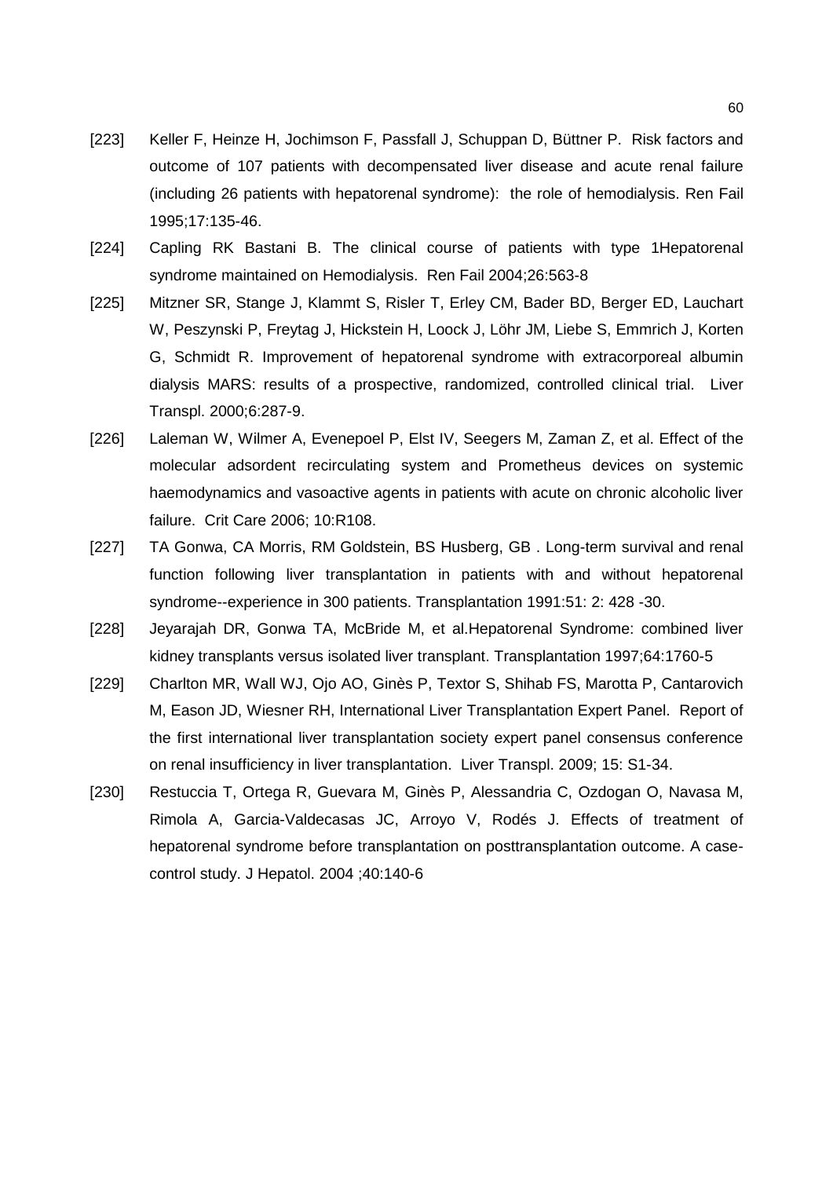[223] Keller F, Heinze H, Jochimson F, Passfall J, Schuppan D, Büttner P. Risk factors and outcome of 107 patients with decompensated liver disease and acute renal failure (including 26 patients with hepatorenal syndrome): the role of hemodialysis. Ren Fail 1995;17:135-46.

[224] Capling RK Bastani B. The clinical course of patients with type 1Hepatorenal syndrome maintained on Hemodialysis. Ren Fail 2004;26:563-8

[225] Mitzner SR, Stange J, Klammt S, Risler T, Erley CM, Bader BD, Berger ED, Lauchart W, Peszynski P, Freytag J, Hickstein H, Loock J, Löhr JM, Liebe S, Emmrich J, Korten G, Schmidt R. Improvement of hepatorenal syndrome with extracorporeal albumin dialysis MARS: results of a prospective, randomized, controlled clinical trial. Liver Transpl. 2000;6:287-9.

[226] Laleman W, Wilmer A, Evenepoel P, Elst IV, Seegers M, Zaman Z, et al. Effect of the molecular adsordent recirculating system and Prometheus devices on systemic haemodynamics and vasoactive agents in patients with acute on chronic alcoholic liver failure. Crit Care 2006; 10:R108.

[227] TA Gonwa, CA Morris, RM Goldstein, BS Husberg, GB . Long-term survival and renal function following liver transplantation in patients with and without hepatorenal syndrome--experience in 300 patients. Transplantation 1991:51: 2: 428 -30.

[228] Jeyarajah DR, Gonwa TA, McBride M, et al.Hepatorenal Syndrome: combined liver kidney transplants versus isolated liver transplant. Transplantation 1997;64:1760-5

[229] Charlton MR, Wall WJ, Ojo AO, Ginès P, Textor S, Shihab FS, Marotta P, Cantarovich M, Eason JD, Wiesner RH, International Liver Transplantation Expert Panel. Report of the first international liver transplantation society expert panel consensus conference on renal insufficiency in liver transplantation. Liver Transpl. 2009; 15: S1-34.

[230] Restuccia T, Ortega R, Guevara M, Ginès P, Alessandria C, Ozdogan O, Navasa M, Rimola A, Garcia-Valdecasas JC, Arroyo V, Rodés J. Effects of treatment of hepatorenal syndrome before transplantation on posttransplantation outcome. A case-control study. J Hepatol. 2004 ;40:140-6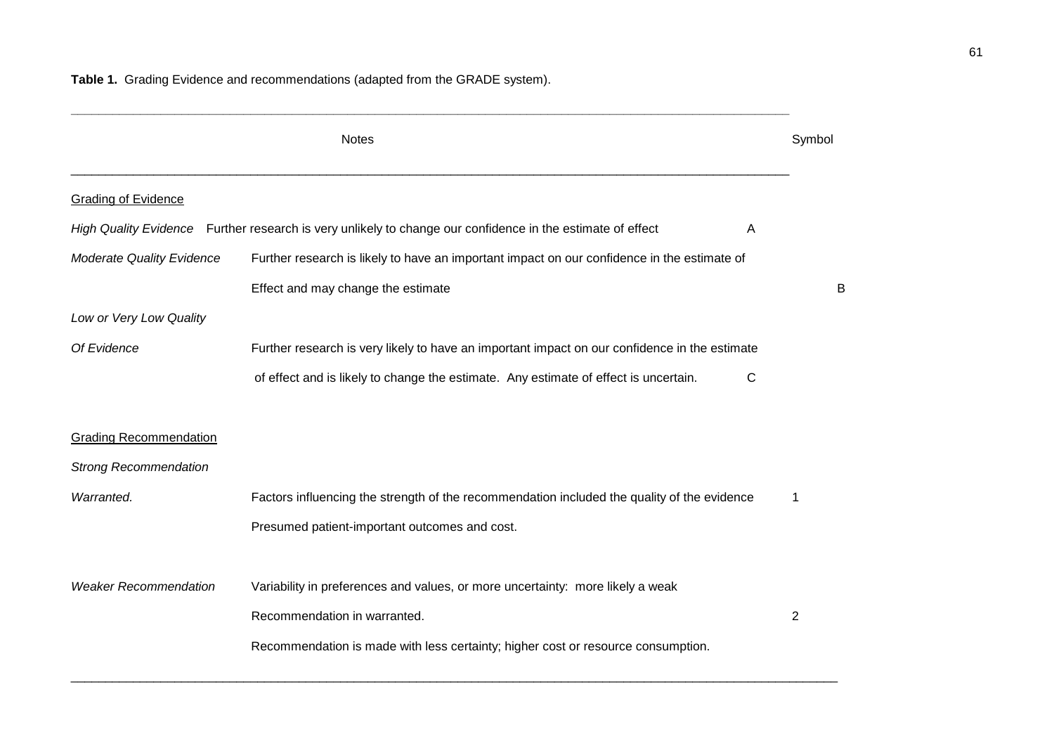**Table 1.** Grading Evidence and recommendations (adapted from the GRADE system).

| | Notes | Symbol |
|---|---|---|
| <u>Grading of Evidence</u> | | |
| *High Quality Evidence* | Further research is very unlikely to change our confidence in the estimate of effect | A |
| *Moderate Quality Evidence* | Further research is likely to have an important impact on our confidence in the estimate of Effect and may change the estimate | B |
| *Low or Very Low Quality Of Evidence* | Further research is very likely to have an important impact on our confidence in the estimate of effect and is likely to change the estimate. Any estimate of effect is uncertain. | C |
| <u>Grading Recommendation</u> | | |
| *Strong Recommendation Warranted.* | Factors influencing the strength of the recommendation included the quality of the evidence Presumed patient-important outcomes and cost. | 1 |
| *Weaker Recommendation* | Variability in preferences and values, or more uncertainty: more likely a weak Recommendation in warranted. Recommendation is made with less certainty; higher cost or resource consumption. | 2 |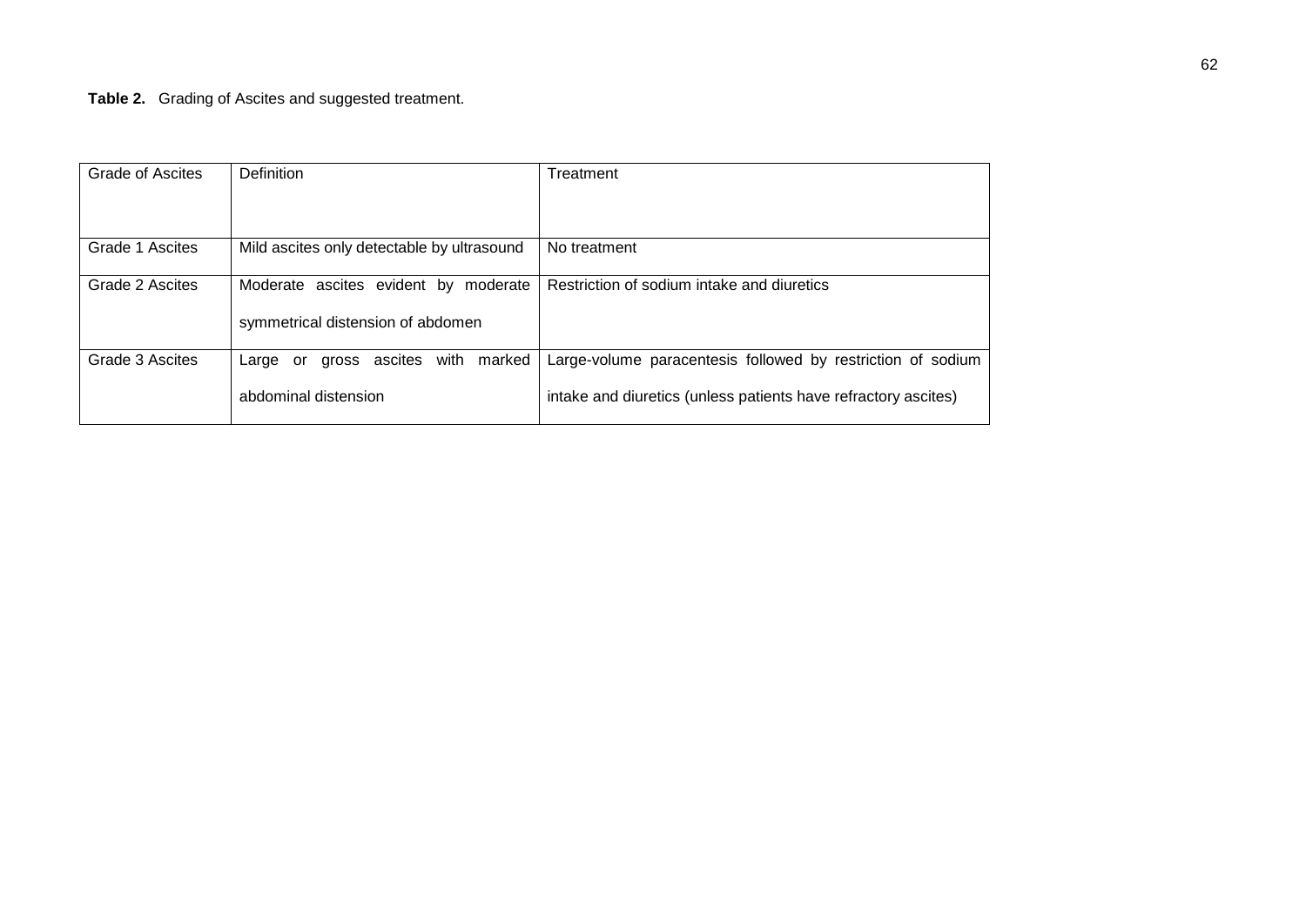**Table 2.** Grading of Ascites and suggested treatment.

| Grade of Ascites | Definition | Treatment |
|---|---|---|
| Grade 1 Ascites | Mild ascites only detectable by ultrasound | No treatment |
| Grade 2 Ascites | Moderate ascites evident by moderate symmetrical distension of abdomen | Restriction of sodium intake and diuretics |
| Grade 3 Ascites | Large or gross ascites with marked abdominal distension | Large-volume paracentesis followed by restriction of sodium intake and diuretics (unless patients have refractory ascites) |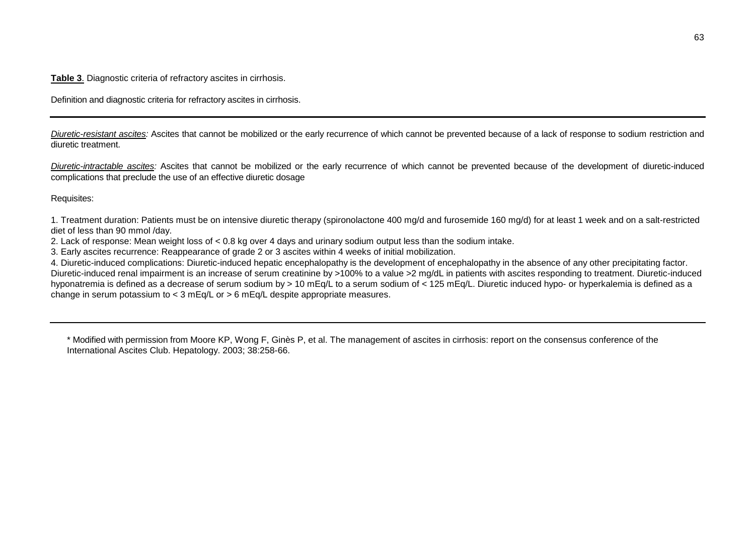**Table 3**. Diagnostic criteria of refractory ascites in cirrhosis.

Definition and diagnostic criteria for refractory ascites in cirrhosis.

---

*Diuretic-resistant ascites:* Ascites that cannot be mobilized or the early recurrence of which cannot be prevented because of a lack of response to sodium restriction and diuretic treatment.

*Diuretic-intractable ascites:* Ascites that cannot be mobilized or the early recurrence of which cannot be prevented because of the development of diuretic-induced complications that preclude the use of an effective diuretic dosage

Requisites:

1. Treatment duration: Patients must be on intensive diuretic therapy (spironolactone 400 mg/d and furosemide 160 mg/d) for at least 1 week and on a salt-restricted diet of less than 90 mmol /day.
2. Lack of response: Mean weight loss of < 0.8 kg over 4 days and urinary sodium output less than the sodium intake.
3. Early ascites recurrence: Reappearance of grade 2 or 3 ascites within 4 weeks of initial mobilization.
4. Diuretic-induced complications: Diuretic-induced hepatic encephalopathy is the development of encephalopathy in the absence of any other precipitating factor. Diuretic-induced renal impairment is an increase of serum creatinine by >100% to a value >2 mg/dL in patients with ascites responding to treatment. Diuretic-induced hyponatremia is defined as a decrease of serum sodium by > 10 mEq/L to a serum sodium of < 125 mEq/L. Diuretic induced hypo- or hyperkalemia is defined as a change in serum potassium to < 3 mEq/L or > 6 mEq/L despite appropriate measures.

---

\* Modified with permission from Moore KP, Wong F, Ginès P, et al. The management of ascites in cirrhosis: report on the consensus conference of the International Ascites Club. Hepatology. 2003; 38:258-66.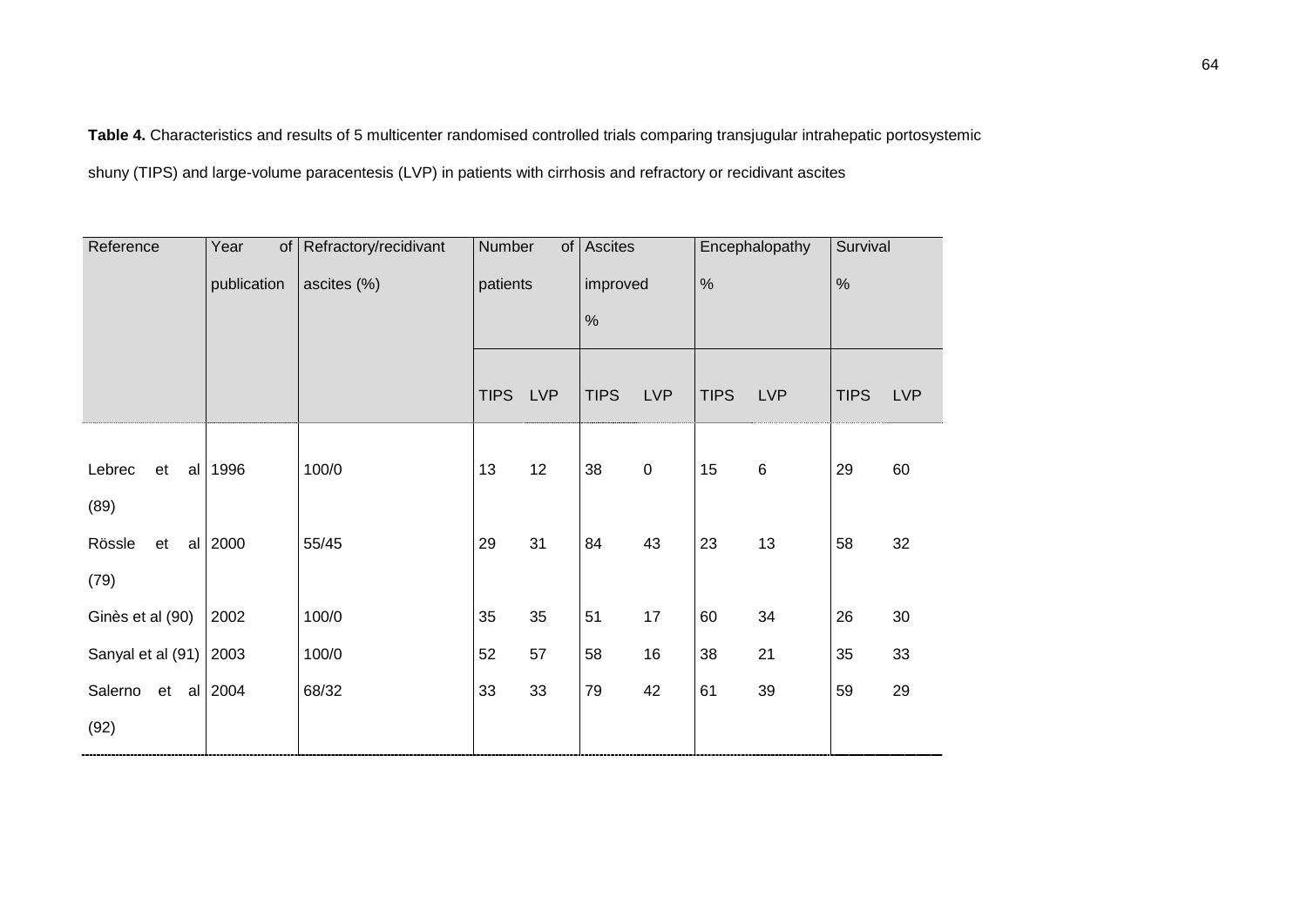**Table 4.** Characteristics and results of 5 multicenter randomised controlled trials comparing transjugular intrahepatic portosystemic shuny (TIPS) and large-volume paracentesis (LVP) in patients with cirrhosis and refractory or recidivant ascites

| Reference | Year of publication | Refractory/recidivant ascites (%) | Number of patients | | Ascites improved % | | Encephalopathy % | | Survival % | |
|---|---|---|---|---|---|---|---|---|---|---|
| | | | TIPS | LVP | TIPS | LVP | TIPS | LVP | TIPS | LVP |
| Lebrec et al (89) | 1996 | 100/0 | 13 | 12 | 38 | 0 | 15 | 6 | 29 | 60 |
| Rössle et al (79) | 2000 | 55/45 | 29 | 31 | 84 | 43 | 23 | 13 | 58 | 32 |
| Ginès et al (90) | 2002 | 100/0 | 35 | 35 | 51 | 17 | 60 | 34 | 26 | 30 |
| Sanyal et al (91) | 2003 | 100/0 | 52 | 57 | 58 | 16 | 38 | 21 | 35 | 33 |
| Salerno et al (92) | 2004 | 68/32 | 33 | 33 | 79 | 42 | 61 | 39 | 59 | 29 |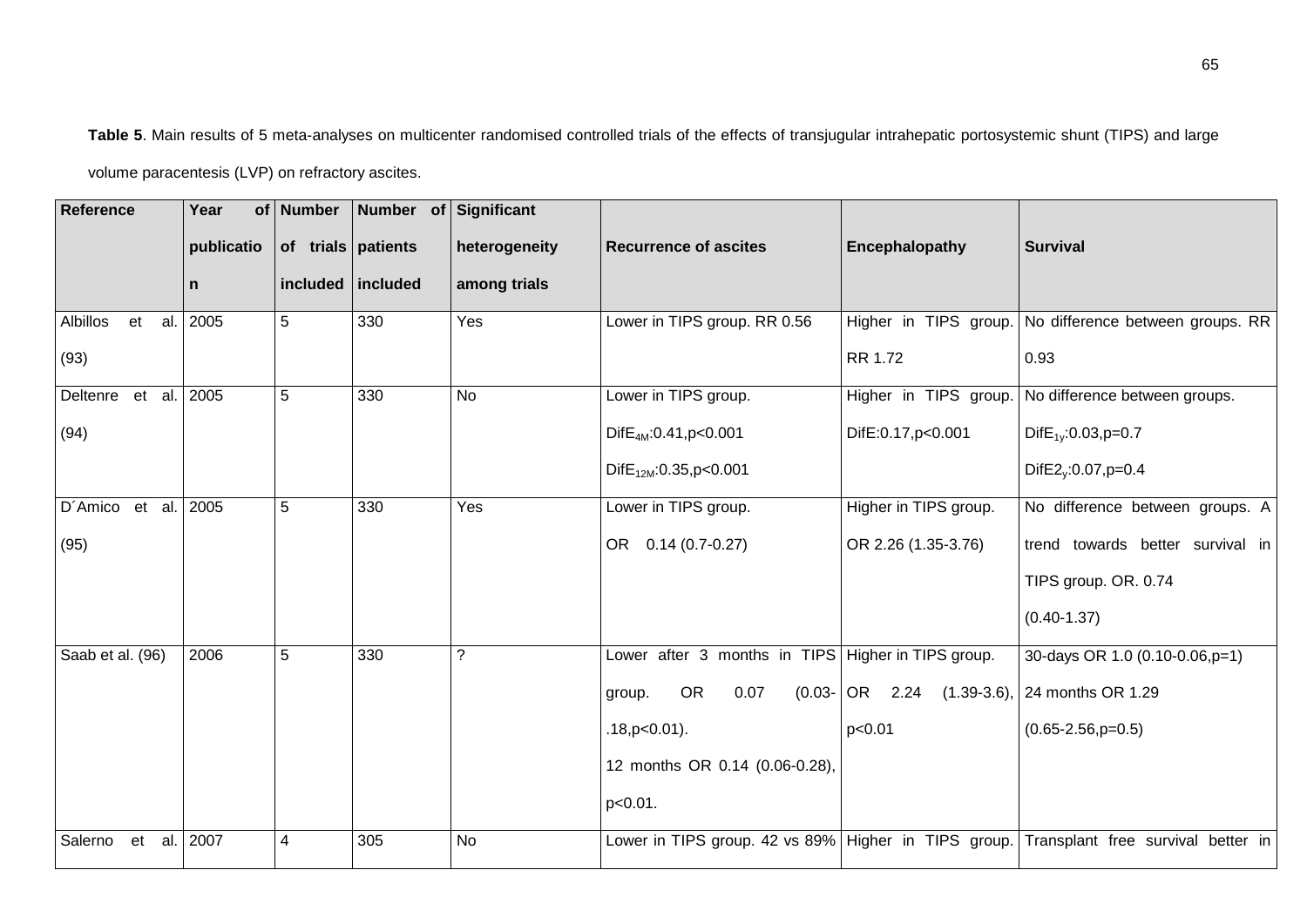**Table 5**. Main results of 5 meta-analyses on multicenter randomised controlled trials of the effects of transjugular intrahepatic portosystemic shunt (TIPS) and large volume paracentesis (LVP) on refractory ascites.

| Reference | Year of publication | Number of trials included | Number of patients included | Significant heterogeneity among trials | Recurrence of ascites | Encephalopathy | Survival |
|---|---|---|---|---|---|---|---|
| Albillos et al. (93) | 2005 | 5 | 330 | Yes | Lower in TIPS group. RR 0.56 | Higher in TIPS group. RR 1.72 | No difference between groups. RR 0.93 |
| Deltenre et al. (94) | 2005 | 5 | 330 | No | Lower in TIPS group. $DifE_{4M}$:0.41,p<0.001 $DifE_{12M}$:0.35,p<0.001 | Higher in TIPS group. DifE:0.17,p<0.001 | No difference between groups. $DifE_{1y}$:0.03,p=0.7 $DifE2_{y}$:0.07,p=0.4 |
| D´Amico et al. (95) | 2005 | 5 | 330 | Yes | Lower in TIPS group. OR 0.14 (0.7-0.27) | Higher in TIPS group. OR 2.26 (1.35-3.76) | No difference between groups. A trend towards better survival in TIPS group. OR. 0.74 (0.40-1.37) |
| Saab et al. (96) | 2006 | 5 | 330 | ? | Lower after 3 months in TIPS group. OR 0.07 (0.03-.18,p<0.01). 12 months OR 0.14 (0.06-0.28), p<0.01. | Higher in TIPS group. OR 2.24 (1.39-3.6), p<0.01 | 30-days OR 1.0 (0.10-0.06,p=1) 24 months OR 1.29 (0.65-2.56,p=0.5) |
| Salerno et al. | 2007 | 4 | 305 | No | Lower in TIPS group. 42 vs 89% | Higher in TIPS group. | Transplant free survival better in |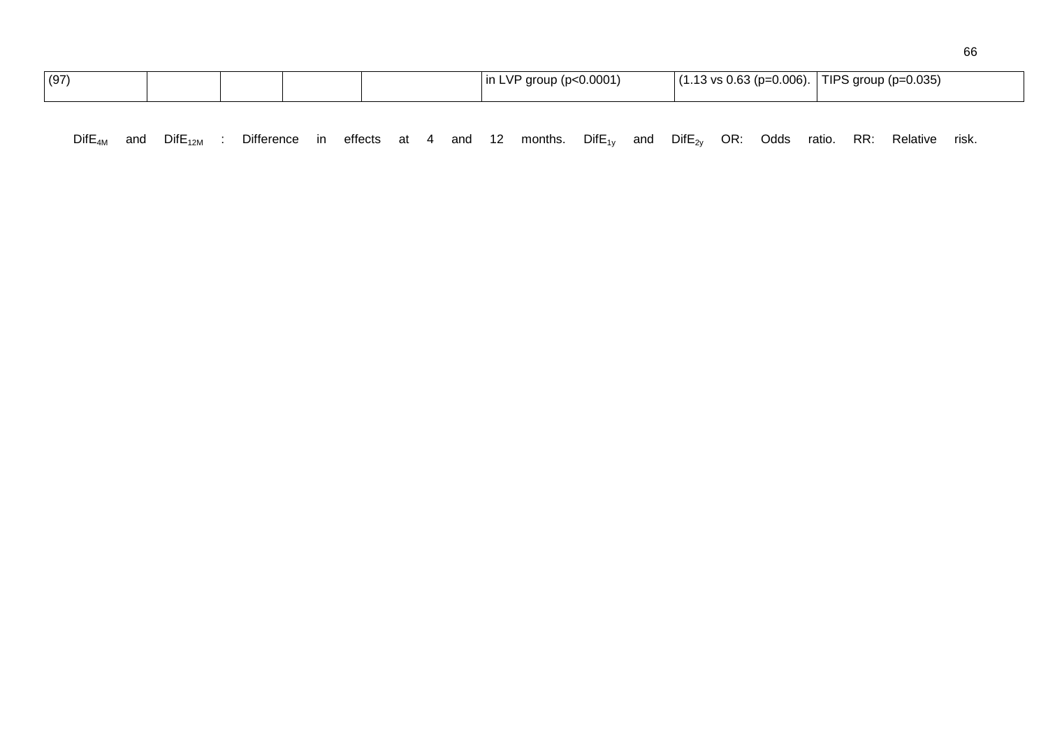| (97) | | | | | in LVP group (p<0.0001) | (1.13 vs 0.63 (p=0.006). | TIPS group (p=0.035) |
| --- | --- | --- | --- | --- | --- | --- | --- |

$DifE_{4M}$ and $DifE_{12M}$ : Difference in effects at 4 and 12 months. $DifE_{1y}$ and $DifE_{2y}$ OR: Odds ratio. RR: Relative risk.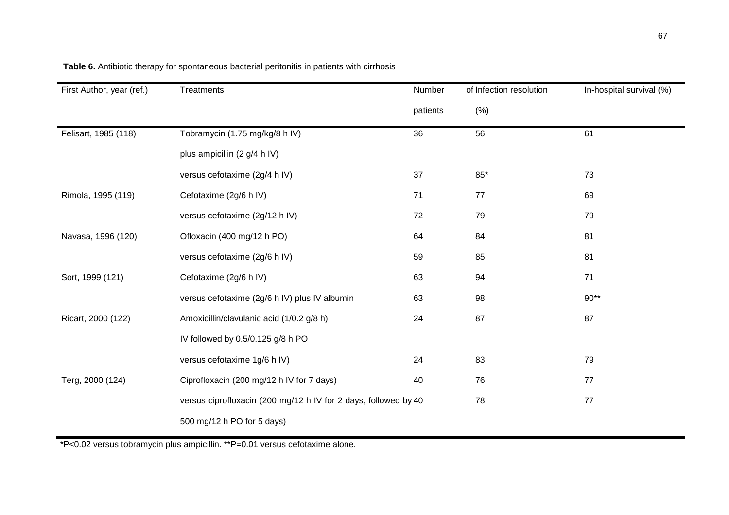**Table 6.** Antibiotic therapy for spontaneous bacterial peritonitis in patients with cirrhosis

| First Author, year (ref.) | Treatments | Number of patients | Infection resolution (%) | In-hospital survival (%) |
|---|---|---|---|---|
| Felisart, 1985 (118) | Tobramycin (1.75 mg/kg/8 h IV) plus ampicillin (2 g/4 h IV) | 36 | 56 | 61 |
| | versus cefotaxime (2g/4 h IV) | 37 | 85* | 73 |
| Rimola, 1995 (119) | Cefotaxime (2g/6 h IV) | 71 | 77 | 69 |
| | versus cefotaxime (2g/12 h IV) | 72 | 79 | 79 |
| Navasa, 1996 (120) | Ofloxacin (400 mg/12 h PO) | 64 | 84 | 81 |
| | versus cefotaxime (2g/6 h IV) | 59 | 85 | 81 |
| Sort, 1999 (121) | Cefotaxime (2g/6 h IV) | 63 | 94 | 71 |
| | versus cefotaxime (2g/6 h IV) plus IV albumin | 63 | 98 | 90** |
| Ricart, 2000 (122) | Amoxicillin/clavulanic acid (1/0.2 g/8 h) IV followed by 0.5/0.125 g/8 h PO | 24 | 87 | 87 |
| | versus cefotaxime 1g/6 h IV) | 24 | 83 | 79 |
| Terg, 2000 (124) | Ciprofloxacin (200 mg/12 h IV for 7 days) | 40 | 76 | 77 |
| | versus ciprofloxacin (200 mg/12 h IV for 2 days, followed by 500 mg/12 h PO for 5 days) | 40 | 78 | 77 |

*P<0.02 versus tobramycin plus ampicillin. **P=0.01 versus cefotaxime alone.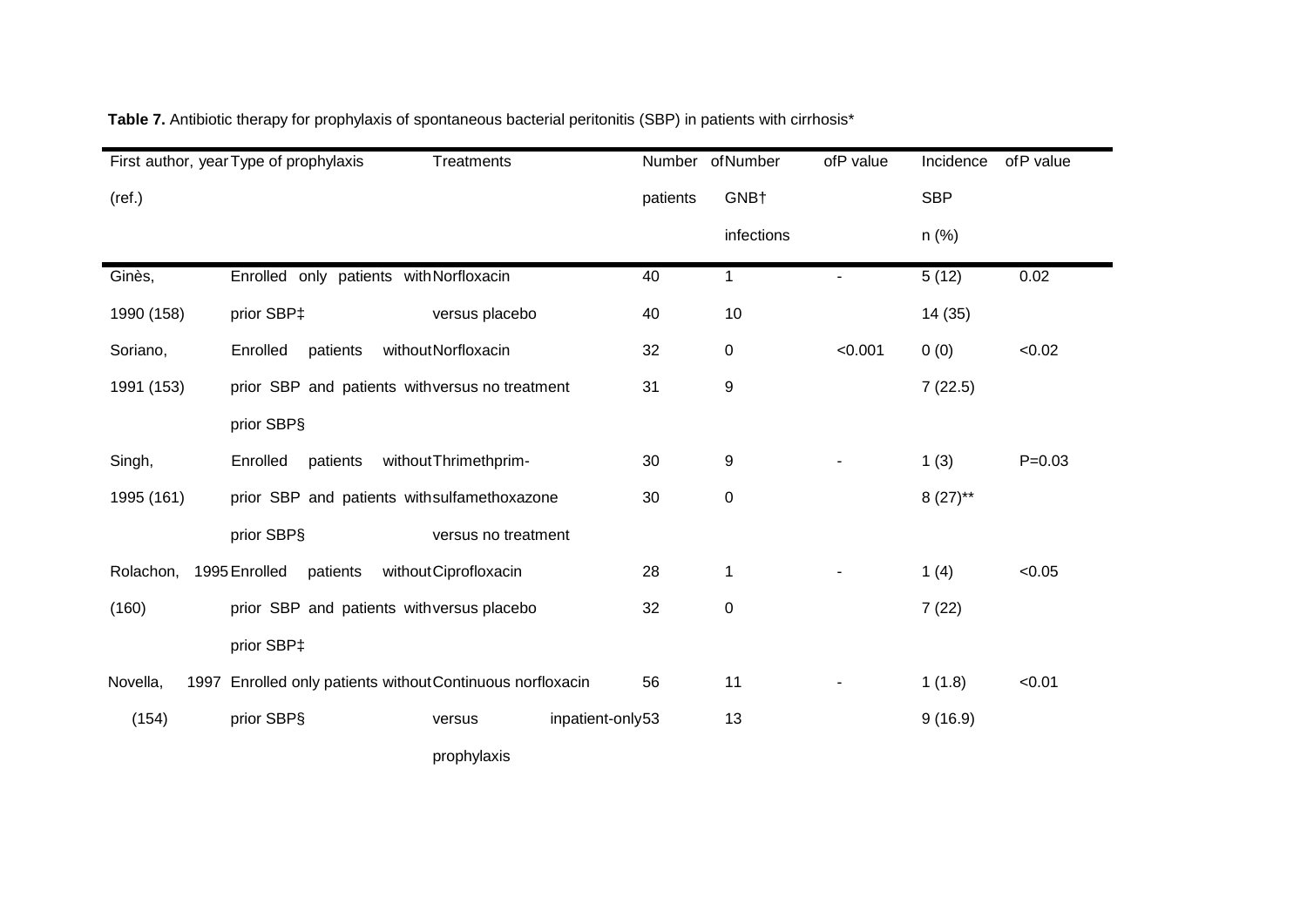**Table 7.** Antibiotic therapy for prophylaxis of spontaneous bacterial peritonitis (SBP) in patients with cirrhosis*

| First author, year (ref.) | Type of prophylaxis | Treatments | Number of patients | Number of GNB† infections | P value | Incidence of SBP n (%) | P value |
|---|---|---|---|---|---|---|---|
| Ginès, 1990 (158) | Enrolled only patients with prior SBP‡ | Norfloxacin | 40 | 1 | - | 5 (12) | 0.02 |
| | | versus placebo | 40 | 10 | | 14 (35) | |
| Soriano, 1991 (153) | Enrolled patients without prior SBP and patients with prior SBP§ | Norfloxacin | 32 | 0 | <0.001 | 0 (0) | <0.02 |
| | | versus no treatment | 31 | 9 | | 7 (22.5) | |
| Singh, 1995 (161) | Enrolled patients without prior SBP and patients with prior SBP§ | Thrimethprim-sulfamethoxazone | 30 | 9 | - | 1 (3) | P=0.03 |
| | | versus no treatment | 30 | 0 | | 8 (27)** | |
| Rolachon, 1995 (160) | Enrolled patients without prior SBP and patients with prior SBP‡ | Ciprofloxacin | 28 | 1 | - | 1 (4) | <0.05 |
| | | versus placebo | 32 | 0 | | 7 (22) | |
| Novella, 1997 (154) | Enrolled only patients without prior SBP§ | Continuous norfloxacin | 56 | 11 | - | 1 (1.8) | <0.01 |
| | | versus inpatient-only prophylaxis | 53 | 13 | | 9 (16.9) | |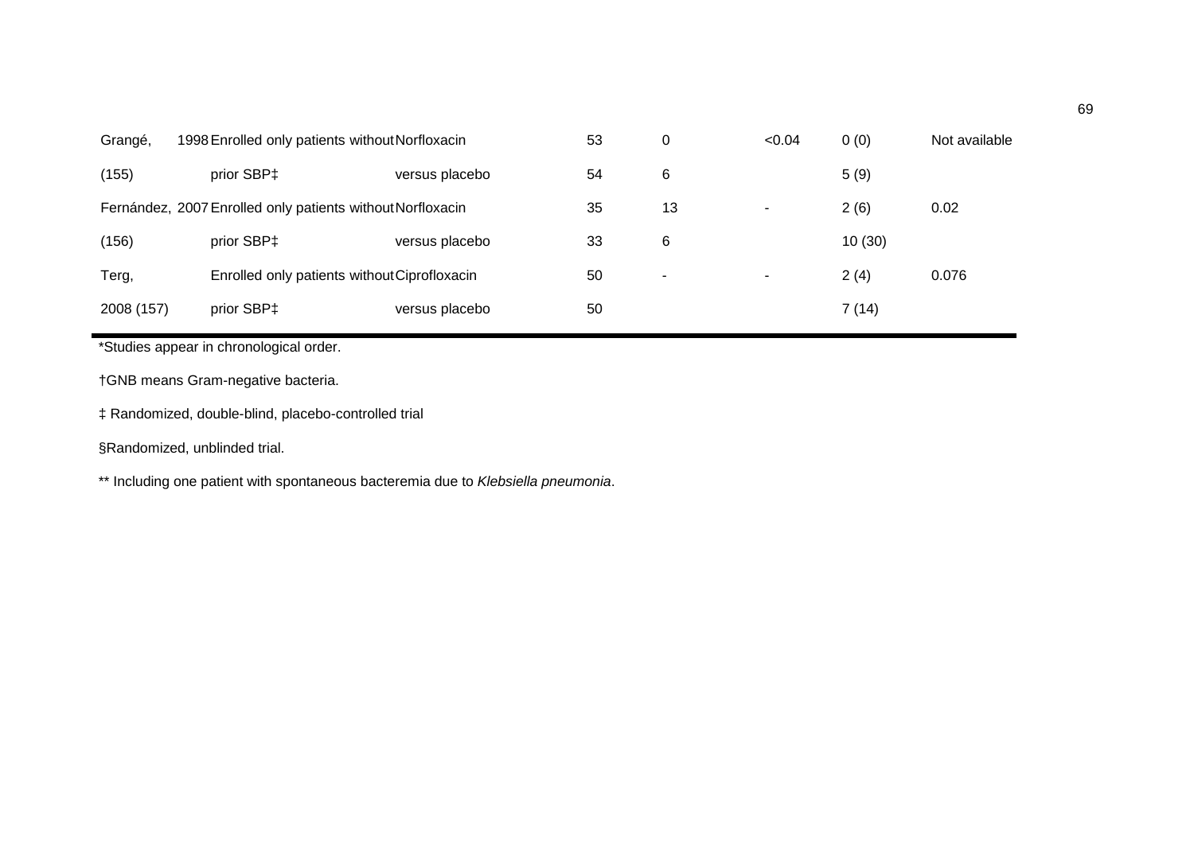| | | | | | | | |
|---|---|---|---|---|---|---|---|
| Grangé, 1998 (155) | Enrolled only patients without prior SBP‡ | Norfloxacin versus placebo | 53<br>54 | 0<br>6 | <0.04 | 0 (0)<br>5 (9) | Not available |
| Fernández, 2007 (156) | Enrolled only patients without prior SBP‡ | Norfloxacin versus placebo | 35<br>33 | 13<br>6 | - | 2 (6)<br>10 (30) | 0.02 |
| Terg, 2008 (157) | Enrolled only patients without prior SBP‡ | Ciprofloxacin versus placebo | 50<br>50 | - | - | 2 (4)<br>7 (14) | 0.076 |

*Studies appear in chronological order.

†GNB means Gram-negative bacteria.

‡ Randomized, double-blind, placebo-controlled trial

§Randomized, unblinded trial.

** Including one patient with spontaneous bacteremia due to *Klebsiella pneumonia*.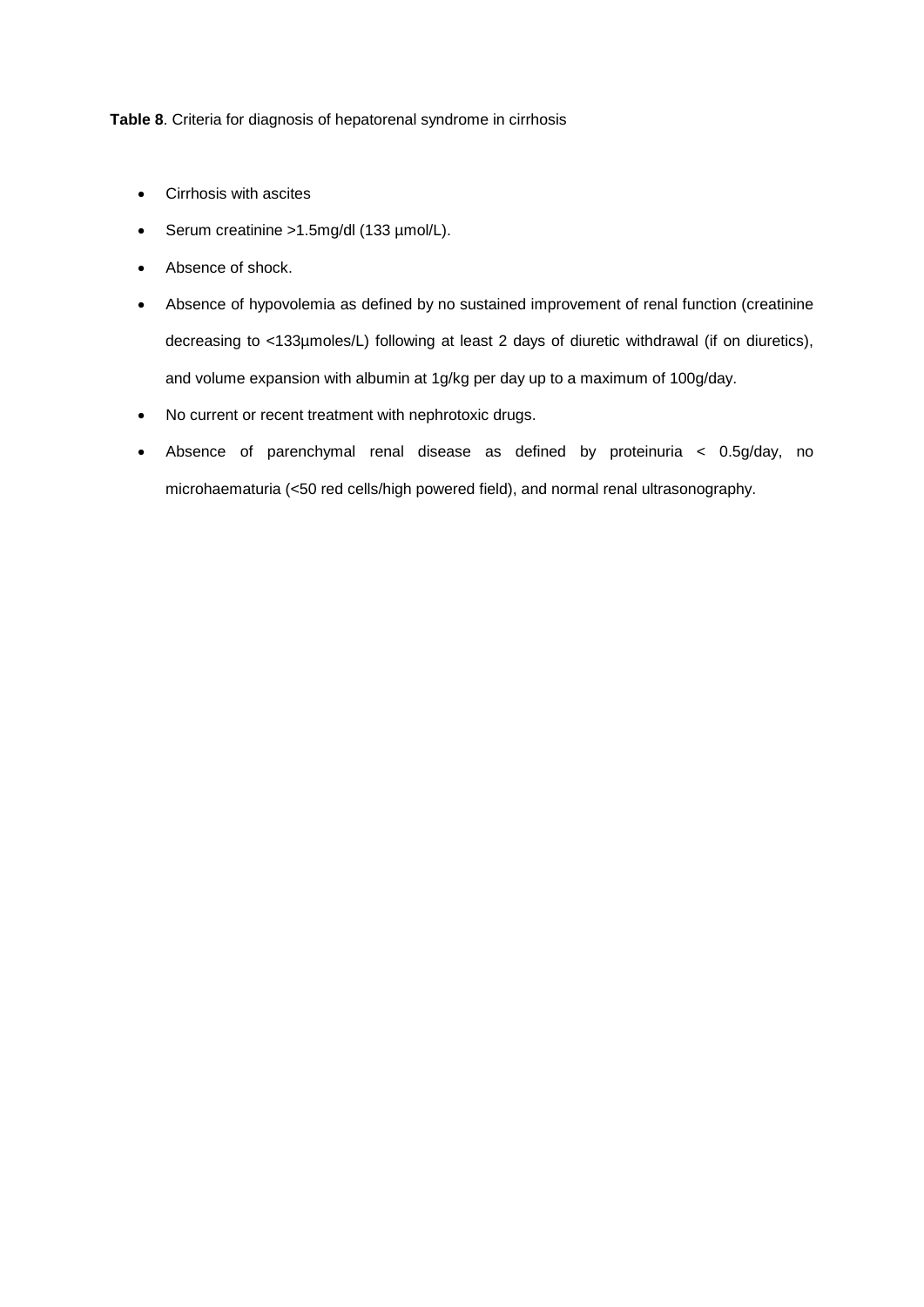**Table 8**. Criteria for diagnosis of hepatorenal syndrome in cirrhosis

- Cirrhosis with ascites
- Serum creatinine >1.5mg/dl (133 µmol/L).
- Absence of shock.
- Absence of hypovolemia as defined by no sustained improvement of renal function (creatinine decreasing to <133µmoles/L) following at least 2 days of diuretic withdrawal (if on diuretics), and volume expansion with albumin at 1g/kg per day up to a maximum of 100g/day.
- No current or recent treatment with nephrotoxic drugs.
- Absence of parenchymal renal disease as defined by proteinuria < 0.5g/day, no microhaematuria (<50 red cells/high powered field), and normal renal ultrasonography.